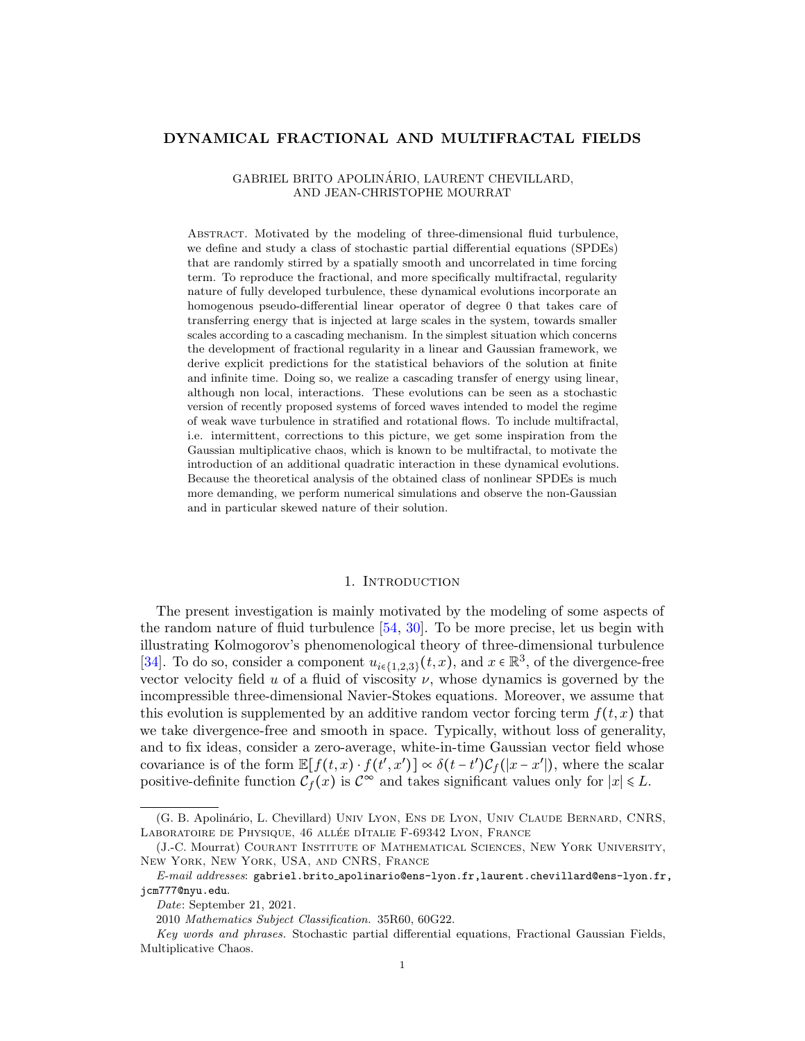# DYNAMICAL FRACTIONAL AND MULTIFRACTAL FIELDS

GABRIEL BRITO APOLINÁRIO, LAURENT CHEVILLARD, AND JEAN-CHRISTOPHE MOURRAT

Abstract. Motivated by the modeling of three-dimensional fluid turbulence, we define and study a class of stochastic partial differential equations (SPDEs) that are randomly stirred by a spatially smooth and uncorrelated in time forcing term. To reproduce the fractional, and more specifically multifractal, regularity nature of fully developed turbulence, these dynamical evolutions incorporate an homogenous pseudo-differential linear operator of degree 0 that takes care of transferring energy that is injected at large scales in the system, towards smaller scales according to a cascading mechanism. In the simplest situation which concerns the development of fractional regularity in a linear and Gaussian framework, we derive explicit predictions for the statistical behaviors of the solution at finite and infinite time. Doing so, we realize a cascading transfer of energy using linear, although non local, interactions. These evolutions can be seen as a stochastic version of recently proposed systems of forced waves intended to model the regime of weak wave turbulence in stratified and rotational flows. To include multifractal, i.e. intermittent, corrections to this picture, we get some inspiration from the Gaussian multiplicative chaos, which is known to be multifractal, to motivate the introduction of an additional quadratic interaction in these dynamical evolutions. Because the theoretical analysis of the obtained class of nonlinear SPDEs is much more demanding, we perform numerical simulations and observe the non-Gaussian and in particular skewed nature of their solution.

## 1. Introduction

The present investigation is mainly motivated by the modeling of some aspects of the random nature of fluid turbulence [54, 30]. To be more precise, let us begin with illustrating Kolmogorov's phenomenological theory of three-dimensional turbulence [34]. To do so, consider a component $u_{i\in\{1,2,3\}}(t,x)$, and $x\in\mathbb{R}^3$, of the divergence-free vector velocity field $u$ of a fluid of viscosity $\nu$, whose dynamics is governed by the incompressible three-dimensional Navier-Stokes equations. Moreover, we assume that this evolution is supplemented by an additive random vector forcing term $f(t,x)$ that we take divergence-free and smooth in space. Typically, without loss of generality, and to fix ideas, consider a zero-average, white-in-time Gaussian vector field whose covariance is of the form $\mathbb{E}[f(t,x)\cdot f(t',x')]\propto\delta(t-t')\mathcal{C}_f(|x-x'|)$, where the scalar positive-definite function $\mathcal{C}_f(x)$ is $\mathcal{C}^\infty$ and takes significant values only for $|x|\leqslant L$.

(G. B. Apolinário, L. Chevillard) Univ Lyon, Ens de Lyon, Univ Claude Bernard, CNRS, Laboratoire de Physique, 46 allée dItalie F-69342 Lyon, France

(J.-C. Mourrat) Courant Institute of Mathematical Sciences, New York University, New York, New York, USA, and CNRS, France

*E-mail addresses*: gabriel.brito_apolinario@ens-lyon.fr, laurent.chevillard@ens-lyon.fr, jcm777@nyu.edu.

*Date*: September 21, 2021.

2010 *Mathematics Subject Classification.* 35R60, 60G22.

*Key words and phrases.* Stochastic partial differential equations, Fractional Gaussian Fields, Multiplicative Chaos.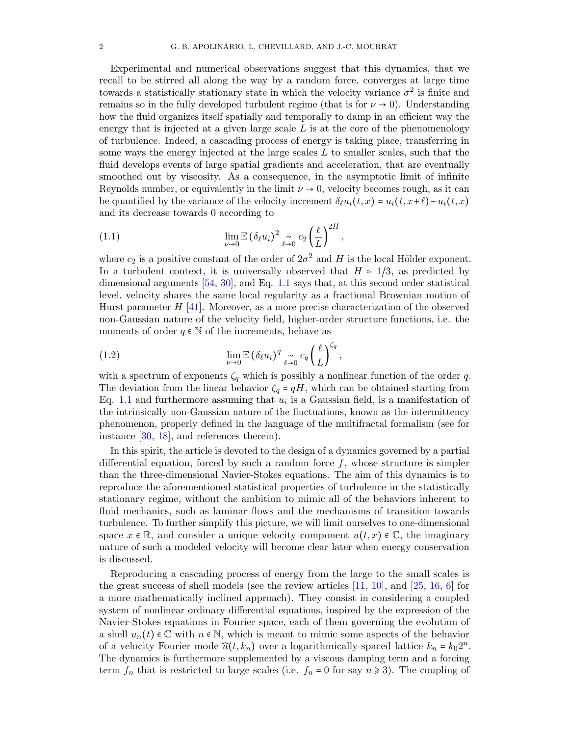Experimental and numerical observations suggest that this dynamics, that we recall to be stirred all along the way by a random force, converges at large time towards a statistically stationary state in which the velocity variance $\sigma^2$ is finite and remains so in the fully developed turbulent regime (that is for $\nu \to 0$). Understanding how the fluid organizes itself spatially and temporally to damp in an efficient way the energy that is injected at a given large scale $L$ is at the core of the phenomenology of turbulence. Indeed, a cascading process of energy is taking place, transferring in some ways the energy injected at the large scales $L$ to smaller scales, such that the fluid develops events of large spatial gradients and acceleration, that are eventually smoothed out by viscosity. As a consequence, in the asymptotic limit of infinite Reynolds number, or equivalently in the limit $\nu \to 0$, velocity becomes rough, as it can be quantified by the variance of the velocity increment $\delta_\ell u_i(t,x) = u_i(t,x+\ell) - u_i(t,x)$ and its decrease towards 0 according to

$$\lim_{\nu\to 0} \mathbb{E}\,(\delta_\ell u_i)^2 \underset{\ell\to 0}{\sim} c_2 \left(\frac{\ell}{L}\right)^{2H}, \tag{1.1}$$

where $c_2$ is a positive constant of the order of $2\sigma^2$ and $H$ is the local Hölder exponent. In a turbulent context, it is universally observed that $H \approx 1/3$, as predicted by dimensional arguments [54, 30], and Eq. 1.1 says that, at this second order statistical level, velocity shares the same local regularity as a fractional Brownian motion of Hurst parameter $H$ [41]. Moreover, as a more precise characterization of the observed non-Gaussian nature of the velocity field, higher-order structure functions, i.e. the moments of order $q \in \mathbb{N}$ of the increments, behave as

$$\lim_{\nu\to 0} \mathbb{E}\,(\delta_\ell u_i)^q \underset{\ell\to 0}{\sim} c_q \left(\frac{\ell}{L}\right)^{\zeta_q}, \tag{1.2}$$

with a spectrum of exponents $\zeta_q$ which is possibly a nonlinear function of the order $q$. The deviation from the linear behavior $\zeta_q = qH$, which can be obtained starting from Eq. 1.1 and furthermore assuming that $u_i$ is a Gaussian field, is a manifestation of the intrinsically non-Gaussian nature of the fluctuations, known as the intermittency phenomenon, properly defined in the language of the multifractal formalism (see for instance [30, 18], and references therein).

In this spirit, the article is devoted to the design of a dynamics governed by a partial differential equation, forced by such a random force $f$, whose structure is simpler than the three-dimensional Navier-Stokes equations. The aim of this dynamics is to reproduce the aforementioned statistical properties of turbulence in the statistically stationary regime, without the ambition to mimic all of the behaviors inherent to fluid mechanics, such as laminar flows and the mechanisms of transition towards turbulence. To further simplify this picture, we will limit ourselves to one-dimensional space $x \in \mathbb{R}$, and consider a unique velocity component $u(t,x) \in \mathbb{C}$, the imaginary nature of such a modeled velocity will become clear later when energy conservation is discussed.

Reproducing a cascading process of energy from the large to the small scales is the great success of shell models (see the review articles [11, 10], and [25, 16, 6] for a more mathematically inclined approach). They consist in considering a coupled system of nonlinear ordinary differential equations, inspired by the expression of the Navier-Stokes equations in Fourier space, each of them governing the evolution of a shell $u_n(t) \in \mathbb{C}$ with $n \in \mathbb{N}$, which is meant to mimic some aspects of the behavior of a velocity Fourier mode $\widehat{u}(t, k_n)$ over a logarithmically-spaced lattice $k_n = k_0 2^n$. The dynamics is furthermore supplemented by a viscous damping term and a forcing term $f_n$ that is restricted to large scales (i.e. $f_n = 0$ for say $n \geqslant 3$). The coupling of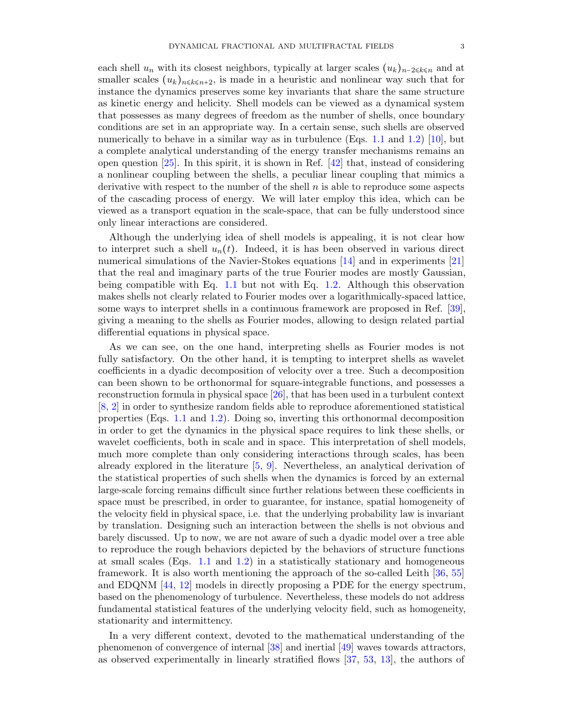each shell $u_n$ with its closest neighbors, typically at larger scales $(u_k)_{n-2\leqslant k\leqslant n}$ and at smaller scales $(u_k)_{n\leqslant k\leqslant n+2}$, is made in a heuristic and nonlinear way such that for instance the dynamics preserves some key invariants that share the same structure as kinetic energy and helicity. Shell models can be viewed as a dynamical system that possesses as many degrees of freedom as the number of shells, once boundary conditions are set in an appropriate way. In a certain sense, such shells are observed numerically to behave in a similar way as in turbulence (Eqs. 1.1 and 1.2) [10], but a complete analytical understanding of the energy transfer mechanisms remains an open question [25]. In this spirit, it is shown in Ref. [42] that, instead of considering a nonlinear coupling between the shells, a peculiar linear coupling that mimics a derivative with respect to the number of the shell $n$ is able to reproduce some aspects of the cascading process of energy. We will later employ this idea, which can be viewed as a transport equation in the scale-space, that can be fully understood since only linear interactions are considered.

Although the underlying idea of shell models is appealing, it is not clear how to interpret such a shell $u_n(t)$. Indeed, it is has been observed in various direct numerical simulations of the Navier-Stokes equations [14] and in experiments [21] that the real and imaginary parts of the true Fourier modes are mostly Gaussian, being compatible with Eq. 1.1 but not with Eq. 1.2. Although this observation makes shells not clearly related to Fourier modes over a logarithmically-spaced lattice, some ways to interpret shells in a continuous framework are proposed in Ref. [39], giving a meaning to the shells as Fourier modes, allowing to design related partial differential equations in physical space.

As we can see, on the one hand, interpreting shells as Fourier modes is not fully satisfactory. On the other hand, it is tempting to interpret shells as wavelet coefficients in a dyadic decomposition of velocity over a tree. Such a decomposition can been shown to be orthonormal for square-integrable functions, and possesses a reconstruction formula in physical space [26], that has been used in a turbulent context [8, 2] in order to synthesize random fields able to reproduce aforementioned statistical properties (Eqs. 1.1 and 1.2). Doing so, inverting this orthonormal decomposition in order to get the dynamics in the physical space requires to link these shells, or wavelet coefficients, both in scale and in space. This interpretation of shell models, much more complete than only considering interactions through scales, has been already explored in the literature [5, 9]. Nevertheless, an analytical derivation of the statistical properties of such shells when the dynamics is forced by an external large-scale forcing remains difficult since further relations between these coefficients in space must be prescribed, in order to guarantee, for instance, spatial homogeneity of the velocity field in physical space, i.e. that the underlying probability law is invariant by translation. Designing such an interaction between the shells is not obvious and barely discussed. Up to now, we are not aware of such a dyadic model over a tree able to reproduce the rough behaviors depicted by the behaviors of structure functions at small scales (Eqs. 1.1 and 1.2) in a statistically stationary and homogeneous framework. It is also worth mentioning the approach of the so-called Leith [36, 55] and EDQNM [44, 12] models in directly proposing a PDE for the energy spectrum, based on the phenomenology of turbulence. Nevertheless, these models do not address fundamental statistical features of the underlying velocity field, such as homogeneity, stationarity and intermittency.

In a very different context, devoted to the mathematical understanding of the phenomenon of convergence of internal [38] and inertial [49] waves towards attractors, as observed experimentally in linearly stratified flows [37, 53, 13], the authors of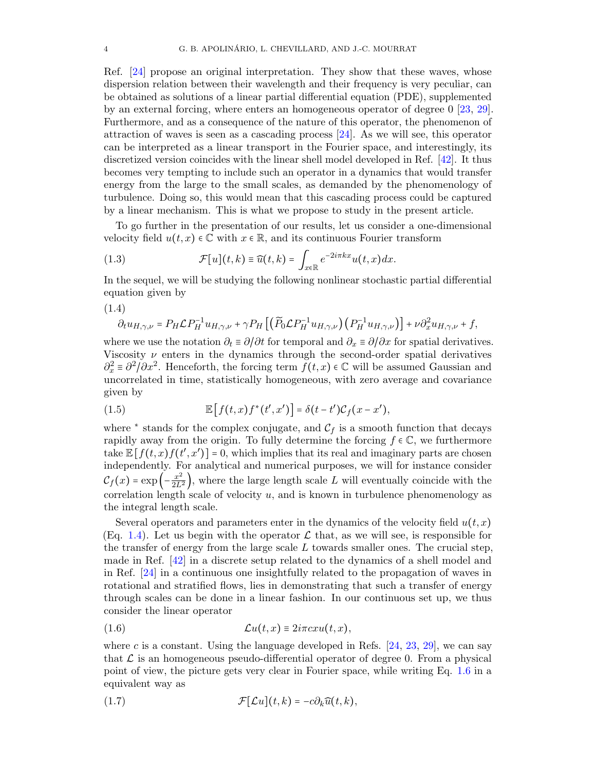Ref. [24] propose an original interpretation. They show that these waves, whose dispersion relation between their wavelength and their frequency is very peculiar, can be obtained as solutions of a linear partial differential equation (PDE), supplemented by an external forcing, where enters an homogeneous operator of degree 0 [23, 29]. Furthermore, and as a consequence of the nature of this operator, the phenomenon of attraction of waves is seen as a cascading process [24]. As we will see, this operator can be interpreted as a linear transport in the Fourier space, and interestingly, its discretized version coincides with the linear shell model developed in Ref. [42]. It thus becomes very tempting to include such an operator in a dynamics that would transfer energy from the large to the small scales, as demanded by the phenomenology of turbulence. Doing so, this would mean that this cascading process could be captured by a linear mechanism. This is what we propose to study in the present article.

To go further in the presentation of our results, let us consider a one-dimensional velocity field $u(t,x) \in \mathbb{C}$ with $x \in \mathbb{R}$, and its continuous Fourier transform

$$\mathcal{F}[u](t,k) \equiv \widehat{u}(t,k) = \int_{x\in\mathbb{R}} e^{-2i\pi kx} u(t,x)dx. \tag{1.3}$$

In the sequel, we will be studying the following nonlinear stochastic partial differential equation given by

$$\partial_t u_{H,\gamma,\nu} = P_H \mathcal{L} P_H^{-1} u_{H,\gamma,\nu} + \gamma P_H \left[ \left( \widetilde{P}_0 \mathcal{L} P_H^{-1} u_{H,\gamma,\nu} \right) \left( P_H^{-1} u_{H,\gamma,\nu} \right) \right] + \nu \partial_x^2 u_{H,\gamma,\nu} + f, \tag{1.4}$$

where we use the notation $\partial_t \equiv \partial/\partial t$ for temporal and $\partial_x \equiv \partial/\partial x$ for spatial derivatives. Viscosity $\nu$ enters in the dynamics through the second-order spatial derivatives $\partial_x^2 \equiv \partial^2/\partial x^2$. Henceforth, the forcing term $f(t,x) \in \mathbb{C}$ will be assumed Gaussian and uncorrelated in time, statistically homogeneous, with zero average and covariance given by

$$\mathbb{E}\left[ f(t,x) f^*(t',x') \right] = \delta(t-t') \mathcal{C}_f(x-x'), \tag{1.5}$$

where $^*$ stands for the complex conjugate, and $\mathcal{C}_f$ is a smooth function that decays rapidly away from the origin. To fully determine the forcing $f \in \mathbb{C}$, we furthermore take $\mathbb{E}\left[ f(t,x) f(t',x') \right] = 0$, which implies that its real and imaginary parts are chosen independently. For analytical and numerical purposes, we will for instance consider $\mathcal{C}_f(x) = \exp\left( -\frac{x^2}{2L^2} \right)$, where the large length scale $L$ will eventually coincide with the correlation length scale of velocity $u$, and is known in turbulence phenomenology as the integral length scale.

Several operators and parameters enter in the dynamics of the velocity field $u(t,x)$ (Eq. 1.4). Let us begin with the operator $\mathcal{L}$ that, as we will see, is responsible for the transfer of energy from the large scale $L$ towards smaller ones. The crucial step, made in Ref. [42] in a discrete setup related to the dynamics of a shell model and in Ref. [24] in a continuous one insightfully related to the propagation of waves in rotational and stratified flows, lies in demonstrating that such a transfer of energy through scales can be done in a linear fashion. In our continuous set up, we thus consider the linear operator

$$\mathcal{L}u(t,x) \equiv 2i\pi c x u(t,x), \tag{1.6}$$

where $c$ is a constant. Using the language developed in Refs. [24, 23, 29], we can say that $\mathcal{L}$ is an homogeneous pseudo-differential operator of degree 0. From a physical point of view, the picture gets very clear in Fourier space, while writing Eq. 1.6 in a equivalent way as

$$\mathcal{F}[\mathcal{L}u](t,k) = -c\partial_k \widehat{u}(t,k), \tag{1.7}$$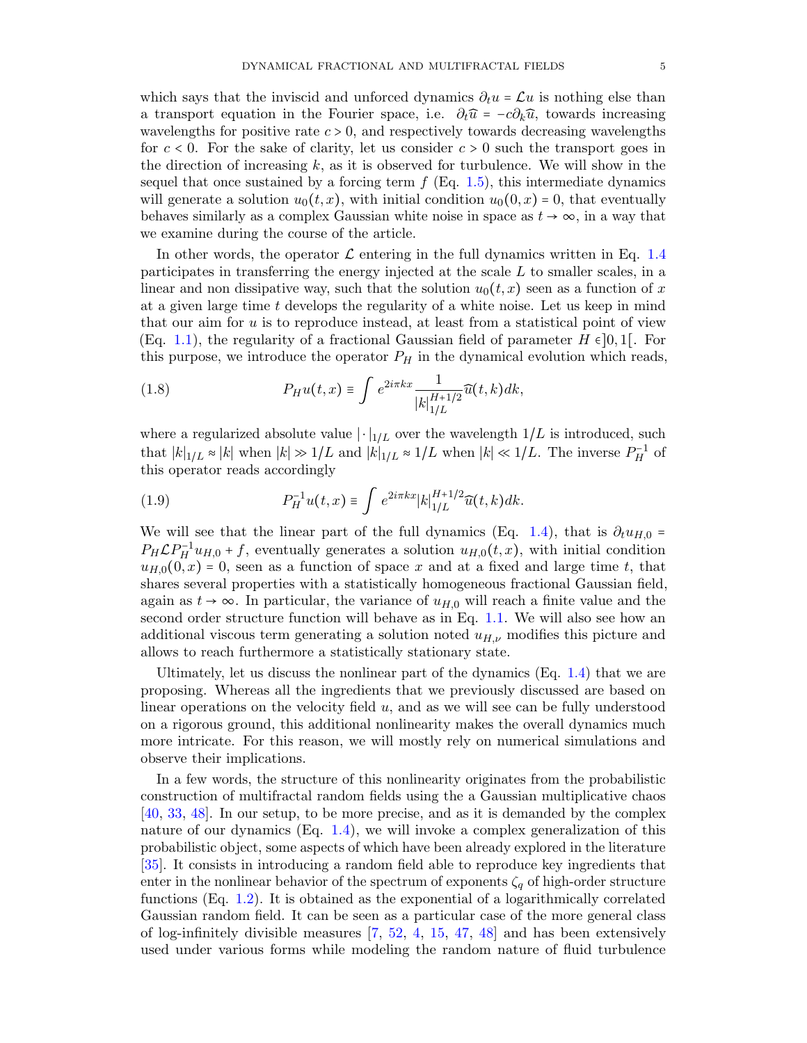which says that the inviscid and unforced dynamics $\partial_t u = \mathcal{L} u$ is nothing else than a transport equation in the Fourier space, i.e. $\partial_t \widehat{u} = -c\partial_k \widehat{u}$, towards increasing wavelengths for positive rate $c > 0$, and respectively towards decreasing wavelengths for $c < 0$. For the sake of clarity, let us consider $c > 0$ such the transport goes in the direction of increasing $k$, as it is observed for turbulence. We will show in the sequel that once sustained by a forcing term $f$ (Eq. 1.5), this intermediate dynamics will generate a solution $u_0(t,x)$, with initial condition $u_0(0,x) = 0$, that eventually behaves similarly as a complex Gaussian white noise in space as $t \to \infty$, in a way that we examine during the course of the article.

In other words, the operator $\mathcal{L}$ entering in the full dynamics written in Eq. 1.4 participates in transferring the energy injected at the scale $L$ to smaller scales, in a linear and non dissipative way, such that the solution $u_0(t,x)$ seen as a function of $x$ at a given large time $t$ develops the regularity of a white noise. Let us keep in mind that our aim for $u$ is to reproduce instead, at least from a statistical point of view (Eq. 1.1), the regularity of a fractional Gaussian field of parameter $H \in ]0,1[$. For this purpose, we introduce the operator $P_H$ in the dynamical evolution which reads,

$$
P_H u(t,x) \equiv \int e^{2i\pi kx} \frac{1}{|k|_{1/L}^{H+1/2}} \widehat{u}(t,k) dk, \tag{1.8}
$$

where a regularized absolute value $|\cdot|_{1/L}$ over the wavelength $1/L$ is introduced, such that $|k|_{1/L} \approx |k|$ when $|k| \gg 1/L$ and $|k|_{1/L} \approx 1/L$ when $|k| \ll 1/L$. The inverse $P_H^{-1}$ of this operator reads accordingly

$$
P_H^{-1} u(t,x) \equiv \int e^{2i\pi kx} |k|_{1/L}^{H+1/2} \widehat{u}(t,k) dk. \tag{1.9}
$$

We will see that the linear part of the full dynamics (Eq. 1.4), that is $\partial_t u_{H,0} = P_H \mathcal{L} P_H^{-1} u_{H,0} + f$, eventually generates a solution $u_{H,0}(t,x)$, with initial condition $u_{H,0}(0,x) = 0$, seen as a function of space $x$ and at a fixed and large time $t$, that shares several properties with a statistically homogeneous fractional Gaussian field, again as $t \to \infty$. In particular, the variance of $u_{H,0}$ will reach a finite value and the second order structure function will behave as in Eq. 1.1. We will also see how an additional viscous term generating a solution noted $u_{H,\nu}$ modifies this picture and allows to reach furthermore a statistically stationary state.

Ultimately, let us discuss the nonlinear part of the dynamics (Eq. 1.4) that we are proposing. Whereas all the ingredients that we previously discussed are based on linear operations on the velocity field $u$, and as we will see can be fully understood on a rigorous ground, this additional nonlinearity makes the overall dynamics much more intricate. For this reason, we will mostly rely on numerical simulations and observe their implications.

In a few words, the structure of this nonlinearity originates from the probabilistic construction of multifractal random fields using the a Gaussian multiplicative chaos [40, 33, 48]. In our setup, to be more precise, and as it is demanded by the complex nature of our dynamics (Eq. 1.4), we will invoke a complex generalization of this probabilistic object, some aspects of which have been already explored in the literature [35]. It consists in introducing a random field able to reproduce key ingredients that enter in the nonlinear behavior of the spectrum of exponents $\zeta_q$ of high-order structure functions (Eq. 1.2). It is obtained as the exponential of a logarithmically correlated Gaussian random field. It can be seen as a particular case of the more general class of log-infinitely divisible measures [7, 52, 4, 15, 47, 48] and has been extensively used under various forms while modeling the random nature of fluid turbulence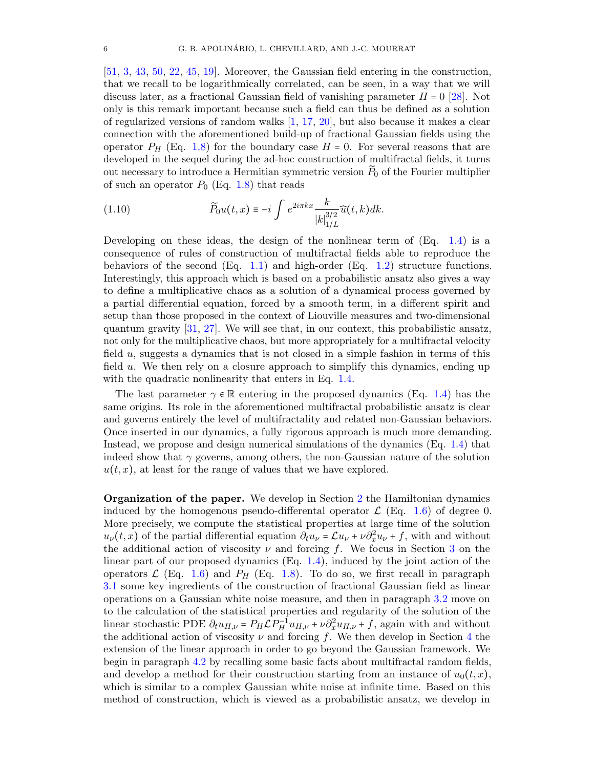[51, 3, 43, 50, 22, 45, 19]. Moreover, the Gaussian field entering in the construction, that we recall to be logarithmically correlated, can be seen, in a way that we will discuss later, as a fractional Gaussian field of vanishing parameter $H = 0$ [28]. Not only is this remark important because such a field can thus be defined as a solution of regularized versions of random walks [1, 17, 20], but also because it makes a clear connection with the aforementioned build-up of fractional Gaussian fields using the operator $P_H$ (Eq. 1.8) for the boundary case $H = 0$. For several reasons that are developed in the sequel during the ad-hoc construction of multifractal fields, it turns out necessary to introduce a Hermitian symmetric version $\widetilde{P}_0$ of the Fourier multiplier of such an operator $P_0$ (Eq. 1.8) that reads

$$
\widetilde{P}_0 u(t,x) \equiv -i \int e^{2i\pi kx} \frac{k}{|k|_{1/L}^{3/2}} \widehat{u}(t,k) dk. \tag{1.10}
$$

Developing on these ideas, the design of the nonlinear term of (Eq. 1.4) is a consequence of rules of construction of multifractal fields able to reproduce the behaviors of the second (Eq. 1.1) and high-order (Eq. 1.2) structure functions. Interestingly, this approach which is based on a probabilistic ansatz also gives a way to define a multiplicative chaos as a solution of a dynamical process governed by a partial differential equation, forced by a smooth term, in a different spirit and setup than those proposed in the context of Liouville measures and two-dimensional quantum gravity [31, 27]. We will see that, in our context, this probabilistic ansatz, not only for the multiplicative chaos, but more appropriately for a multifractal velocity field $u$, suggests a dynamics that is not closed in a simple fashion in terms of this field $u$. We then rely on a closure approach to simplify this dynamics, ending up with the quadratic nonlinearity that enters in Eq. 1.4.

The last parameter $\gamma \in \mathbb{R}$ entering in the proposed dynamics (Eq. 1.4) has the same origins. Its role in the aforementioned multifractal probabilistic ansatz is clear and governs entirely the level of multifractality and related non-Gaussian behaviors. Once inserted in our dynamics, a fully rigorous approach is much more demanding. Instead, we propose and design numerical simulations of the dynamics (Eq. 1.4) that indeed show that $\gamma$ governs, among others, the non-Gaussian nature of the solution $u(t,x)$, at least for the range of values that we have explored.

**Organization of the paper.** We develop in Section 2 the Hamiltonian dynamics induced by the homogenous pseudo-differental operator $\mathcal{L}$ (Eq. 1.6) of degree 0. More precisely, we compute the statistical properties at large time of the solution $u_\nu(t,x)$ of the partial differential equation $\partial_t u_\nu = \mathcal{L}u_\nu + \nu\partial_x^2 u_\nu + f$, with and without the additional action of viscosity $\nu$ and forcing $f$. We focus in Section 3 on the linear part of our proposed dynamics (Eq. 1.4), induced by the joint action of the operators $\mathcal{L}$ (Eq. 1.6) and $P_H$ (Eq. 1.8). To do so, we first recall in paragraph 3.1 some key ingredients of the construction of fractional Gaussian field as linear operations on a Gaussian white noise measure, and then in paragraph 3.2 move on to the calculation of the statistical properties and regularity of the solution of the linear stochastic PDE $\partial_t u_{H,\nu} = P_H \mathcal{L} P_H^{-1} u_{H,\nu} + \nu\partial_x^2 u_{H,\nu} + f$, again with and without the additional action of viscosity $\nu$ and forcing $f$. We then develop in Section 4 the extension of the linear approach in order to go beyond the Gaussian framework. We begin in paragraph 4.2 by recalling some basic facts about multifractal random fields, and develop a method for their construction starting from an instance of $u_0(t,x)$, which is similar to a complex Gaussian white noise at infinite time. Based on this method of construction, which is viewed as a probabilistic ansatz, we develop in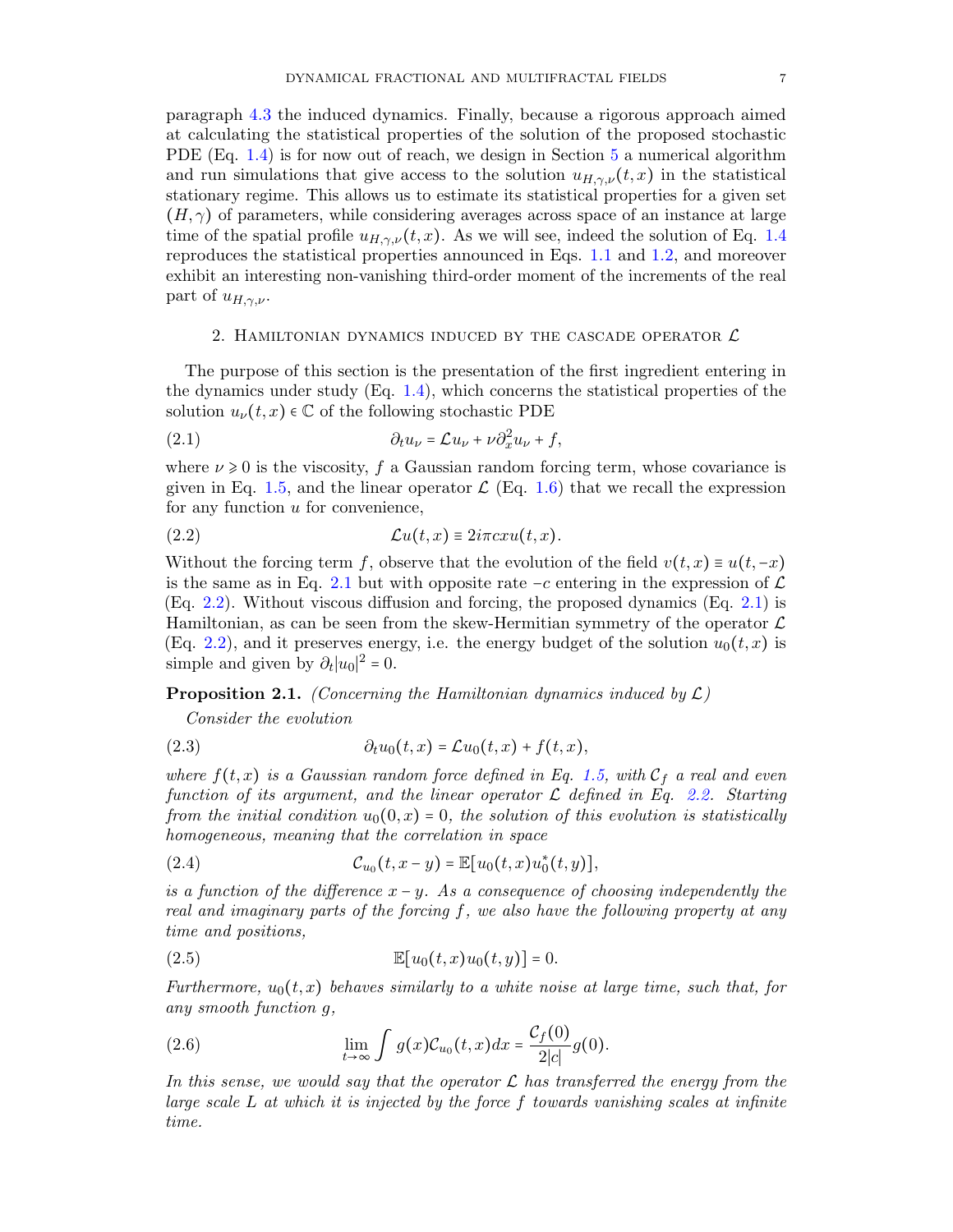paragraph 4.3 the induced dynamics. Finally, because a rigorous approach aimed at calculating the statistical properties of the solution of the proposed stochastic PDE (Eq. 1.4) is for now out of reach, we design in Section 5 a numerical algorithm and run simulations that give access to the solution $u_{H,\gamma,\nu}(t,x)$ in the statistical stationary regime. This allows us to estimate its statistical properties for a given set $(H,\gamma)$ of parameters, while considering averages across space of an instance at large time of the spatial profile $u_{H,\gamma,\nu}(t,x)$. As we will see, indeed the solution of Eq. 1.4 reproduces the statistical properties announced in Eqs. 1.1 and 1.2, and moreover exhibit an interesting non-vanishing third-order moment of the increments of the real part of $u_{H,\gamma,\nu}$.

## 2. Hamiltonian dynamics induced by the cascade operator $\mathcal{L}$

The purpose of this section is the presentation of the first ingredient entering in the dynamics under study (Eq. 1.4), which concerns the statistical properties of the solution $u_\nu(t,x) \in \mathbb{C}$ of the following stochastic PDE

$$\partial_t u_\nu = \mathcal{L} u_\nu + \nu \partial_x^2 u_\nu + f, \tag{2.1}$$

where $\nu \geqslant 0$ is the viscosity, $f$ a Gaussian random forcing term, whose covariance is given in Eq. 1.5, and the linear operator $\mathcal{L}$ (Eq. 1.6) that we recall the expression for any function $u$ for convenience,

$$\mathcal{L}u(t,x) \equiv 2i\pi c x u(t,x). \tag{2.2}$$

Without the forcing term $f$, observe that the evolution of the field $v(t,x) \equiv u(t,-x)$ is the same as in Eq. 2.1 but with opposite rate $-c$ entering in the expression of $\mathcal{L}$ (Eq. 2.2). Without viscous diffusion and forcing, the proposed dynamics (Eq. 2.1) is Hamiltonian, as can be seen from the skew-Hermitian symmetry of the operator $\mathcal{L}$ (Eq. 2.2), and it preserves energy, i.e. the energy budget of the solution $u_0(t,x)$ is simple and given by $\partial_t |u_0|^2 = 0$.

**Proposition 2.1.** *(Concerning the Hamiltonian dynamics induced by $\mathcal{L}$)*

*Consider the evolution*

$$\partial_t u_0(t,x) = \mathcal{L} u_0(t,x) + f(t,x), \tag{2.3}$$

*where $f(t,x)$ is a Gaussian random force defined in Eq. 1.5, with $\mathcal{C}_f$ a real and even function of its argument, and the linear operator $\mathcal{L}$ defined in Eq. 2.2. Starting from the initial condition $u_0(0,x) = 0$, the solution of this evolution is statistically homogeneous, meaning that the correlation in space*

$$\mathcal{C}_{u_0}(t, x-y) = \mathbb{E}[u_0(t,x) u_0^*(t,y)], \tag{2.4}$$

*is a function of the difference $x-y$. As a consequence of choosing independently the real and imaginary parts of the forcing $f$, we also have the following property at any time and positions,*

$$\mathbb{E}[u_0(t,x) u_0(t,y)] = 0. \tag{2.5}$$

*Furthermore, $u_0(t,x)$ behaves similarly to a white noise at large time, such that, for any smooth function $g$,*

$$\lim_{t\to\infty} \int g(x) \mathcal{C}_{u_0}(t,x) dx = \frac{\mathcal{C}_f(0)}{2|c|} g(0). \tag{2.6}$$

*In this sense, we would say that the operator $\mathcal{L}$ has transferred the energy from the large scale $L$ at which it is injected by the force $f$ towards vanishing scales at infinite time.*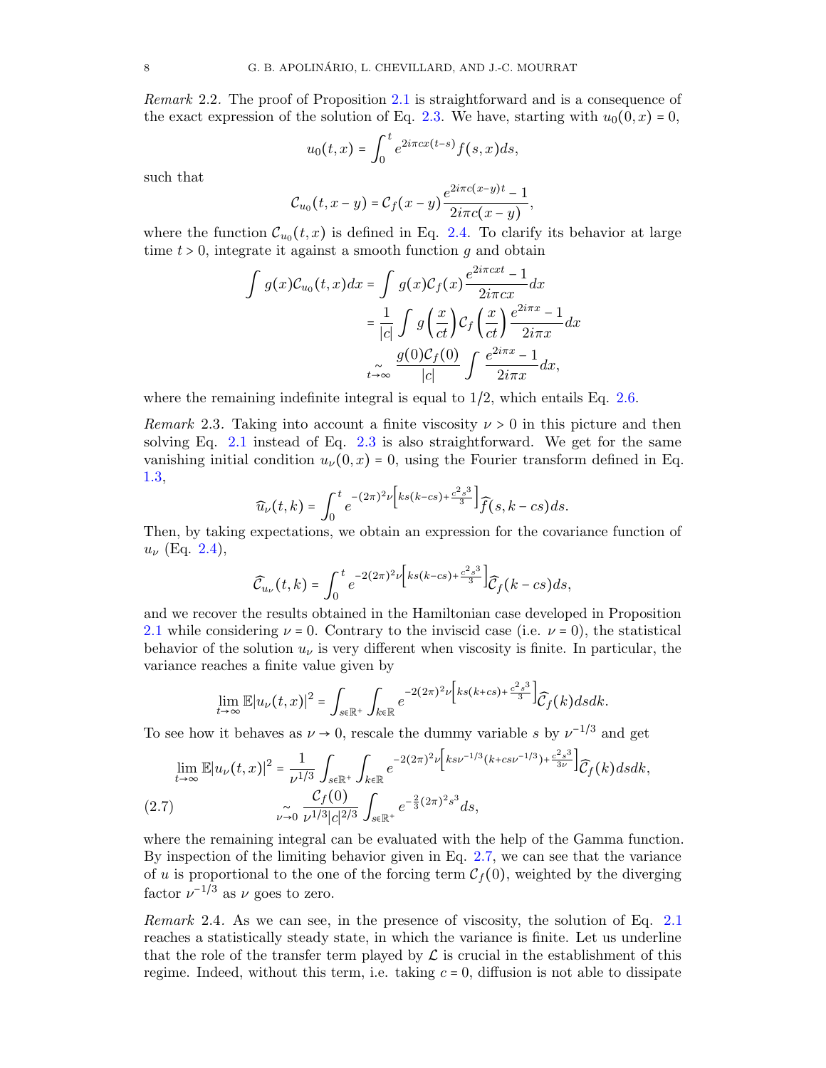*Remark* 2.2. The proof of Proposition 2.1 is straightforward and is a consequence of the exact expression of the solution of Eq. 2.3. We have, starting with $u_0(0,x) = 0$,

$$u_0(t,x) = \int_0^t e^{2i\pi cx(t-s)} f(s,x)ds,$$

such that

$$\mathcal{C}_{u_0}(t,x-y) = \mathcal{C}_f(x-y)\frac{e^{2i\pi c(x-y)t}-1}{2i\pi c(x-y)},$$

where the function $\mathcal{C}_{u_0}(t,x)$ is defined in Eq. 2.4. To clarify its behavior at large time $t>0$, integrate it against a smooth function $g$ and obtain

$$\begin{aligned}
\int g(x)\mathcal{C}_{u_0}(t,x)dx &= \int g(x)\mathcal{C}_f(x)\frac{e^{2i\pi cxt}-1}{2i\pi cx}dx \\
&= \frac{1}{|c|}\int g\left(\frac{x}{ct}\right)\mathcal{C}_f\left(\frac{x}{ct}\right)\frac{e^{2i\pi x}-1}{2i\pi x}dx \\
&\underset{t\to\infty}{\sim} \frac{g(0)\mathcal{C}_f(0)}{|c|}\int \frac{e^{2i\pi x}-1}{2i\pi x}dx,
\end{aligned}$$

where the remaining indefinite integral is equal to $1/2$, which entails Eq. 2.6.

*Remark* 2.3. Taking into account a finite viscosity $\nu>0$ in this picture and then solving Eq. 2.1 instead of Eq. 2.3 is also straightforward. We get for the same vanishing initial condition $u_\nu(0,x)=0$, using the Fourier transform defined in Eq. 1.3,

$$\widehat{u}_\nu(t,k) = \int_0^t e^{-(2\pi)^2\nu\left[ks(k-cs)+\frac{c^2s^3}{3}\right]}\widehat{f}(s,k-cs)ds.$$

Then, by taking expectations, we obtain an expression for the covariance function of $u_\nu$ (Eq. 2.4),

$$\widehat{\mathcal{C}}_{u_\nu}(t,k) = \int_0^t e^{-2(2\pi)^2\nu\left[ks(k-cs)+\frac{c^2s^3}{3}\right]}\widehat{\mathcal{C}}_f(k-cs)ds,$$

and we recover the results obtained in the Hamiltonian case developed in Proposition 2.1 while considering $\nu=0$. Contrary to the inviscid case (i.e. $\nu=0$), the statistical behavior of the solution $u_\nu$ is very different when viscosity is finite. In particular, the variance reaches a finite value given by

$$\lim_{t\to\infty}\mathbb{E}|u_\nu(t,x)|^2 = \int_{s\in\mathbb{R}^+}\int_{k\in\mathbb{R}} e^{-2(2\pi)^2\nu\left[ks(k+cs)+\frac{c^2s^3}{3}\right]}\widehat{\mathcal{C}}_f(k)dsdk.$$

To see how it behaves as $\nu\to0$, rescale the dummy variable $s$ by $\nu^{-1/3}$ and get

$$\begin{aligned}
\lim_{t\to\infty}\mathbb{E}|u_\nu(t,x)|^2 &= \frac{1}{\nu^{1/3}}\int_{s\in\mathbb{R}^+}\int_{k\in\mathbb{R}} e^{-2(2\pi)^2\nu\left[ks\nu^{-1/3}(k+cs\nu^{-1/3})+\frac{c^2s^3}{3\nu}\right]}\widehat{\mathcal{C}}_f(k)dsdk, \\
&\underset{\nu\to0}{\sim} \frac{\mathcal{C}_f(0)}{\nu^{1/3}|c|^{2/3}}\int_{s\in\mathbb{R}^+} e^{-\frac{2}{3}(2\pi)^2s^3}ds,
\end{aligned} \tag{2.7}$$

where the remaining integral can be evaluated with the help of the Gamma function. By inspection of the limiting behavior given in Eq. 2.7, we can see that the variance of $u$ is proportional to the one of the forcing term $\mathcal{C}_f(0)$, weighted by the diverging factor $\nu^{-1/3}$ as $\nu$ goes to zero.

*Remark* 2.4. As we can see, in the presence of viscosity, the solution of Eq. 2.1 reaches a statistically steady state, in which the variance is finite. Let us underline that the role of the transfer term played by $\mathcal{L}$ is crucial in the establishment of this regime. Indeed, without this term, i.e. taking $c=0$, diffusion is not able to dissipate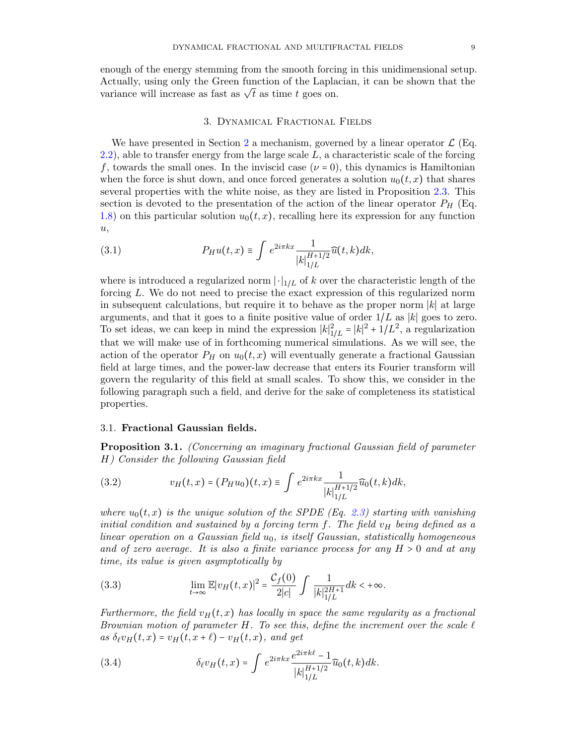enough of the energy stemming from the smooth forcing in this unidimensional setup. Actually, using only the Green function of the Laplacian, it can be shown that the variance will increase as fast as $\sqrt{t}$ as time $t$ goes on.

## 3. Dynamical Fractional Fields

We have presented in Section 2 a mechanism, governed by a linear operator $\mathcal{L}$ (Eq. 2.2), able to transfer energy from the large scale $L$, a characteristic scale of the forcing $f$, towards the small ones. In the inviscid case ($\nu = 0$), this dynamics is Hamiltonian when the force is shut down, and once forced generates a solution $u_0(t,x)$ that shares several properties with the white noise, as they are listed in Proposition 2.3. This section is devoted to the presentation of the action of the linear operator $P_H$ (Eq. 1.8) on this particular solution $u_0(t,x)$, recalling here its expression for any function $u$,

$$P_H u(t,x) \equiv \int e^{2i\pi kx} \frac{1}{|k|_{1/L}^{H+1/2}} \widehat{u}(t,k) dk, \tag{3.1}$$

where is introduced a regularized norm $|\cdot|_{1/L}$ of $k$ over the characteristic length of the forcing $L$. We do not need to precise the exact expression of this regularized norm in subsequent calculations, but require it to behave as the proper norm $|k|$ at large arguments, and that it goes to a finite positive value of order $1/L$ as $|k|$ goes to zero. To set ideas, we can keep in mind the expression $|k|_{1/L}^2 = |k|^2 + 1/L^2$, a regularization that we will make use of in forthcoming numerical simulations. As we will see, the action of the operator $P_H$ on $u_0(t,x)$ will eventually generate a fractional Gaussian field at large times, and the power-law decrease that enters its Fourier transform will govern the regularity of this field at small scales. To show this, we consider in the following paragraph such a field, and derive for the sake of completeness its statistical properties.

### 3.1. Fractional Gaussian fields.

**Proposition 3.1.** *(Concerning an imaginary fractional Gaussian field of parameter $H$) Consider the following Gaussian field*

$$v_H(t,x) = (P_H u_0)(t,x) \equiv \int e^{2i\pi kx} \frac{1}{|k|_{1/L}^{H+1/2}} \widehat{u}_0(t,k) dk, \tag{3.2}$$

*where $u_0(t,x)$ is the unique solution of the SPDE (Eq. 2.3) starting with vanishing initial condition and sustained by a forcing term $f$. The field $v_H$ being defined as a linear operation on a Gaussian field $u_0$, is itself Gaussian, statistically homogeneous and of zero average. It is also a finite variance process for any $H > 0$ and at any time, its value is given asymptotically by*

$$\lim_{t\to\infty} \mathbb{E}|v_H(t,x)|^2 = \frac{\mathcal{C}_f(0)}{2|c|} \int \frac{1}{|k|_{1/L}^{2H+1}} dk < +\infty. \tag{3.3}$$

*Furthermore, the field $v_H(t,x)$ has locally in space the same regularity as a fractional Brownian motion of parameter $H$. To see this, define the increment over the scale $\ell$ as $\delta_\ell v_H(t,x) = v_H(t,x+\ell) - v_H(t,x)$, and get*

$$\delta_\ell v_H(t,x) = \int e^{2i\pi kx} \frac{e^{2i\pi k\ell} - 1}{|k|_{1/L}^{H+1/2}} \widehat{u}_0(t,k) dk. \tag{3.4}$$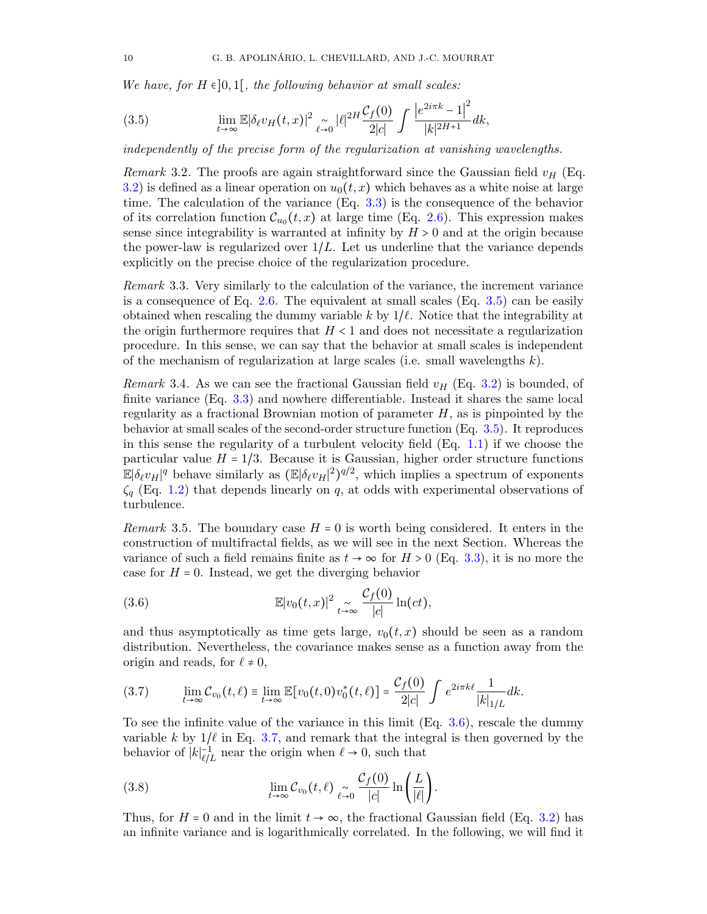*We have, for $H \in ]0,1[$, the following behavior at small scales:*

$$\lim_{t\to\infty} \mathbb{E}|\delta_\ell v_H(t,x)|^2 \underset{\ell\to 0}{\sim} |\ell|^{2H} \frac{\mathcal{C}_f(0)}{2|c|} \int \frac{\left|e^{2i\pi k} - 1\right|^2}{|k|^{2H+1}} dk, \tag{3.5}$$

*independently of the precise form of the regularization at vanishing wavelengths.*

*Remark* 3.2. The proofs are again straightforward since the Gaussian field $v_H$ (Eq. 3.2) is defined as a linear operation on $u_0(t,x)$ which behaves as a white noise at large time. The calculation of the variance (Eq. 3.3) is the consequence of the behavior of its correlation function $\mathcal{C}_{u_0}(t,x)$ at large time (Eq. 2.6). This expression makes sense since integrability is warranted at infinity by $H > 0$ and at the origin because the power-law is regularized over $1/L$. Let us underline that the variance depends explicitly on the precise choice of the regularization procedure.

*Remark* 3.3. Very similarly to the calculation of the variance, the increment variance is a consequence of Eq. 2.6. The equivalent at small scales (Eq. 3.5) can be easily obtained when rescaling the dummy variable $k$ by $1/\ell$. Notice that the integrability at the origin furthermore requires that $H < 1$ and does not necessitate a regularization procedure. In this sense, we can say that the behavior at small scales is independent of the mechanism of regularization at large scales (i.e. small wavelengths $k$).

*Remark* 3.4. As we can see the fractional Gaussian field $v_H$ (Eq. 3.2) is bounded, of finite variance (Eq. 3.3) and nowhere differentiable. Instead it shares the same local regularity as a fractional Brownian motion of parameter $H$, as is pinpointed by the behavior at small scales of the second-order structure function (Eq. 3.5). It reproduces in this sense the regularity of a turbulent velocity field (Eq. 1.1) if we choose the particular value $H = 1/3$. Because it is Gaussian, higher order structure functions $\mathbb{E}|\delta_\ell v_H|^q$ behave similarly as $(\mathbb{E}|\delta_\ell v_H|^2)^{q/2}$, which implies a spectrum of exponents $\zeta_q$ (Eq. 1.2) that depends linearly on $q$, at odds with experimental observations of turbulence.

*Remark* 3.5. The boundary case $H = 0$ is worth being considered. It enters in the construction of multifractal fields, as we will see in the next Section. Whereas the variance of such a field remains finite as $t \to \infty$ for $H > 0$ (Eq. 3.3), it is no more the case for $H = 0$. Instead, we get the diverging behavior

$$\mathbb{E}|v_0(t,x)|^2 \underset{t\to\infty}{\sim} \frac{\mathcal{C}_f(0)}{|c|} \ln(ct), \tag{3.6}$$

and thus asymptotically as time gets large, $v_0(t,x)$ should be seen as a random distribution. Nevertheless, the covariance makes sense as a function away from the origin and reads, for $\ell \neq 0$,

$$\lim_{t\to\infty} \mathcal{C}_{v_0}(t,\ell) \equiv \lim_{t\to\infty} \mathbb{E}[v_0(t,0)v_0^*(t,\ell)] = \frac{\mathcal{C}_f(0)}{2|c|} \int e^{2i\pi k\ell} \frac{1}{|k|_{1/L}} dk. \tag{3.7}$$

To see the infinite value of the variance in this limit (Eq. 3.6), rescale the dummy variable $k$ by $1/\ell$ in Eq. 3.7, and remark that the integral is then governed by the behavior of $|k|_{\ell/L}^{-1}$ near the origin when $\ell \to 0$, such that

$$\lim_{t\to\infty} \mathcal{C}_{v_0}(t,\ell) \underset{\ell\to 0}{\sim} \frac{\mathcal{C}_f(0)}{|c|} \ln\left(\frac{L}{|\ell|}\right). \tag{3.8}$$

Thus, for $H = 0$ and in the limit $t \to \infty$, the fractional Gaussian field (Eq. 3.2) has an infinite variance and is logarithmically correlated. In the following, we will find it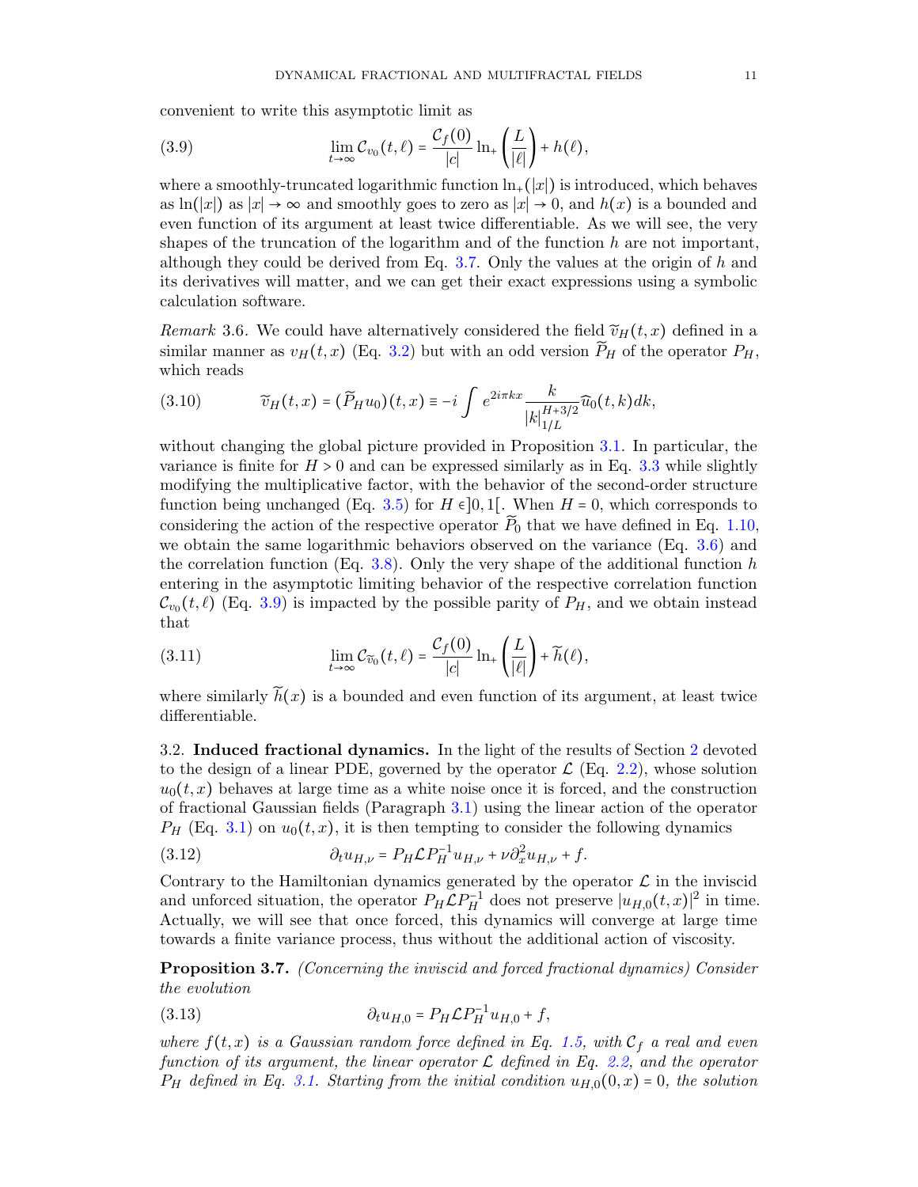convenient to write this asymptotic limit as

$$\lim_{t\to\infty} \mathcal{C}_{v_0}(t,\ell) = \frac{\mathcal{C}_f(0)}{|c|} \ln_+\left(\frac{L}{|\ell|}\right) + h(\ell), \tag{3.9}$$

where a smoothly-truncated logarithmic function $\ln_+(|x|)$ is introduced, which behaves as $\ln(|x|)$ as $|x| \to \infty$ and smoothly goes to zero as $|x| \to 0$, and $h(x)$ is a bounded and even function of its argument at least twice differentiable. As we will see, the very shapes of the truncation of the logarithm and of the function $h$ are not important, although they could be derived from Eq. 3.7. Only the values at the origin of $h$ and its derivatives will matter, and we can get their exact expressions using a symbolic calculation software.

*Remark* 3.6. We could have alternatively considered the field $\widetilde{v}_H(t,x)$ defined in a similar manner as $v_H(t,x)$ (Eq. 3.2) but with an odd version $\widetilde{P}_H$ of the operator $P_H$, which reads

$$\widetilde{v}_H(t,x) = (\widetilde{P}_H u_0)(t,x) \equiv -i \int e^{2i\pi kx} \frac{k}{|k|_{1/L}^{H+3/2}} \widehat{u}_0(t,k)dk, \tag{3.10}$$

without changing the global picture provided in Proposition 3.1. In particular, the variance is finite for $H > 0$ and can be expressed similarly as in Eq. 3.3 while slightly modifying the multiplicative factor, with the behavior of the second-order structure function being unchanged (Eq. 3.5) for $H \in ]0,1[$. When $H = 0$, which corresponds to considering the action of the respective operator $\widetilde{P}_0$ that we have defined in Eq. 1.10, we obtain the same logarithmic behaviors observed on the variance (Eq. 3.6) and the correlation function (Eq. 3.8). Only the very shape of the additional function $h$ entering in the asymptotic limiting behavior of the respective correlation function $\mathcal{C}_{v_0}(t,\ell)$ (Eq. 3.9) is impacted by the possible parity of $P_H$, and we obtain instead that

$$\lim_{t\to\infty} \mathcal{C}_{\widetilde{v}_0}(t,\ell) = \frac{\mathcal{C}_f(0)}{|c|} \ln_+\left(\frac{L}{|\ell|}\right) + \widetilde{h}(\ell), \tag{3.11}$$

where similarly $\widetilde{h}(x)$ is a bounded and even function of its argument, at least twice differentiable.

3.2. **Induced fractional dynamics.** In the light of the results of Section 2 devoted to the design of a linear PDE, governed by the operator $\mathcal{L}$ (Eq. 2.2), whose solution $u_0(t,x)$ behaves at large time as a white noise once it is forced, and the construction of fractional Gaussian fields (Paragraph 3.1) using the linear action of the operator $P_H$ (Eq. 3.1) on $u_0(t,x)$, it is then tempting to consider the following dynamics

$$\partial_t u_{H,\nu} = P_H \mathcal{L} P_H^{-1} u_{H,\nu} + \nu \partial_x^2 u_{H,\nu} + f. \tag{3.12}$$

Contrary to the Hamiltonian dynamics generated by the operator $\mathcal{L}$ in the inviscid and unforced situation, the operator $P_H \mathcal{L} P_H^{-1}$ does not preserve $|u_{H,0}(t,x)|^2$ in time. Actually, we will see that once forced, this dynamics will converge at large time towards a finite variance process, thus without the additional action of viscosity.

**Proposition 3.7.** *(Concerning the inviscid and forced fractional dynamics) Consider the evolution*

$$\partial_t u_{H,0} = P_H \mathcal{L} P_H^{-1} u_{H,0} + f, \tag{3.13}$$

*where $f(t,x)$ is a Gaussian random force defined in Eq. 1.5, with $\mathcal{C}_f$ a real and even function of its argument, the linear operator $\mathcal{L}$ defined in Eq. 2.2, and the operator $P_H$ defined in Eq. 3.1. Starting from the initial condition $u_{H,0}(0,x) = 0$, the solution*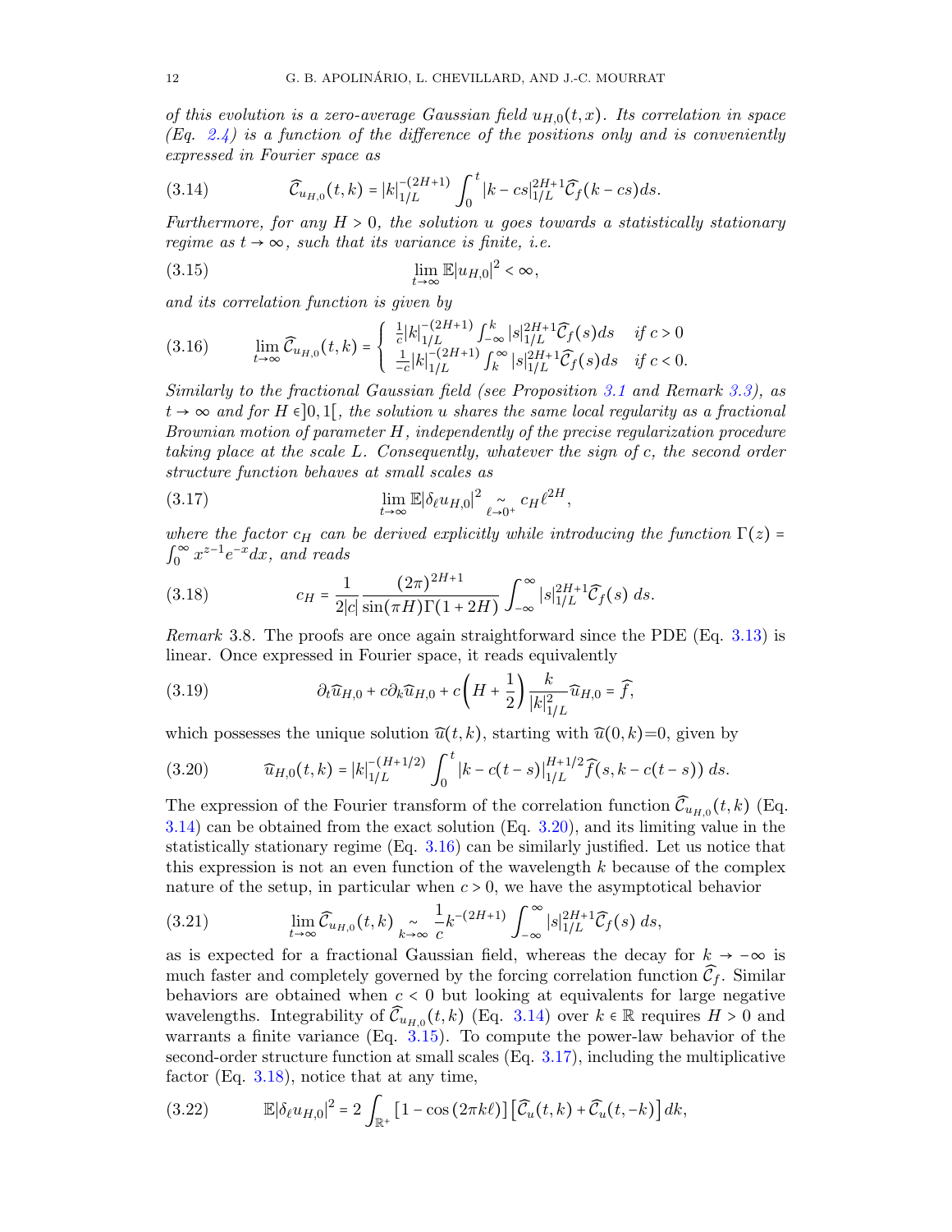*of this evolution is a zero-average Gaussian field $u_{H,0}(t,x)$. Its correlation in space (Eq. 2.4) is a function of the difference of the positions only and is conveniently expressed in Fourier space as*

$$\widehat{\mathcal{C}}_{u_{H,0}}(t,k) = |k|_{1/L}^{-(2H+1)} \int_0^t |k-cs|_{1/L}^{2H+1} \widehat{\mathcal{C}}_f(k-cs)ds. \tag{3.14}$$

*Furthermore, for any $H>0$, the solution $u$ goes towards a statistically stationary regime as $t\to\infty$, such that its variance is finite, i.e.*

$$\lim_{t\to\infty} \mathbb{E}|u_{H,0}|^2 < \infty, \tag{3.15}$$

*and its correlation function is given by*

$$\lim_{t\to\infty} \widehat{\mathcal{C}}_{u_{H,0}}(t,k) = \begin{cases} \frac{1}{c}|k|_{1/L}^{-(2H+1)} \int_{-\infty}^k |s|_{1/L}^{2H+1} \widehat{\mathcal{C}}_f(s)ds & \text{if } c>0 \\ \frac{1}{-c}|k|_{1/L}^{-(2H+1)} \int_{k}^\infty |s|_{1/L}^{2H+1} \widehat{\mathcal{C}}_f(s)ds & \text{if } c<0. \end{cases} \tag{3.16}$$

*Similarly to the fractional Gaussian field (see Proposition 3.1 and Remark 3.3), as $t\to\infty$ and for $H\in]0,1[$, the solution $u$ shares the same local regularity as a fractional Brownian motion of parameter $H$, independently of the precise regularization procedure taking place at the scale $L$. Consequently, whatever the sign of $c$, the second order structure function behaves at small scales as*

$$\lim_{t\to\infty} \mathbb{E}|\delta_\ell u_{H,0}|^2 \underset{\ell\to 0^+}{\sim} c_H \ell^{2H}, \tag{3.17}$$

*where the factor $c_H$ can be derived explicitly while introducing the function $\Gamma(z) = \int_0^\infty x^{z-1}e^{-x}dx$, and reads*

$$c_H = \frac{1}{2|c|}\frac{(2\pi)^{2H+1}}{\sin(\pi H)\Gamma(1+2H)} \int_{-\infty}^\infty |s|_{1/L}^{2H+1} \widehat{\mathcal{C}}_f(s)\, ds. \tag{3.18}$$

*Remark* 3.8. The proofs are once again straightforward since the PDE (Eq. 3.13) is linear. Once expressed in Fourier space, it reads equivalently

$$\partial_t \widehat{u}_{H,0} + c\partial_k \widehat{u}_{H,0} + c\left(H+\frac{1}{2}\right)\frac{k}{|k|_{1/L}^2}\widehat{u}_{H,0} = \widehat{f}, \tag{3.19}$$

which possesses the unique solution $\widehat{u}(t,k)$, starting with $\widehat{u}(0,k)$=0, given by

$$\widehat{u}_{H,0}(t,k) = |k|_{1/L}^{-(H+1/2)} \int_0^t |k-c(t-s)|_{1/L}^{H+1/2} \widehat{f}(s,k-c(t-s))\, ds. \tag{3.20}$$

The expression of the Fourier transform of the correlation function $\widehat{\mathcal{C}}_{u_{H,0}}(t,k)$ (Eq. 3.14) can be obtained from the exact solution (Eq. 3.20), and its limiting value in the statistically stationary regime (Eq. 3.16) can be similarly justified. Let us notice that this expression is not an even function of the wavelength $k$ because of the complex nature of the setup, in particular when $c>0$, we have the asymptotical behavior

$$\lim_{t\to\infty} \widehat{\mathcal{C}}_{u_{H,0}}(t,k) \underset{k\to\infty}{\sim} \frac{1}{c}k^{-(2H+1)} \int_{-\infty}^\infty |s|_{1/L}^{2H+1} \widehat{\mathcal{C}}_f(s)\, ds, \tag{3.21}$$

as is expected for a fractional Gaussian field, whereas the decay for $k\to-\infty$ is much faster and completely governed by the forcing correlation function $\widehat{\mathcal{C}}_f$. Similar behaviors are obtained when $c<0$ but looking at equivalents for large negative wavelengths. Integrability of $\widehat{\mathcal{C}}_{u_{H,0}}(t,k)$ (Eq. 3.14) over $k\in\mathbb{R}$ requires $H>0$ and warrants a finite variance (Eq. 3.15). To compute the power-law behavior of the second-order structure function at small scales (Eq. 3.17), including the multiplicative factor (Eq. 3.18), notice that at any time,

$$\mathbb{E}|\delta_\ell u_{H,0}|^2 = 2\int_{\mathbb{R}^+} \left[1-\cos(2\pi k\ell)\right]\left[\widehat{\mathcal{C}}_u(t,k) + \widehat{\mathcal{C}}_u(t,-k)\right]dk, \tag{3.22}$$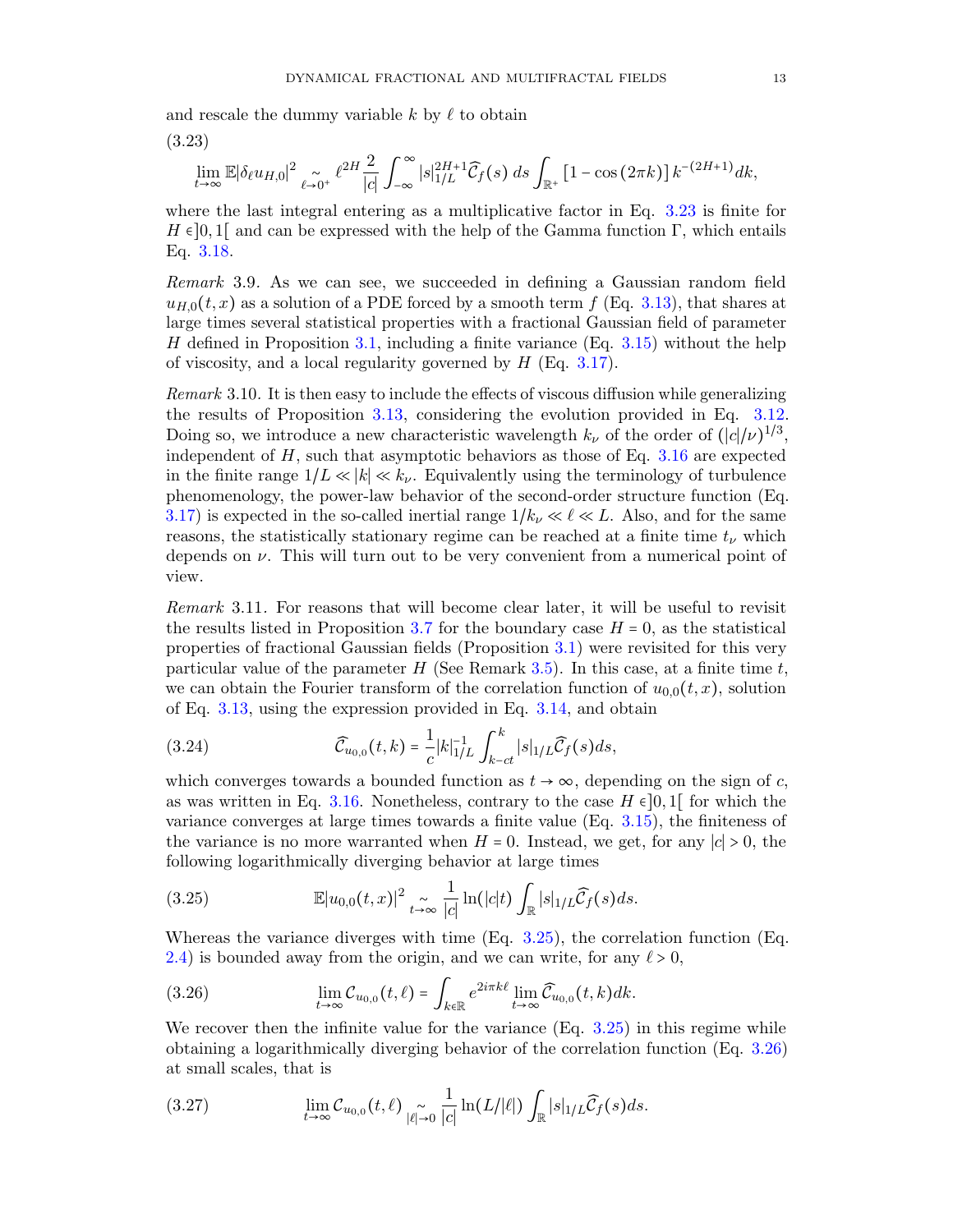and rescale the dummy variable $k$ by $\ell$ to obtain

(3.23)

$$\lim_{t\to\infty} \mathbb{E}|\delta_\ell u_{H,0}|^2 \underset{\ell\to 0^+}{\sim} \ell^{2H}\frac{2}{|c|}\int_{-\infty}^{\infty}|s|_{1/L}^{2H+1}\widehat{\mathcal{C}}_f(s)\, ds \int_{\mathbb{R}^+}\left[1-\cos\left(2\pi k\right)\right]k^{-(2H+1)}dk,$$

where the last integral entering as a multiplicative factor in Eq. 3.23 is finite for $H\in]0,1[$ and can be expressed with the help of the Gamma function $\Gamma$, which entails Eq. 3.18.

*Remark* 3.9. As we can see, we succeeded in defining a Gaussian random field $u_{H,0}(t,x)$ as a solution of a PDE forced by a smooth term $f$ (Eq. 3.13), that shares at large times several statistical properties with a fractional Gaussian field of parameter $H$ defined in Proposition 3.1, including a finite variance (Eq. 3.15) without the help of viscosity, and a local regularity governed by $H$ (Eq. 3.17).

*Remark* 3.10. It is then easy to include the effects of viscous diffusion while generalizing the results of Proposition 3.13, considering the evolution provided in Eq. 3.12. Doing so, we introduce a new characteristic wavelength $k_\nu$ of the order of $(|c|/\nu)^{1/3}$, independent of $H$, such that asymptotic behaviors as those of Eq. 3.16 are expected in the finite range $1/L \ll |k| \ll k_\nu$. Equivalently using the terminology of turbulence phenomenology, the power-law behavior of the second-order structure function (Eq. 3.17) is expected in the so-called inertial range $1/k_\nu \ll \ell \ll L$. Also, and for the same reasons, the statistically stationary regime can be reached at a finite time $t_\nu$ which depends on $\nu$. This will turn out to be very convenient from a numerical point of view.

*Remark* 3.11. For reasons that will become clear later, it will be useful to revisit the results listed in Proposition 3.7 for the boundary case $H=0$, as the statistical properties of fractional Gaussian fields (Proposition 3.1) were revisited for this very particular value of the parameter $H$ (See Remark 3.5). In this case, at a finite time $t$, we can obtain the Fourier transform of the correlation function of $u_{0,0}(t,x)$, solution of Eq. 3.13, using the expression provided in Eq. 3.14, and obtain

$$\widehat{\mathcal{C}}_{u_{0,0}}(t,k) = \frac{1}{c}|k|_{1/L}^{-1}\int_{k-ct}^{k}|s|_{1/L}\widehat{\mathcal{C}}_f(s)ds, \tag{3.24}$$

which converges towards a bounded function as $t\to\infty$, depending on the sign of $c$, as was written in Eq. 3.16. Nonetheless, contrary to the case $H\in]0,1[$ for which the variance converges at large times towards a finite value (Eq. 3.15), the finiteness of the variance is no more warranted when $H=0$. Instead, we get, for any $|c|>0$, the following logarithmically diverging behavior at large times

$$\mathbb{E}|u_{0,0}(t,x)|^2 \underset{t\to\infty}{\sim} \frac{1}{|c|}\ln(|c|t)\int_{\mathbb{R}}|s|_{1/L}\widehat{\mathcal{C}}_f(s)ds. \tag{3.25}$$

Whereas the variance diverges with time (Eq. 3.25), the correlation function (Eq. 2.4) is bounded away from the origin, and we can write, for any $\ell>0$,

$$\lim_{t\to\infty}\mathcal{C}_{u_{0,0}}(t,\ell) = \int_{k\in\mathbb{R}} e^{2i\pi k\ell}\lim_{t\to\infty}\widehat{\mathcal{C}}_{u_{0,0}}(t,k)dk. \tag{3.26}$$

We recover then the infinite value for the variance (Eq. 3.25) in this regime while obtaining a logarithmically diverging behavior of the correlation function (Eq. 3.26) at small scales, that is

$$\lim_{t\to\infty}\mathcal{C}_{u_{0,0}}(t,\ell) \underset{|\ell|\to 0}{\sim} \frac{1}{|c|}\ln(L/|\ell|)\int_{\mathbb{R}}|s|_{1/L}\widehat{\mathcal{C}}_f(s)ds. \tag{3.27}$$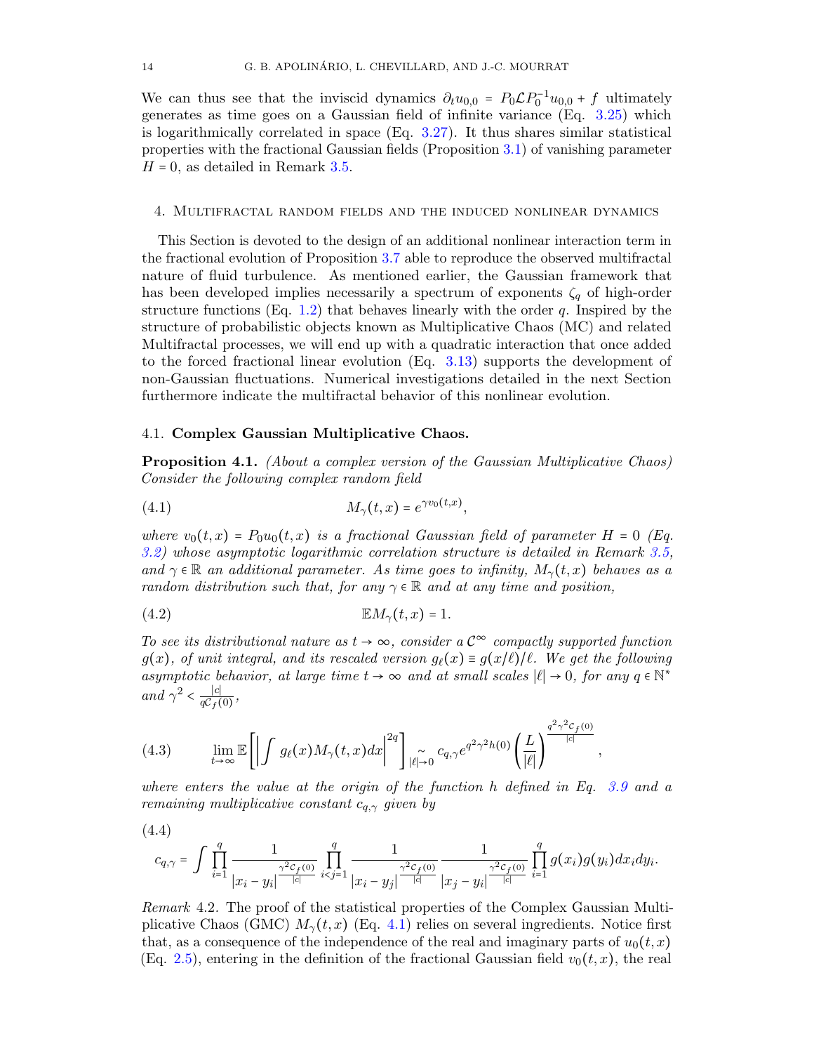We can thus see that the inviscid dynamics $\partial_t u_{0,0} = P_0 \mathcal{L} P_0^{-1} u_{0,0} + f$ ultimately generates as time goes on a Gaussian field of infinite variance (Eq. 3.25) which is logarithmically correlated in space (Eq. 3.27). It thus shares similar statistical properties with the fractional Gaussian fields (Proposition 3.1) of vanishing parameter $H = 0$, as detailed in Remark 3.5.

## 4. Multifractal random fields and the induced nonlinear dynamics

This Section is devoted to the design of an additional nonlinear interaction term in the fractional evolution of Proposition 3.7 able to reproduce the observed multifractal nature of fluid turbulence. As mentioned earlier, the Gaussian framework that has been developed implies necessarily a spectrum of exponents $\zeta_q$ of high-order structure functions (Eq. 1.2) that behaves linearly with the order $q$. Inspired by the structure of probabilistic objects known as Multiplicative Chaos (MC) and related Multifractal processes, we will end up with a quadratic interaction that once added to the forced fractional linear evolution (Eq. 3.13) supports the development of non-Gaussian fluctuations. Numerical investigations detailed in the next Section furthermore indicate the multifractal behavior of this nonlinear evolution.

### 4.1. Complex Gaussian Multiplicative Chaos.

**Proposition 4.1.** *(About a complex version of the Gaussian Multiplicative Chaos) Consider the following complex random field*

$$M_\gamma(t,x) = e^{\gamma v_0(t,x)}, \tag{4.1}$$

*where $v_0(t,x) = P_0 u_0(t,x)$ is a fractional Gaussian field of parameter $H = 0$ (Eq. 3.2) whose asymptotic logarithmic correlation structure is detailed in Remark 3.5, and $\gamma \in \mathbb{R}$ an additional parameter. As time goes to infinity, $M_\gamma(t,x)$ behaves as a random distribution such that, for any $\gamma \in \mathbb{R}$ and at any time and position,*

$$\mathbb{E} M_\gamma(t,x) = 1. \tag{4.2}$$

*To see its distributional nature as $t \to \infty$, consider a $\mathcal{C}^\infty$ compactly supported function $g(x)$, of unit integral, and its rescaled version $g_\ell(x) \equiv g(x/\ell)/\ell$. We get the following asymptotic behavior, at large time $t \to \infty$ and at small scales $|\ell| \to 0$, for any $q \in \mathbb{N}^*$ and $\gamma^2 < \frac{|c|}{q \mathcal{C}_f(0)}$,*

$$\lim_{t\to\infty} \mathbb{E}\left[ \left| \int g_\ell(x) M_\gamma(t,x) dx \right|^{2q} \right] \underset{|\ell|\to 0}{\sim} c_{q,\gamma} e^{q^2\gamma^2 h(0)} \left( \frac{L}{|\ell|} \right)^{\frac{q^2\gamma^2 \mathcal{C}_f(0)}{|c|}}, \tag{4.3}$$

*where enters the value at the origin of the function $h$ defined in Eq. 3.9 and a remaining multiplicative constant $c_{q,\gamma}$ given by*

$$c_{q,\gamma} = \int \prod_{i=1}^{q} \frac{1}{|x_i - y_i|^{\frac{\gamma^2 \mathcal{C}_f(0)}{|c|}}} \prod_{i<j=1}^{q} \frac{1}{|x_i - y_j|^{\frac{\gamma^2 \mathcal{C}_f(0)}{|c|}}} \frac{1}{|x_j - y_i|^{\frac{\gamma^2 \mathcal{C}_f(0)}{|c|}}} \prod_{i=1}^{q} g(x_i) g(y_i) dx_i dy_i. \tag{4.4}$$

*Remark* 4.2. The proof of the statistical properties of the Complex Gaussian Multiplicative Chaos (GMC) $M_\gamma(t,x)$ (Eq. 4.1) relies on several ingredients. Notice first that, as a consequence of the independence of the real and imaginary parts of $u_0(t,x)$ (Eq. 2.5), entering in the definition of the fractional Gaussian field $v_0(t,x)$, the real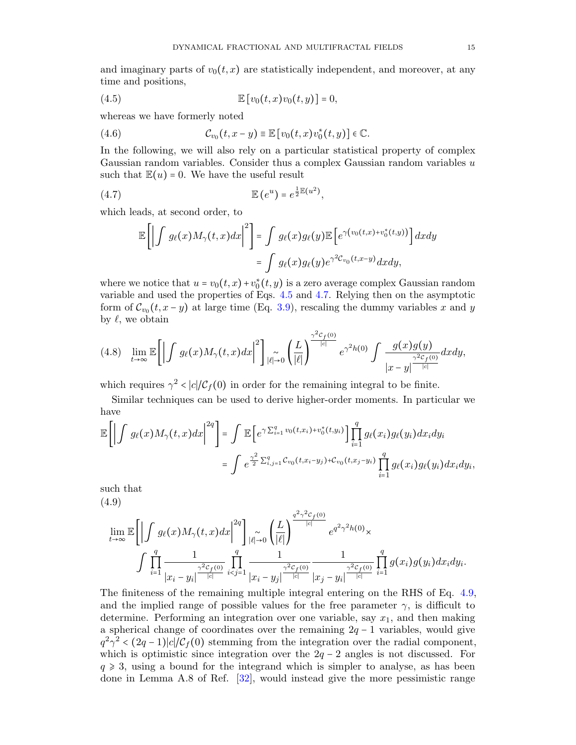and imaginary parts of $v_0(t,x)$ are statistically independent, and moreover, at any time and positions,

$$\mathbb{E}\left[v_0(t,x)v_0(t,y)\right] = 0, \tag{4.5}$$

whereas we have formerly noted

$$\mathcal{C}_{v_0}(t,x-y) \equiv \mathbb{E}\left[v_0(t,x)v_0^*(t,y)\right] \in \mathbb{C}. \tag{4.6}$$

In the following, we will also rely on a particular statistical property of complex Gaussian random variables. Consider thus a complex Gaussian random variables $u$ such that $\mathbb{E}(u) = 0$. We have the useful result

$$\mathbb{E}\left(e^u\right) = e^{\frac{1}{2}\mathbb{E}(u^2)}, \tag{4.7}$$

which leads, at second order, to

$$\begin{aligned}
\mathbb{E}\left[\left|\int g_\ell(x)M_\gamma(t,x)dx\right|^2\right] &= \int g_\ell(x)g_\ell(y)\mathbb{E}\left[e^{\gamma\left(v_0(t,x)+v_0^*(t,y)\right)}\right]dxdy \\
&= \int g_\ell(x)g_\ell(y)e^{\gamma^2\mathcal{C}_{v_0}(t,x-y)}dxdy,
\end{aligned}$$

where we notice that $u = v_0(t,x) + v_0^*(t,y)$ is a zero average complex Gaussian random variable and used the properties of Eqs. 4.5 and 4.7. Relying then on the asymptotic form of $\mathcal{C}_{v_0}(t,x-y)$ at large time (Eq. 3.9), rescaling the dummy variables $x$ and $y$ by $\ell$, we obtain

$$\lim_{t\to\infty}\mathbb{E}\left[\left|\int g_\ell(x)M_\gamma(t,x)dx\right|^2\right] \underset{|\ell|\to 0}{\sim} \left(\frac{L}{|\ell|}\right)^{\frac{\gamma^2\mathcal{C}_f(0)}{|c|}} e^{\gamma^2 h(0)}\int \frac{g(x)g(y)}{|x-y|^{\frac{\gamma^2\mathcal{C}_f(0)}{|c|}}}dxdy, \tag{4.8}$$

which requires $\gamma^2 < |c|/\mathcal{C}_f(0)$ in order for the remaining integral to be finite.

Similar techniques can be used to derive higher-order moments. In particular we have

$$\begin{aligned}
\mathbb{E}\left[\left|\int g_\ell(x)M_\gamma(t,x)dx\right|^{2q}\right] &= \int \mathbb{E}\left[e^{\gamma\sum_{i=1}^q v_0(t,x_i)+v_0^*(t,y_i)}\right]\prod_{i=1}^q g_\ell(x_i)g_\ell(y_i)dx_idy_i \\
&= \int e^{\frac{\gamma^2}{2}\sum_{i,j=1}^q \mathcal{C}_{v_0}(t,x_i-y_j)+\mathcal{C}_{v_0}(t,x_j-y_i)}\prod_{i=1}^q g_\ell(x_i)g_\ell(y_i)dx_idy_i,
\end{aligned}$$

such that

(4.9)

$$\begin{aligned}
\lim_{t\to\infty}\mathbb{E}\left[\left|\int g_\ell(x)M_\gamma(t,x)dx\right|^{2q}\right] &\underset{|\ell|\to 0}{\sim} \left(\frac{L}{|\ell|}\right)^{\frac{q^2\gamma^2\mathcal{C}_f(0)}{|c|}} e^{q^2\gamma^2 h(0)}\times \\
&\int\prod_{i=1}^q \frac{1}{|x_i-y_i|^{\frac{\gamma^2\mathcal{C}_f(0)}{|c|}}}\prod_{i<j=1}^q \frac{1}{|x_i-y_j|^{\frac{\gamma^2\mathcal{C}_f(0)}{|c|}}}\frac{1}{|x_j-y_i|^{\frac{\gamma^2\mathcal{C}_f(0)}{|c|}}}\prod_{i=1}^q g(x_i)g(y_i)dx_idy_i.
\end{aligned}$$

The finiteness of the remaining multiple integral entering on the RHS of Eq. 4.9, and the implied range of possible values for the free parameter $\gamma$, is difficult to determine. Performing an integration over one variable, say $x_1$, and then making a spherical change of coordinates over the remaining $2q-1$ variables, would give $q^2\gamma^2 < (2q-1)|c|/\mathcal{C}_f(0)$ stemming from the integration over the radial component, which is optimistic since integration over the $2q-2$ angles is not discussed. For $q \geqslant 3$, using a bound for the integrand which is simpler to analyse, as has been done in Lemma A.8 of Ref. [32], would instead give the more pessimistic range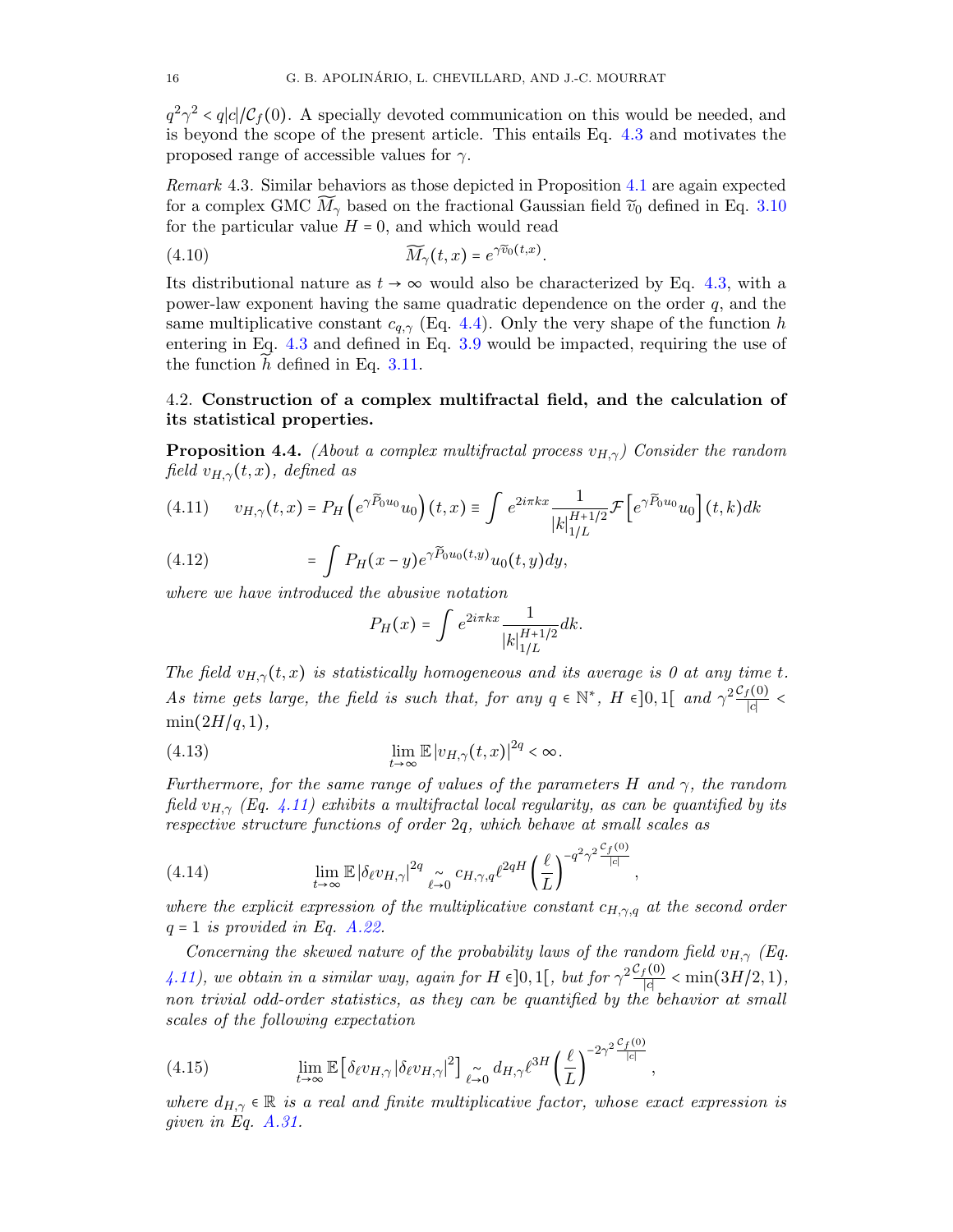$q^2\gamma^2 < q|c|/\mathcal{C}_f(0)$. A specially devoted communication on this would be needed, and is beyond the scope of the present article. This entails Eq. 4.3 and motivates the proposed range of accessible values for $\gamma$.

*Remark* 4.3. Similar behaviors as those depicted in Proposition 4.1 are again expected for a complex GMC $\widetilde{M}_\gamma$ based on the fractional Gaussian field $\widetilde{v}_0$ defined in Eq. 3.10 for the particular value $H = 0$, and which would read

$$\widetilde{M}_\gamma(t,x) = e^{\gamma \widetilde{v}_0(t,x)}. \tag{4.10}$$

Its distributional nature as $t \to \infty$ would also be characterized by Eq. 4.3, with a power-law exponent having the same quadratic dependence on the order $q$, and the same multiplicative constant $c_{q,\gamma}$ (Eq. 4.4). Only the very shape of the function $h$ entering in Eq. 4.3 and defined in Eq. 3.9 would be impacted, requiring the use of the function $\widetilde{h}$ defined in Eq. 3.11.

## 4.2. Construction of a complex multifractal field, and the calculation of its statistical properties.

**Proposition 4.4.** *(About a complex multifractal process $v_{H,\gamma}$) Consider the random field $v_{H,\gamma}(t,x)$, defined as*

$$v_{H,\gamma}(t,x) = P_H\left(e^{\gamma \widetilde{P}_0 u_0} u_0\right)(t,x) \equiv \int e^{2i\pi k x} \frac{1}{|k|_{1/L}^{H+1/2}} \mathcal{F}\left[e^{\gamma \widetilde{P}_0 u_0} u_0\right](t,k) dk \tag{4.11}$$

$$= \int P_H(x-y) e^{\gamma \widetilde{P}_0 u_0(t,y)} u_0(t,y) dy, \tag{4.12}$$

*where we have introduced the abusive notation*

$$P_H(x) = \int e^{2i\pi k x} \frac{1}{|k|_{1/L}^{H+1/2}} dk.$$

*The field $v_{H,\gamma}(t,x)$ is statistically homogeneous and its average is 0 at any time $t$. As time gets large, the field is such that, for any $q \in \mathbb{N}^*$, $H \in ]0,1[$ and $\gamma^2 \frac{\mathcal{C}_f(0)}{|c|} < \min(2H/q, 1)$,*

$$\lim_{t\to\infty} \mathbb{E}\left|v_{H,\gamma}(t,x)\right|^{2q} < \infty. \tag{4.13}$$

*Furthermore, for the same range of values of the parameters $H$ and $\gamma$, the random field $v_{H,\gamma}$ (Eq. 4.11) exhibits a multifractal local regularity, as can be quantified by its respective structure functions of order $2q$, which behave at small scales as*

$$\lim_{t\to\infty} \mathbb{E}\left|\delta_\ell v_{H,\gamma}\right|^{2q} \underset{\ell\to 0}{\sim} c_{H,\gamma,q} \ell^{2qH} \left(\frac{\ell}{L}\right)^{-q^2\gamma^2 \frac{\mathcal{C}_f(0)}{|c|}}, \tag{4.14}$$

*where the explicit expression of the multiplicative constant $c_{H,\gamma,q}$ at the second order $q = 1$ is provided in Eq. A.22.*

*Concerning the skewed nature of the probability laws of the random field $v_{H,\gamma}$ (Eq. 4.11), we obtain in a similar way, again for $H \in ]0,1[$, but for $\gamma^2 \frac{\mathcal{C}_f(0)}{|c|} < \min(3H/2, 1)$, non trivial odd-order statistics, as they can be quantified by the behavior at small scales of the following expectation*

$$\lim_{t\to\infty} \mathbb{E}\left[\delta_\ell v_{H,\gamma} \left|\delta_\ell v_{H,\gamma}\right|^2\right] \underset{\ell\to 0}{\sim} d_{H,\gamma} \ell^{3H} \left(\frac{\ell}{L}\right)^{-2\gamma^2 \frac{\mathcal{C}_f(0)}{|c|}}, \tag{4.15}$$

*where $d_{H,\gamma} \in \mathbb{R}$ is a real and finite multiplicative factor, whose exact expression is given in Eq. A.31.*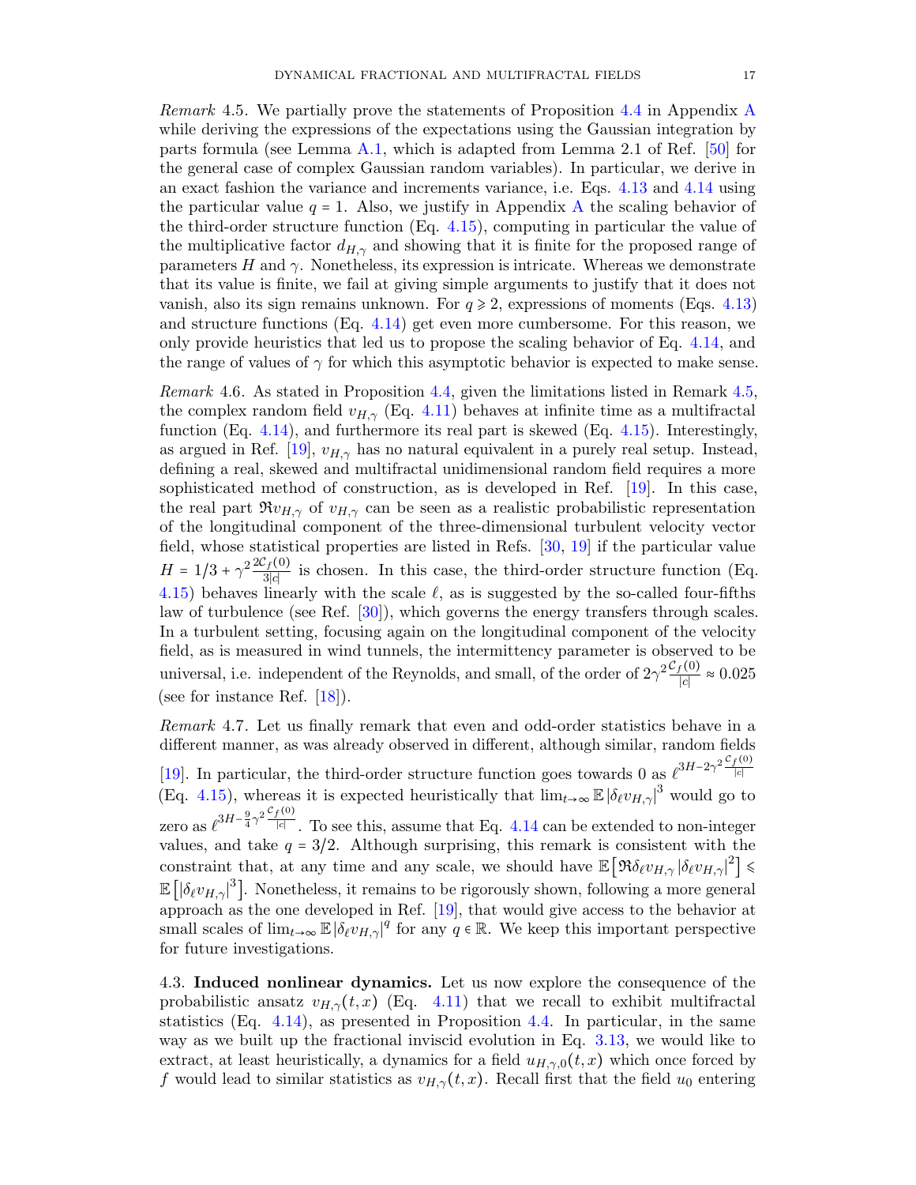*Remark* 4.5. We partially prove the statements of Proposition 4.4 in Appendix A while deriving the expressions of the expectations using the Gaussian integration by parts formula (see Lemma A.1, which is adapted from Lemma 2.1 of Ref. [50] for the general case of complex Gaussian random variables). In particular, we derive in an exact fashion the variance and increments variance, i.e. Eqs. 4.13 and 4.14 using the particular value $q = 1$. Also, we justify in Appendix A the scaling behavior of the third-order structure function (Eq. 4.15), computing in particular the value of the multiplicative factor $d_{H,\gamma}$ and showing that it is finite for the proposed range of parameters $H$ and $\gamma$. Nonetheless, its expression is intricate. Whereas we demonstrate that its value is finite, we fail at giving simple arguments to justify that it does not vanish, also its sign remains unknown. For $q \geqslant 2$, expressions of moments (Eqs. 4.13) and structure functions (Eq. 4.14) get even more cumbersome. For this reason, we only provide heuristics that led us to propose the scaling behavior of Eq. 4.14, and the range of values of $\gamma$ for which this asymptotic behavior is expected to make sense.

*Remark* 4.6. As stated in Proposition 4.4, given the limitations listed in Remark 4.5, the complex random field $v_{H,\gamma}$ (Eq. 4.11) behaves at infinite time as a multifractal function (Eq. 4.14), and furthermore its real part is skewed (Eq. 4.15). Interestingly, as argued in Ref. [19], $v_{H,\gamma}$ has no natural equivalent in a purely real setup. Instead, defining a real, skewed and multifractal unidimensional random field requires a more sophisticated method of construction, as is developed in Ref. [19]. In this case, the real part $\Re v_{H,\gamma}$ of $v_{H,\gamma}$ can be seen as a realistic probabilistic representation of the longitudinal component of the three-dimensional turbulent velocity vector field, whose statistical properties are listed in Refs. [30, 19] if the particular value $H = 1/3 + \gamma^2 \frac{2\mathcal{C}_f(0)}{3|c|}$ is chosen. In this case, the third-order structure function (Eq. 4.15) behaves linearly with the scale $\ell$, as is suggested by the so-called four-fifths law of turbulence (see Ref. [30]), which governs the energy transfers through scales. In a turbulent setting, focusing again on the longitudinal component of the velocity field, as is measured in wind tunnels, the intermittency parameter is observed to be universal, i.e. independent of the Reynolds, and small, of the order of $2\gamma^2 \frac{\mathcal{C}_f(0)}{|c|} \approx 0.025$ (see for instance Ref. [18]).

*Remark* 4.7. Let us finally remark that even and odd-order statistics behave in a different manner, as was already observed in different, although similar, random fields [19]. In particular, the third-order structure function goes towards 0 as $\ell^{3H - 2\gamma^2 \frac{\mathcal{C}_f(0)}{|c|}}$ (Eq. 4.15), whereas it is expected heuristically that $\lim_{t\to\infty} \mathbb{E}\, |\delta_\ell v_{H,\gamma}|^3$ would go to zero as $\ell^{3H - \frac{9}{4}\gamma^2 \frac{\mathcal{C}_f(0)}{|c|}}$. To see this, assume that Eq. 4.14 can be extended to non-integer values, and take $q = 3/2$. Although surprising, this remark is consistent with the constraint that, at any time and any scale, we should have $\mathbb{E}\left[\Re\delta_\ell v_{H,\gamma} |\delta_\ell v_{H,\gamma}|^2\right] \leqslant \mathbb{E}\left[|\delta_\ell v_{H,\gamma}|^3\right]$. Nonetheless, it remains to be rigorously shown, following a more general approach as the one developed in Ref. [19], that would give access to the behavior at small scales of $\lim_{t\to\infty} \mathbb{E}\, |\delta_\ell v_{H,\gamma}|^q$ for any $q \in \mathbb{R}$. We keep this important perspective for future investigations.

4.3. **Induced nonlinear dynamics.** Let us now explore the consequence of the probabilistic ansatz $v_{H,\gamma}(t,x)$ (Eq. 4.11) that we recall to exhibit multifractal statistics (Eq. 4.14), as presented in Proposition 4.4. In particular, in the same way as we built up the fractional inviscid evolution in Eq. 3.13, we would like to extract, at least heuristically, a dynamics for a field $u_{H,\gamma,0}(t,x)$ which once forced by $f$ would lead to similar statistics as $v_{H,\gamma}(t,x)$. Recall first that the field $u_0$ entering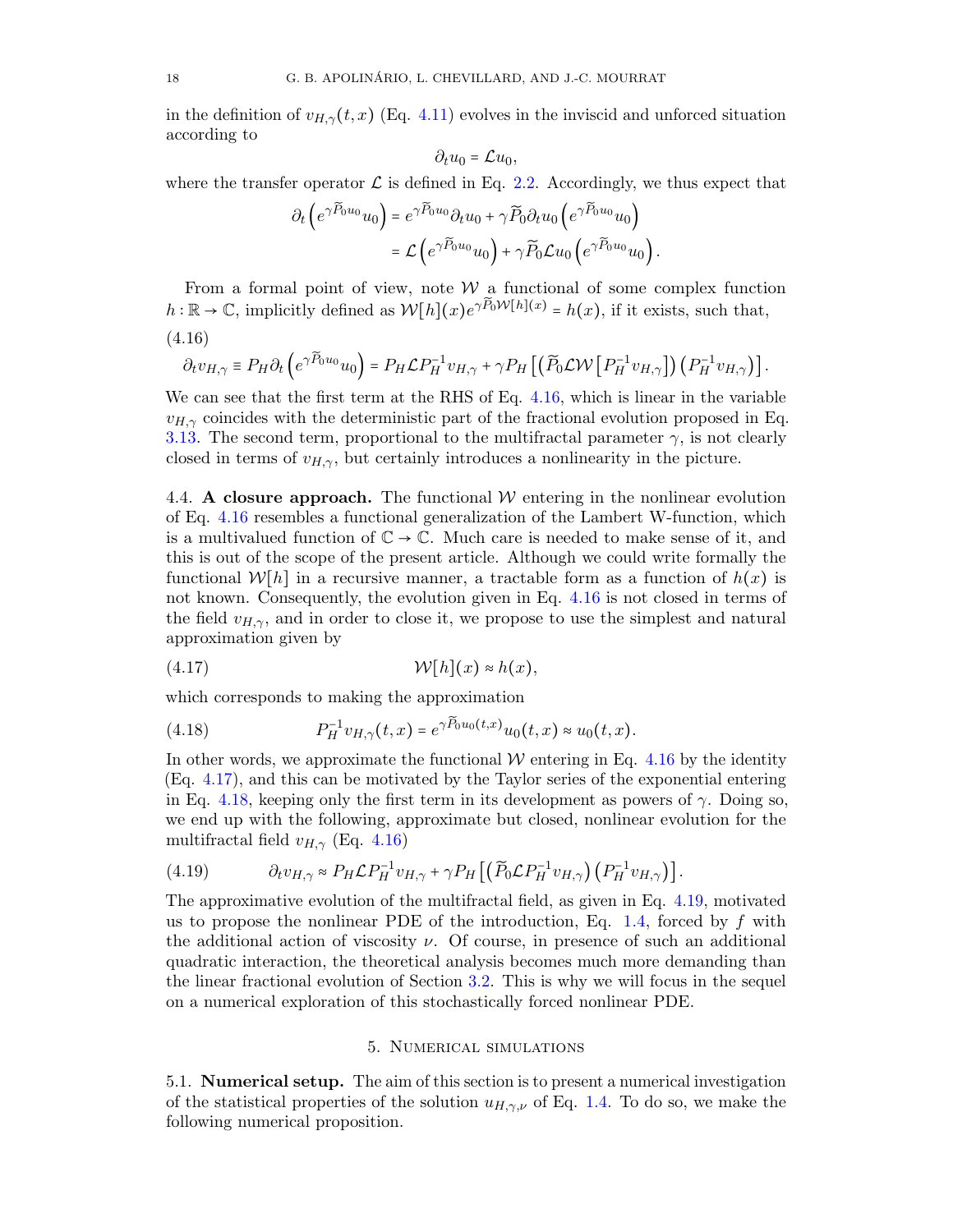in the definition of $v_{H,\gamma}(t,x)$ (Eq. 4.11) evolves in the inviscid and unforced situation according to

$$\partial_t u_0 = \mathcal{L} u_0,$$

where the transfer operator $\mathcal{L}$ is defined in Eq. 2.2. Accordingly, we thus expect that

$$\begin{aligned}
\partial_t \left( e^{\gamma \widetilde{P}_0 u_0} u_0 \right) &= e^{\gamma \widetilde{P}_0 u_0} \partial_t u_0 + \gamma \widetilde{P}_0 \partial_t u_0 \left( e^{\gamma \widetilde{P}_0 u_0} u_0 \right) \\
&= \mathcal{L} \left( e^{\gamma \widetilde{P}_0 u_0} u_0 \right) + \gamma \widetilde{P}_0 \mathcal{L} u_0 \left( e^{\gamma \widetilde{P}_0 u_0} u_0 \right).
\end{aligned}$$

From a formal point of view, note $\mathcal{W}$ a functional of some complex function $h : \mathbb{R} \to \mathbb{C}$, implicitly defined as $\mathcal{W}[h](x) e^{\gamma \widetilde{P}_0 \mathcal{W}[h](x)} = h(x)$, if it exists, such that,

(4.16)
$$\partial_t v_{H,\gamma} \equiv P_H \partial_t \left( e^{\gamma \widetilde{P}_0 u_0} u_0 \right) = P_H \mathcal{L} P_H^{-1} v_{H,\gamma} + \gamma P_H \left[ \left( \widetilde{P}_0 \mathcal{L} \mathcal{W} \left[ P_H^{-1} v_{H,\gamma} \right] \right) \left( P_H^{-1} v_{H,\gamma} \right) \right].$$

We can see that the first term at the RHS of Eq. 4.16, which is linear in the variable $v_{H,\gamma}$ coincides with the deterministic part of the fractional evolution proposed in Eq. 3.13. The second term, proportional to the multifractal parameter $\gamma$, is not clearly closed in terms of $v_{H,\gamma}$, but certainly introduces a nonlinearity in the picture.

4.4. **A closure approach.** The functional $\mathcal{W}$ entering in the nonlinear evolution of Eq. 4.16 resembles a functional generalization of the Lambert W-function, which is a multivalued function of $\mathbb{C} \to \mathbb{C}$. Much care is needed to make sense of it, and this is out of the scope of the present article. Although we could write formally the functional $\mathcal{W}[h]$ in a recursive manner, a tractable form as a function of $h(x)$ is not known. Consequently, the evolution given in Eq. 4.16 is not closed in terms of the field $v_{H,\gamma}$, and in order to close it, we propose to use the simplest and natural approximation given by

$$\mathcal{W}[h](x) \approx h(x), \tag{4.17}$$

which corresponds to making the approximation

$$P_H^{-1} v_{H,\gamma}(t,x) = e^{\gamma \widetilde{P}_0 u_0(t,x)} u_0(t,x) \approx u_0(t,x). \tag{4.18}$$

In other words, we approximate the functional $\mathcal{W}$ entering in Eq. 4.16 by the identity (Eq. 4.17), and this can be motivated by the Taylor series of the exponential entering in Eq. 4.18, keeping only the first term in its development as powers of $\gamma$. Doing so, we end up with the following, approximate but closed, nonlinear evolution for the multifractal field $v_{H,\gamma}$ (Eq. 4.16)

$$\partial_t v_{H,\gamma} \approx P_H \mathcal{L} P_H^{-1} v_{H,\gamma} + \gamma P_H \left[ \left( \widetilde{P}_0 \mathcal{L} P_H^{-1} v_{H,\gamma} \right) \left( P_H^{-1} v_{H,\gamma} \right) \right]. \tag{4.19}$$

The approximative evolution of the multifractal field, as given in Eq. 4.19, motivated us to propose the nonlinear PDE of the introduction, Eq. 1.4, forced by $f$ with the additional action of viscosity $\nu$. Of course, in presence of such an additional quadratic interaction, the theoretical analysis becomes much more demanding than the linear fractional evolution of Section 3.2. This is why we will focus in the sequel on a numerical exploration of this stochastically forced nonlinear PDE.

## 5. Numerical simulations

5.1. **Numerical setup.** The aim of this section is to present a numerical investigation of the statistical properties of the solution $u_{H,\gamma,\nu}$ of Eq. 1.4. To do so, we make the following numerical proposition.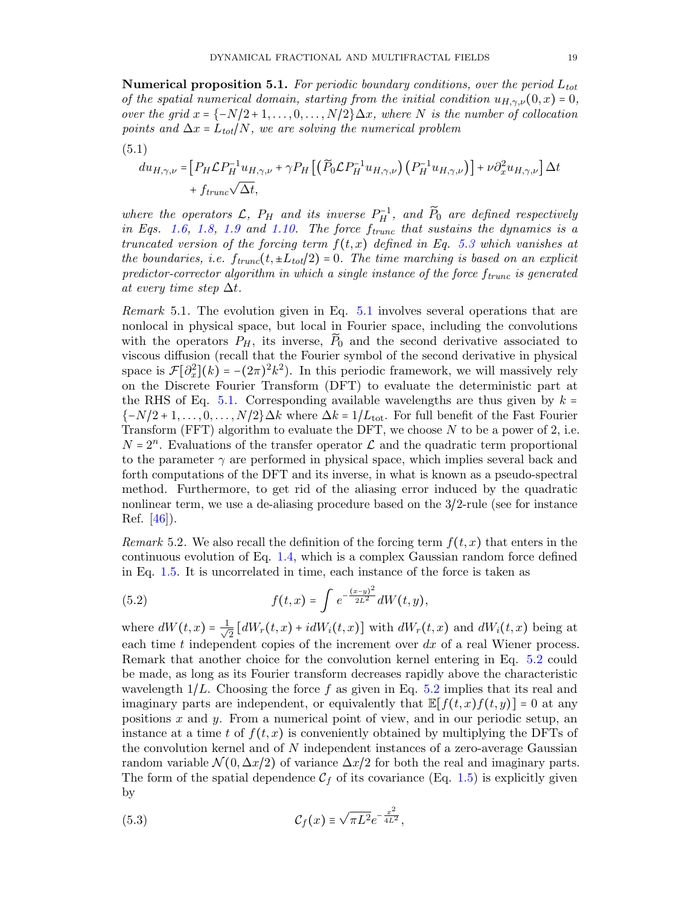**Numerical proposition 5.1.** *For periodic boundary conditions, over the period $L_{tot}$ of the spatial numerical domain, starting from the initial condition $u_{H,\gamma,\nu}(0,x) = 0$, over the grid $x = \{-N/2+1,\dots,0,\dots,N/2\}\Delta x$, where $N$ is the number of collocation points and $\Delta x = L_{tot}/N$, we are solving the numerical problem*

$$
(5.1)\quad \begin{aligned} du_{H,\gamma,\nu} =& \left[ P_H \mathcal{L} P_H^{-1} u_{H,\gamma,\nu} + \gamma P_H \left[ \left( \widetilde{P}_0 \mathcal{L} P_H^{-1} u_{H,\gamma,\nu} \right) \left( P_H^{-1} u_{H,\gamma,\nu} \right) \right] + \nu \partial_x^2 u_{H,\gamma,\nu} \right] \Delta t \\ &+ f_{trunc} \sqrt{\Delta t}, \end{aligned}
$$

*where the operators $\mathcal{L}$, $P_H$ and its inverse $P_H^{-1}$, and $\widetilde{P}_0$ are defined respectively in Eqs. 1.6, 1.8, 1.9 and 1.10. The force $f_{trunc}$ that sustains the dynamics is a truncated version of the forcing term $f(t,x)$ defined in Eq. 5.3 which vanishes at the boundaries, i.e. $f_{trunc}(t, \pm L_{tot}/2) = 0$. The time marching is based on an explicit predictor-corrector algorithm in which a single instance of the force $f_{trunc}$ is generated at every time step $\Delta t$.*

*Remark* 5.1. The evolution given in Eq. 5.1 involves several operations that are nonlocal in physical space, but local in Fourier space, including the convolutions with the operators $P_H$, its inverse, $\widetilde{P}_0$ and the second derivative associated to viscous diffusion (recall that the Fourier symbol of the second derivative in physical space is $\mathcal{F}[\partial_x^2](k) = -(2\pi)^2 k^2$). In this periodic framework, we will massively rely on the Discrete Fourier Transform (DFT) to evaluate the deterministic part at the RHS of Eq. 5.1. Corresponding available wavelengths are thus given by $k = \{-N/2+1,\dots,0,\dots,N/2\}\Delta k$ where $\Delta k = 1/L_{\text{tot}}$. For full benefit of the Fast Fourier Transform (FFT) algorithm to evaluate the DFT, we choose $N$ to be a power of 2, i.e. $N = 2^n$. Evaluations of the transfer operator $\mathcal{L}$ and the quadratic term proportional to the parameter $\gamma$ are performed in physical space, which implies several back and forth computations of the DFT and its inverse, in what is known as a pseudo-spectral method. Furthermore, to get rid of the aliasing error induced by the quadratic nonlinear term, we use a de-aliasing procedure based on the 3/2-rule (see for instance Ref. [46]).

*Remark* 5.2. We also recall the definition of the forcing term $f(t,x)$ that enters in the continuous evolution of Eq. 1.4, which is a complex Gaussian random force defined in Eq. 1.5. It is uncorrelated in time, each instance of the force is taken as

$$
(5.2)\qquad f(t,x) = \int e^{-\frac{(x-y)^2}{2L^2}} dW(t,y),
$$

where $dW(t,x) = \frac{1}{\sqrt{2}}\left[dW_r(t,x) + i dW_i(t,x)\right]$ with $dW_r(t,x)$ and $dW_i(t,x)$ being at each time $t$ independent copies of the increment over $dx$ of a real Wiener process. Remark that another choice for the convolution kernel entering in Eq. 5.2 could be made, as long as its Fourier transform decreases rapidly above the characteristic wavelength $1/L$. Choosing the force $f$ as given in Eq. 5.2 implies that its real and imaginary parts are independent, or equivalently that $\mathbb{E}[f(t,x)f(t,y)] = 0$ at any positions $x$ and $y$. From a numerical point of view, and in our periodic setup, an instance at a time $t$ of $f(t,x)$ is conveniently obtained by multiplying the DFTs of the convolution kernel and of $N$ independent instances of a zero-average Gaussian random variable $\mathcal{N}(0, \Delta x/2)$ of variance $\Delta x/2$ for both the real and imaginary parts. The form of the spatial dependence $\mathcal{C}_f$ of its covariance (Eq. 1.5) is explicitly given by

$$
(5.3)\qquad \mathcal{C}_f(x) \equiv \sqrt{\pi L^2} e^{-\frac{x^2}{4L^2}},
$$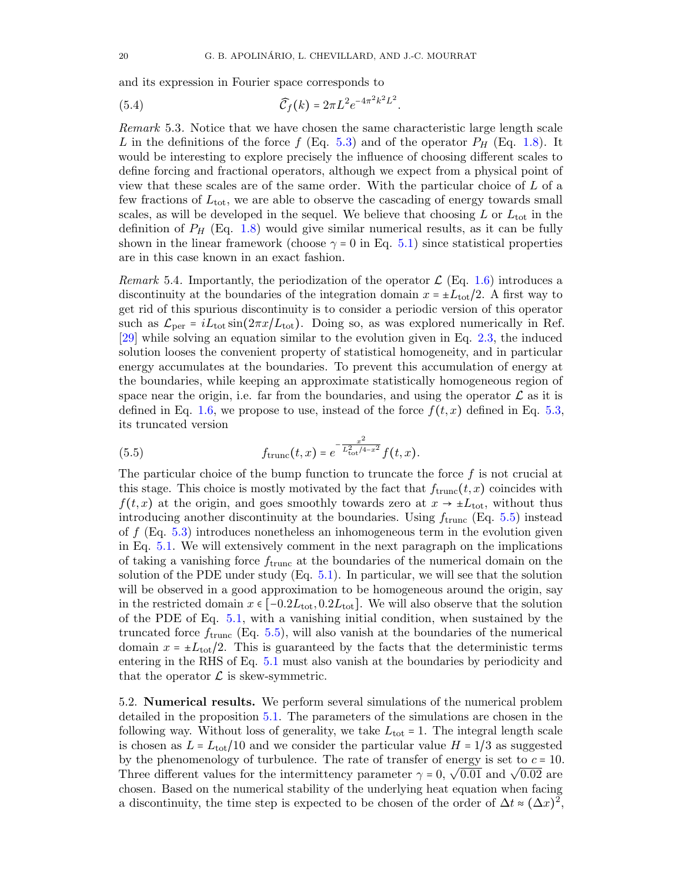and its expression in Fourier space corresponds to

$$\widehat{\mathcal{C}}_f(k) = 2\pi L^2 e^{-4\pi^2 k^2 L^2}. \tag{5.4}$$

*Remark* 5.3. Notice that we have chosen the same characteristic large length scale $L$ in the definitions of the force $f$ (Eq. 5.3) and of the operator $P_H$ (Eq. 1.8). It would be interesting to explore precisely the influence of choosing different scales to define forcing and fractional operators, although we expect from a physical point of view that these scales are of the same order. With the particular choice of $L$ of a few fractions of $L_{\text{tot}}$, we are able to observe the cascading of energy towards small scales, as will be developed in the sequel. We believe that choosing $L$ or $L_{\text{tot}}$ in the definition of $P_H$ (Eq. 1.8) would give similar numerical results, as it can be fully shown in the linear framework (choose $\gamma = 0$ in Eq. 5.1) since statistical properties are in this case known in an exact fashion.

*Remark* 5.4. Importantly, the periodization of the operator $\mathcal{L}$ (Eq. 1.6) introduces a discontinuity at the boundaries of the integration domain $x = \pm L_{\text{tot}}/2$. A first way to get rid of this spurious discontinuity is to consider a periodic version of this operator such as $\mathcal{L}_{\text{per}} = i L_{\text{tot}} \sin(2\pi x/L_{\text{tot}})$. Doing so, as was explored numerically in Ref. [29] while solving an equation similar to the evolution given in Eq. 2.3, the induced solution looses the convenient property of statistical homogeneity, and in particular energy accumulates at the boundaries. To prevent this accumulation of energy at the boundaries, while keeping an approximate statistically homogeneous region of space near the origin, i.e. far from the boundaries, and using the operator $\mathcal{L}$ as it is defined in Eq. 1.6, we propose to use, instead of the force $f(t,x)$ defined in Eq. 5.3, its truncated version

$$f_{\text{trunc}}(t,x) = e^{-\frac{x^2}{L_{\text{tot}}^2/4 - x^2}} f(t,x). \tag{5.5}$$

The particular choice of the bump function to truncate the force $f$ is not crucial at this stage. This choice is mostly motivated by the fact that $f_{\text{trunc}}(t,x)$ coincides with $f(t,x)$ at the origin, and goes smoothly towards zero at $x \to \pm L_{\text{tot}}$, without thus introducing another discontinuity at the boundaries. Using $f_{\text{trunc}}$ (Eq. 5.5) instead of $f$ (Eq. 5.3) introduces nonetheless an inhomogeneous term in the evolution given in Eq. 5.1. We will extensively comment in the next paragraph on the implications of taking a vanishing force $f_{\text{trunc}}$ at the boundaries of the numerical domain on the solution of the PDE under study (Eq. 5.1). In particular, we will see that the solution will be observed in a good approximation to be homogeneous around the origin, say in the restricted domain $x \in [-0.2L_{\text{tot}}, 0.2L_{\text{tot}}]$. We will also observe that the solution of the PDE of Eq. 5.1, with a vanishing initial condition, when sustained by the truncated force $f_{\text{trunc}}$ (Eq. 5.5), will also vanish at the boundaries of the numerical domain $x = \pm L_{\text{tot}}/2$. This is guaranteed by the facts that the deterministic terms entering in the RHS of Eq. 5.1 must also vanish at the boundaries by periodicity and that the operator $\mathcal{L}$ is skew-symmetric.

5.2. **Numerical results.** We perform several simulations of the numerical problem detailed in the proposition 5.1. The parameters of the simulations are chosen in the following way. Without loss of generality, we take $L_{\text{tot}} = 1$. The integral length scale is chosen as $L = L_{\text{tot}}/10$ and we consider the particular value $H = 1/3$ as suggested by the phenomenology of turbulence. The rate of transfer of energy is set to $c = 10$. Three different values for the intermittency parameter $\gamma = 0$, $\sqrt{0.01}$ and $\sqrt{0.02}$ are chosen. Based on the numerical stability of the underlying heat equation when facing a discontinuity, the time step is expected to be chosen of the order of $\Delta t \approx (\Delta x)^2$,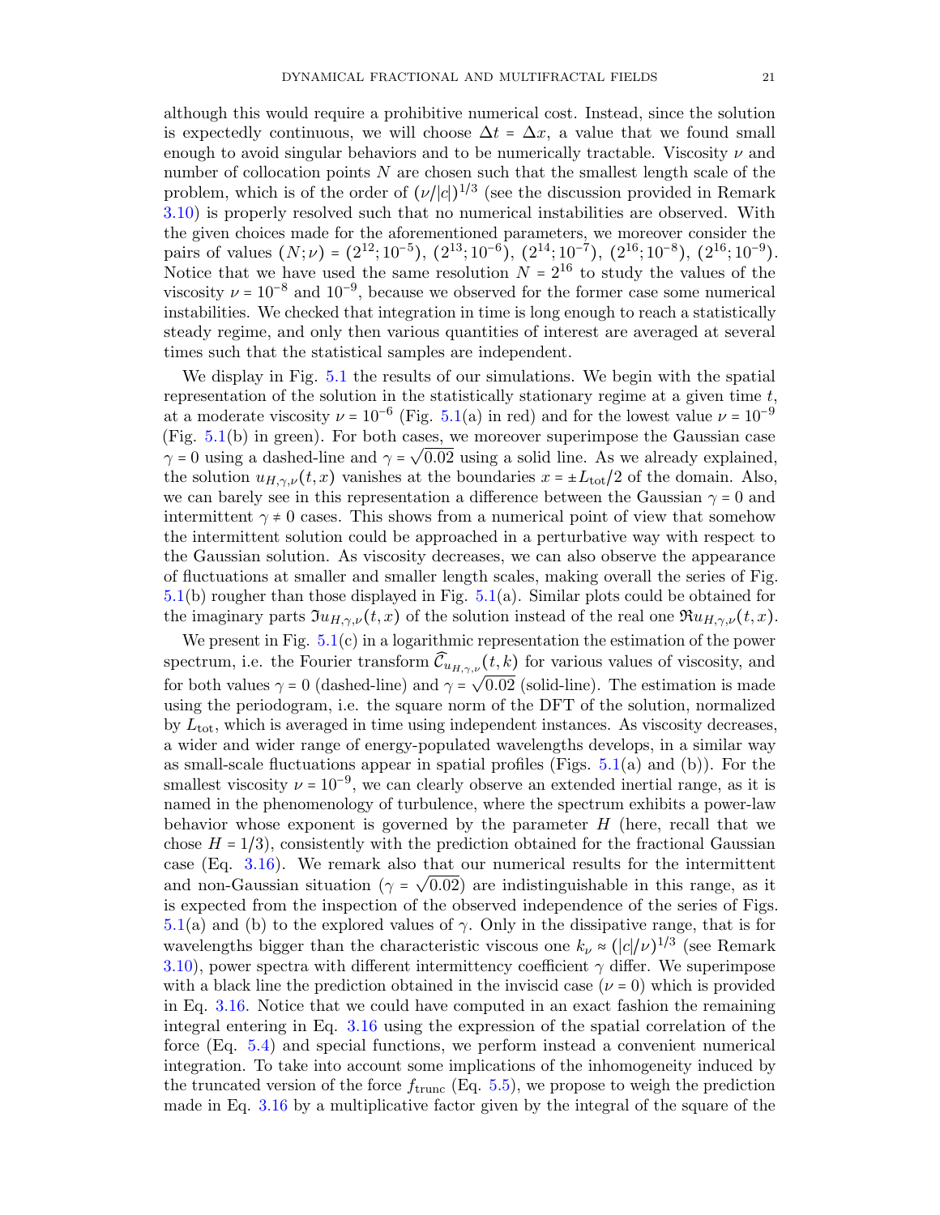although this would require a prohibitive numerical cost. Instead, since the solution is expectedly continuous, we will choose $\Delta t = \Delta x$, a value that we found small enough to avoid singular behaviors and to be numerically tractable. Viscosity $\nu$ and number of collocation points $N$ are chosen such that the smallest length scale of the problem, which is of the order of $(\nu/|c|)^{1/3}$ (see the discussion provided in Remark 3.10) is properly resolved such that no numerical instabilities are observed. With the given choices made for the aforementioned parameters, we moreover consider the pairs of values $(N;\nu) = (2^{12};10^{-5})$, $(2^{13};10^{-6})$, $(2^{14};10^{-7})$, $(2^{16};10^{-8})$, $(2^{16};10^{-9})$. Notice that we have used the same resolution $N = 2^{16}$ to study the values of the viscosity $\nu = 10^{-8}$ and $10^{-9}$, because we observed for the former case some numerical instabilities. We checked that integration in time is long enough to reach a statistically steady regime, and only then various quantities of interest are averaged at several times such that the statistical samples are independent.

We display in Fig. 5.1 the results of our simulations. We begin with the spatial representation of the solution in the statistically stationary regime at a given time $t$, at a moderate viscosity $\nu = 10^{-6}$ (Fig. 5.1(a) in red) and for the lowest value $\nu = 10^{-9}$ (Fig. 5.1(b) in green). For both cases, we moreover superimpose the Gaussian case $\gamma = 0$ using a dashed-line and $\gamma = \sqrt{0.02}$ using a solid line. As we already explained, the solution $u_{H,\gamma,\nu}(t,x)$ vanishes at the boundaries $x = \pm L_{\text{tot}}/2$ of the domain. Also, we can barely see in this representation a difference between the Gaussian $\gamma = 0$ and intermittent $\gamma \neq 0$ cases. This shows from a numerical point of view that somehow the intermittent solution could be approached in a perturbative way with respect to the Gaussian solution. As viscosity decreases, we can also observe the appearance of fluctuations at smaller and smaller length scales, making overall the series of Fig. 5.1(b) rougher than those displayed in Fig. 5.1(a). Similar plots could be obtained for the imaginary parts $\Im u_{H,\gamma,\nu}(t,x)$ of the solution instead of the real one $\Re u_{H,\gamma,\nu}(t,x)$.

We present in Fig. 5.1(c) in a logarithmic representation the estimation of the power spectrum, i.e. the Fourier transform $\widehat{\mathcal{C}}_{u_{H,\gamma,\nu}}(t,k)$ for various values of viscosity, and for both values $\gamma = 0$ (dashed-line) and $\gamma = \sqrt{0.02}$ (solid-line). The estimation is made using the periodogram, i.e. the square norm of the DFT of the solution, normalized by $L_{\text{tot}}$, which is averaged in time using independent instances. As viscosity decreases, a wider and wider range of energy-populated wavelengths develops, in a similar way as small-scale fluctuations appear in spatial profiles (Figs. 5.1(a) and (b)). For the smallest viscosity $\nu = 10^{-9}$, we can clearly observe an extended inertial range, as it is named in the phenomenology of turbulence, where the spectrum exhibits a power-law behavior whose exponent is governed by the parameter $H$ (here, recall that we chose $H = 1/3$), consistently with the prediction obtained for the fractional Gaussian case (Eq. 3.16). We remark also that our numerical results for the intermittent and non-Gaussian situation ($\gamma = \sqrt{0.02}$) are indistinguishable in this range, as it is expected from the inspection of the observed independence of the series of Figs. 5.1(a) and (b) to the explored values of $\gamma$. Only in the dissipative range, that is for wavelengths bigger than the characteristic viscous one $k_\nu \approx (|c|/\nu)^{1/3}$ (see Remark 3.10), power spectra with different intermittency coefficient $\gamma$ differ. We superimpose with a black line the prediction obtained in the inviscid case ($\nu = 0$) which is provided in Eq. 3.16. Notice that we could have computed in an exact fashion the remaining integral entering in Eq. 3.16 using the expression of the spatial correlation of the force (Eq. 5.4) and special functions, we perform instead a convenient numerical integration. To take into account some implications of the inhomogeneity induced by the truncated version of the force $f_{\text{trunc}}$ (Eq. 5.5), we propose to weigh the prediction made in Eq. 3.16 by a multiplicative factor given by the integral of the square of the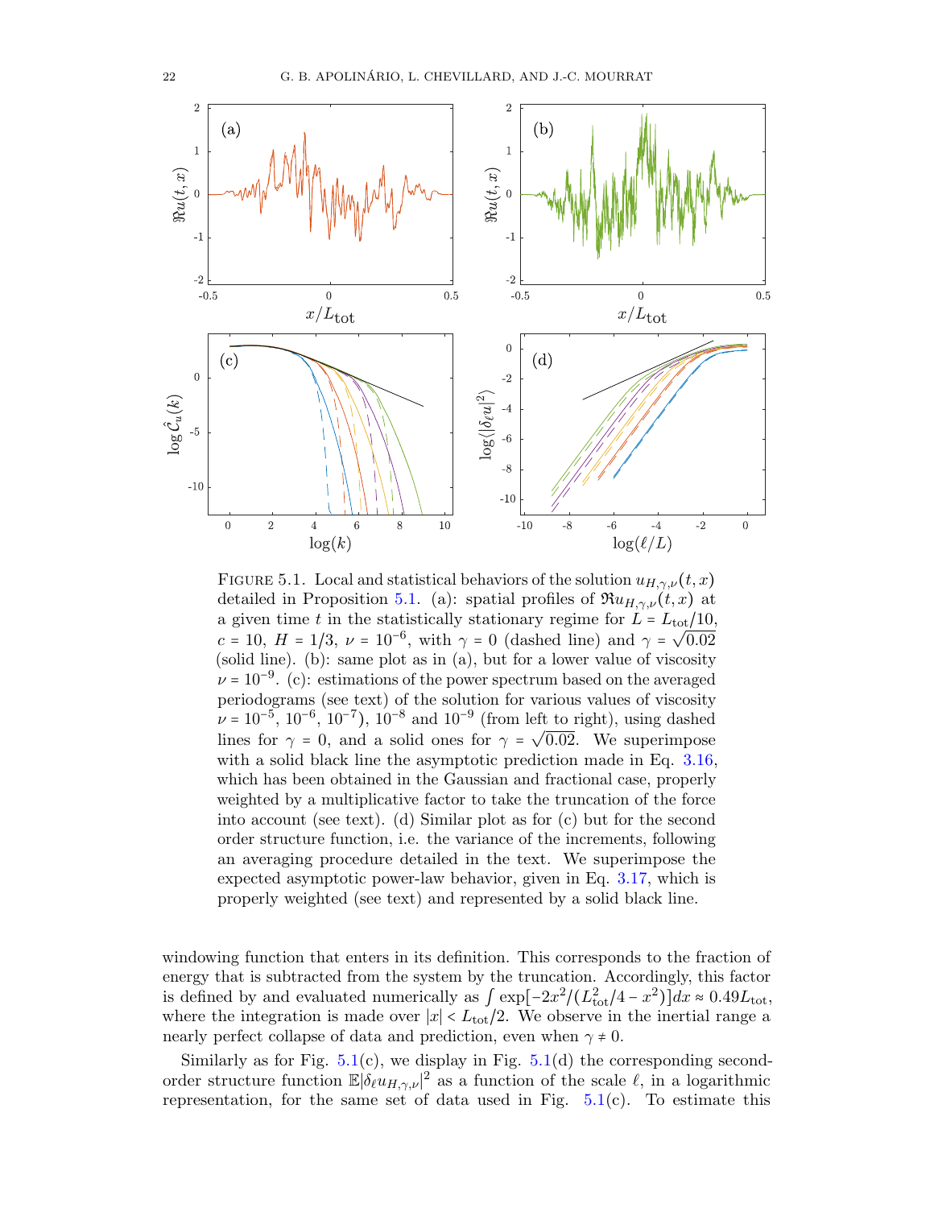FIGURE 5.1. Local and statistical behaviors of the solution $u_{H,\gamma,\nu}(t,x)$ detailed in Proposition 5.1. (a): spatial profiles of $\Re u_{H,\gamma,\nu}(t,x)$ at a given time $t$ in the statistically stationary regime for $L = L_{\text{tot}}/10$, $c = 10$, $H = 1/3$, $\nu = 10^{-6}$, with $\gamma = 0$ (dashed line) and $\gamma = \sqrt{0.02}$ (solid line). (b): same plot as in (a), but for a lower value of viscosity $\nu = 10^{-9}$. (c): estimations of the power spectrum based on the averaged periodograms (see text) of the solution for various values of viscosity $\nu = 10^{-5}$, $10^{-6}$, $10^{-7}$), $10^{-8}$ and $10^{-9}$ (from left to right), using dashed lines for $\gamma = 0$, and a solid ones for $\gamma = \sqrt{0.02}$. We superimpose with a solid black line the asymptotic prediction made in Eq. 3.16, which has been obtained in the Gaussian and fractional case, properly weighted by a multiplicative factor to take the truncation of the force into account (see text). (d) Similar plot as for (c) but for the second order structure function, i.e. the variance of the increments, following an averaging procedure detailed in the text. We superimpose the expected asymptotic power-law behavior, given in Eq. 3.17, which is properly weighted (see text) and represented by a solid black line.

windowing function that enters in its definition. This corresponds to the fraction of energy that is subtracted from the system by the truncation. Accordingly, this factor is defined by and evaluated numerically as $\int \exp[-2x^2/(L_{\text{tot}}^2/4 - x^2)]dx \approx 0.49 L_{\text{tot}}$, where the integration is made over $|x| < L_{\text{tot}}/2$. We observe in the inertial range a nearly perfect collapse of data and prediction, even when $\gamma \neq 0$.

Similarly as for Fig. 5.1(c), we display in Fig. 5.1(d) the corresponding second-order structure function $\mathbb{E}|\delta_\ell u_{H,\gamma,\nu}|^2$ as a function of the scale $\ell$, in a logarithmic representation, for the same set of data used in Fig. 5.1(c). To estimate this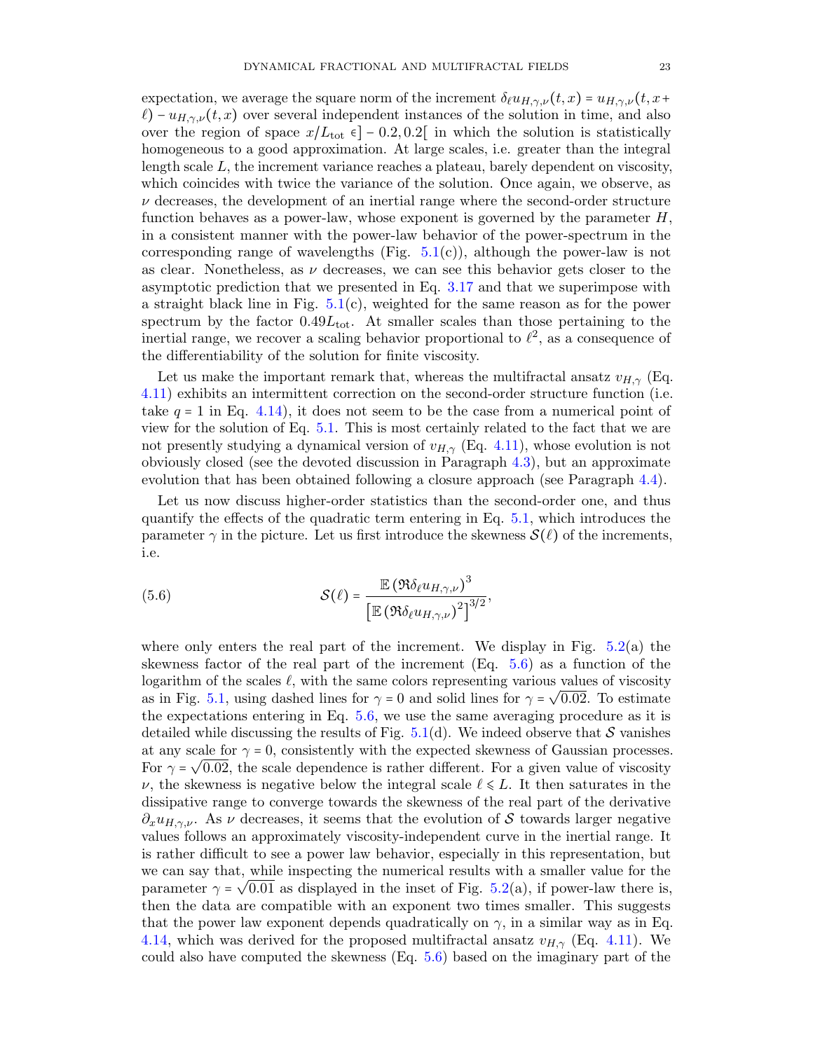expectation, we average the square norm of the increment $\delta_\ell u_{H,\gamma,\nu}(t,x) = u_{H,\gamma,\nu}(t,x+\ell) - u_{H,\gamma,\nu}(t,x)$ over several independent instances of the solution in time, and also over the region of space $x/L_{\text{tot}} \in ]-0.2, 0.2[$ in which the solution is statistically homogeneous to a good approximation. At large scales, i.e. greater than the integral length scale $L$, the increment variance reaches a plateau, barely dependent on viscosity, which coincides with twice the variance of the solution. Once again, we observe, as $\nu$ decreases, the development of an inertial range where the second-order structure function behaves as a power-law, whose exponent is governed by the parameter $H$, in a consistent manner with the power-law behavior of the power-spectrum in the corresponding range of wavelengths (Fig. 5.1(c)), although the power-law is not as clear. Nonetheless, as $\nu$ decreases, we can see this behavior gets closer to the asymptotic prediction that we presented in Eq. 3.17 and that we superimpose with a straight black line in Fig. 5.1(c), weighted for the same reason as for the power spectrum by the factor $0.49L_{\text{tot}}$. At smaller scales than those pertaining to the inertial range, we recover a scaling behavior proportional to $\ell^2$, as a consequence of the differentiability of the solution for finite viscosity.

Let us make the important remark that, whereas the multifractal ansatz $v_{H,\gamma}$ (Eq. 4.11) exhibits an intermittent correction on the second-order structure function (i.e. take $q = 1$ in Eq. 4.14), it does not seem to be the case from a numerical point of view for the solution of Eq. 5.1. This is most certainly related to the fact that we are not presently studying a dynamical version of $v_{H,\gamma}$ (Eq. 4.11), whose evolution is not obviously closed (see the devoted discussion in Paragraph 4.3), but an approximate evolution that has been obtained following a closure approach (see Paragraph 4.4).

Let us now discuss higher-order statistics than the second-order one, and thus quantify the effects of the quadratic term entering in Eq. 5.1, which introduces the parameter $\gamma$ in the picture. Let us first introduce the skewness $\mathcal{S}(\ell)$ of the increments, i.e.

$$\mathcal{S}(\ell) = \frac{\mathbb{E}\left(\Re \delta_\ell u_{H,\gamma,\nu}\right)^3}{\left[\mathbb{E}\left(\Re \delta_\ell u_{H,\gamma,\nu}\right)^2\right]^{3/2}}, \tag{5.6}$$

where only enters the real part of the increment. We display in Fig. 5.2(a) the skewness factor of the real part of the increment (Eq. 5.6) as a function of the logarithm of the scales $\ell$, with the same colors representing various values of viscosity as in Fig. 5.1, using dashed lines for $\gamma = 0$ and solid lines for $\gamma = \sqrt{0.02}$. To estimate the expectations entering in Eq. 5.6, we use the same averaging procedure as it is detailed while discussing the results of Fig. 5.1(d). We indeed observe that $\mathcal{S}$ vanishes at any scale for $\gamma = 0$, consistently with the expected skewness of Gaussian processes. For $\gamma = \sqrt{0.02}$, the scale dependence is rather different. For a given value of viscosity $\nu$, the skewness is negative below the integral scale $\ell \leqslant L$. It then saturates in the dissipative range to converge towards the skewness of the real part of the derivative $\partial_x u_{H,\gamma,\nu}$. As $\nu$ decreases, it seems that the evolution of $\mathcal{S}$ towards larger negative values follows an approximately viscosity-independent curve in the inertial range. It is rather difficult to see a power law behavior, especially in this representation, but we can say that, while inspecting the numerical results with a smaller value for the parameter $\gamma = \sqrt{0.01}$ as displayed in the inset of Fig. 5.2(a), if power-law there is, then the data are compatible with an exponent two times smaller. This suggests that the power law exponent depends quadratically on $\gamma$, in a similar way as in Eq. 4.14, which was derived for the proposed multifractal ansatz $v_{H,\gamma}$ (Eq. 4.11). We could also have computed the skewness (Eq. 5.6) based on the imaginary part of the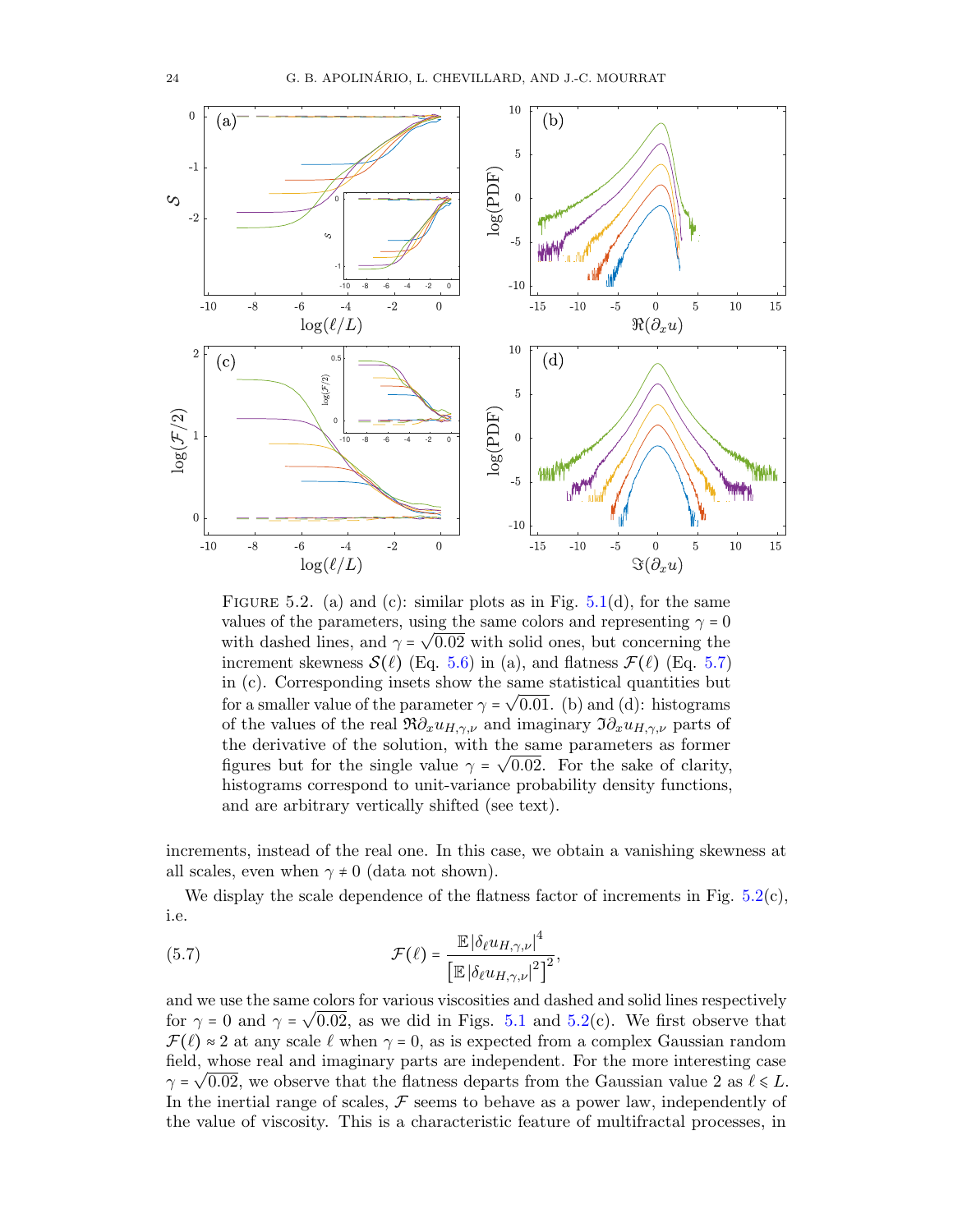FIGURE 5.2. (a) and (c): similar plots as in Fig. 5.1(d), for the same values of the parameters, using the same colors and representing $\gamma = 0$ with dashed lines, and $\gamma = \sqrt{0.02}$ with solid ones, but concerning the increment skewness $\mathcal{S}(\ell)$ (Eq. 5.6) in (a), and flatness $\mathcal{F}(\ell)$ (Eq. 5.7) in (c). Corresponding insets show the same statistical quantities but for a smaller value of the parameter $\gamma = \sqrt{0.01}$. (b) and (d): histograms of the values of the real $\Re\partial_x u_{H,\gamma,\nu}$ and imaginary $\Im\partial_x u_{H,\gamma,\nu}$ parts of the derivative of the solution, with the same parameters as former figures but for the single value $\gamma = \sqrt{0.02}$. For the sake of clarity, histograms correspond to unit-variance probability density functions, and are arbitrary vertically shifted (see text).

increments, instead of the real one. In this case, we obtain a vanishing skewness at all scales, even when $\gamma \neq 0$ (data not shown).

We display the scale dependence of the flatness factor of increments in Fig. 5.2(c), i.e.

$$\mathcal{F}(\ell) = \frac{\mathbb{E}\,|\delta_\ell u_{H,\gamma,\nu}|^4}{\left[\mathbb{E}\,|\delta_\ell u_{H,\gamma,\nu}|^2\right]^2}, \tag{5.7}$$

and we use the same colors for various viscosities and dashed and solid lines respectively for $\gamma = 0$ and $\gamma = \sqrt{0.02}$, as we did in Figs. 5.1 and 5.2(c). We first observe that $\mathcal{F}(\ell) \approx 2$ at any scale $\ell$ when $\gamma = 0$, as is expected from a complex Gaussian random field, whose real and imaginary parts are independent. For the more interesting case $\gamma = \sqrt{0.02}$, we observe that the flatness departs from the Gaussian value 2 as $\ell \leqslant L$. In the inertial range of scales, $\mathcal{F}$ seems to behave as a power law, independently of the value of viscosity. This is a characteristic feature of multifractal processes, in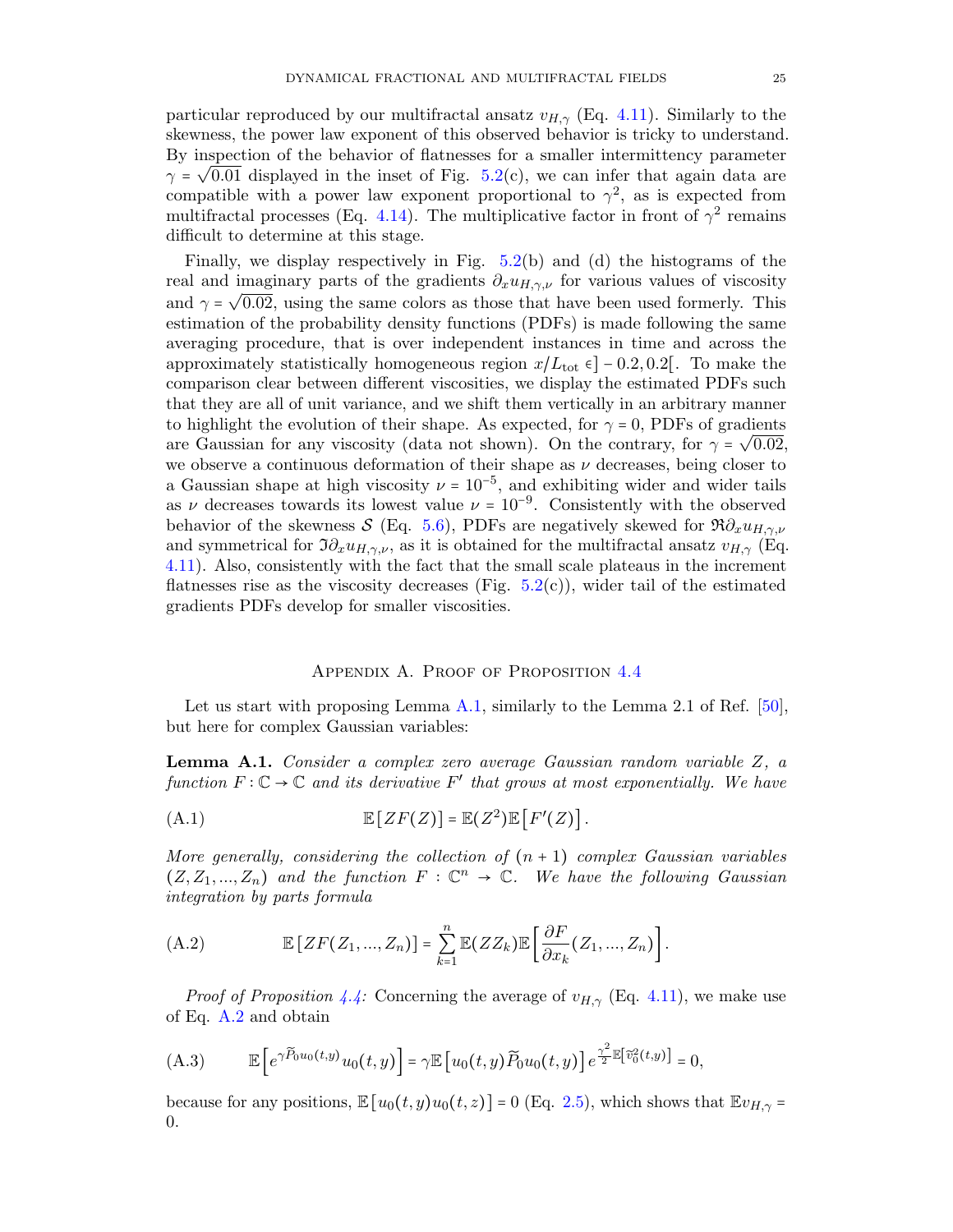particular reproduced by our multifractal ansatz $v_{H,\gamma}$ (Eq. 4.11). Similarly to the skewness, the power law exponent of this observed behavior is tricky to understand. By inspection of the behavior of flatnesses for a smaller intermittency parameter $\gamma = \sqrt{0.01}$ displayed in the inset of Fig. 5.2(c), we can infer that again data are compatible with a power law exponent proportional to $\gamma^2$, as is expected from multifractal processes (Eq. 4.14). The multiplicative factor in front of $\gamma^2$ remains difficult to determine at this stage.

Finally, we display respectively in Fig. 5.2(b) and (d) the histograms of the real and imaginary parts of the gradients $\partial_x u_{H,\gamma,\nu}$ for various values of viscosity and $\gamma = \sqrt{0.02}$, using the same colors as those that have been used formerly. This estimation of the probability density functions (PDFs) is made following the same averaging procedure, that is over independent instances in time and across the approximately statistically homogeneous region $x/L_{\text{tot}} \in ]-0.2, 0.2[$. To make the comparison clear between different viscosities, we display the estimated PDFs such that they are all of unit variance, and we shift them vertically in an arbitrary manner to highlight the evolution of their shape. As expected, for $\gamma = 0$, PDFs of gradients are Gaussian for any viscosity (data not shown). On the contrary, for $\gamma = \sqrt{0.02}$, we observe a continuous deformation of their shape as $\nu$ decreases, being closer to a Gaussian shape at high viscosity $\nu = 10^{-5}$, and exhibiting wider and wider tails as $\nu$ decreases towards its lowest value $\nu = 10^{-9}$. Consistently with the observed behavior of the skewness $\mathcal{S}$ (Eq. 5.6), PDFs are negatively skewed for $\Re\partial_x u_{H,\gamma,\nu}$ and symmetrical for $\Im\partial_x u_{H,\gamma,\nu}$, as it is obtained for the multifractal ansatz $v_{H,\gamma}$ (Eq. 4.11). Also, consistently with the fact that the small scale plateaus in the increment flatnesses rise as the viscosity decreases (Fig. 5.2(c)), wider tail of the estimated gradients PDFs develop for smaller viscosities.

## Appendix A. Proof of Proposition 4.4

Let us start with proposing Lemma A.1, similarly to the Lemma 2.1 of Ref. [50], but here for complex Gaussian variables:

**Lemma A.1.** *Consider a complex zero average Gaussian random variable $Z$, a function $F : \mathbb{C} \to \mathbb{C}$ and its derivative $F'$ that grows at most exponentially. We have*

$$\mathbb{E}\left[ZF(Z)\right] = \mathbb{E}(Z^2)\mathbb{E}\left[F'(Z)\right]. \tag{A.1}$$

*More generally, considering the collection of $(n+1)$ complex Gaussian variables $(Z, Z_1, ..., Z_n)$ and the function $F : \mathbb{C}^n \to \mathbb{C}$. We have the following Gaussian integration by parts formula*

$$\mathbb{E}\left[ZF(Z_1,...,Z_n)\right] = \sum_{k=1}^{n} \mathbb{E}(ZZ_k)\mathbb{E}\left[\frac{\partial F}{\partial x_k}(Z_1,...,Z_n)\right]. \tag{A.2}$$

*Proof of Proposition 4.4:* Concerning the average of $v_{H,\gamma}$ (Eq. 4.11), we make use of Eq. A.2 and obtain

$$\mathbb{E}\left[e^{\gamma \widetilde{P}_0 u_0(t,y)} u_0(t,y)\right] = \gamma \mathbb{E}\left[u_0(t,y)\widetilde{P}_0 u_0(t,y)\right] e^{\frac{\gamma^2}{2}\mathbb{E}\left[\widetilde{v}_0^2(t,y)\right]} = 0, \tag{A.3}$$

because for any positions, $\mathbb{E}\left[u_0(t,y)u_0(t,z)\right] = 0$ (Eq. 2.5), which shows that $\mathbb{E}v_{H,\gamma} = 0$.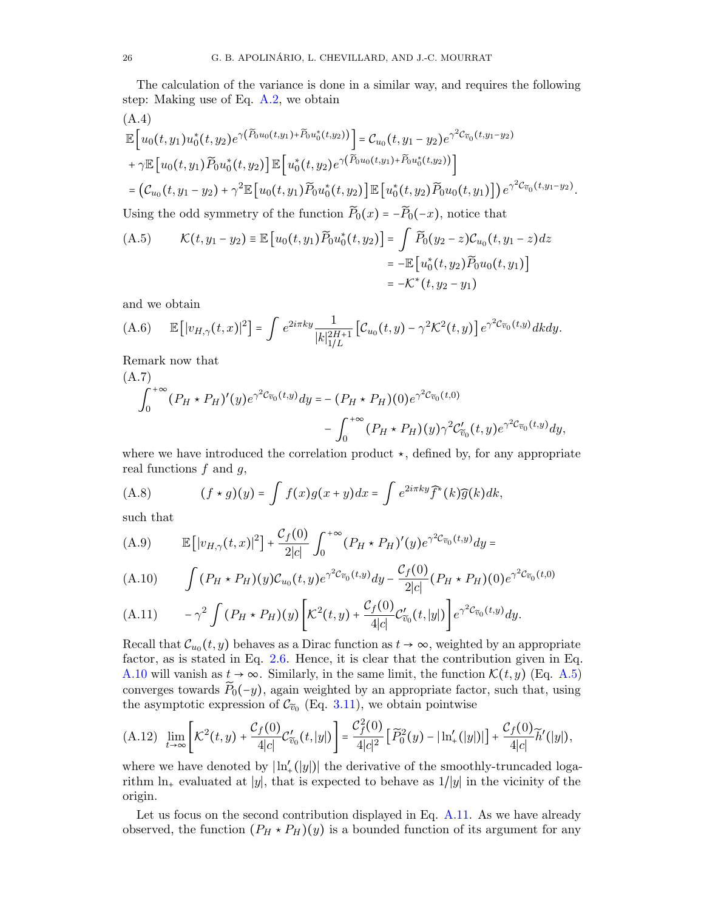The calculation of the variance is done in a similar way, and requires the following step: Making use of Eq. A.2, we obtain

$$
\begin{aligned}
\text{(A.4)}\quad & \\
&\mathbb{E}\left[u_0(t,y_1)u_0^*(t,y_2)e^{\gamma\left(\widetilde{P}_0u_0(t,y_1)+\widetilde{P}_0u_0^*(t,y_2)\right)}\right] = \mathcal{C}_{u_0}(t,y_1-y_2)e^{\gamma^2\mathcal{C}_{\widetilde{v}_0}(t,y_1-y_2)} \\
&+\gamma\mathbb{E}\left[u_0(t,y_1)\widetilde{P}_0u_0^*(t,y_2)\right]\mathbb{E}\left[u_0^*(t,y_2)e^{\gamma\left(\widetilde{P}_0u_0(t,y_1)+\widetilde{P}_0u_0^*(t,y_2)\right)}\right] \\
&= \left(\mathcal{C}_{u_0}(t,y_1-y_2)+\gamma^2\mathbb{E}\left[u_0(t,y_1)\widetilde{P}_0u_0^*(t,y_2)\right]\mathbb{E}\left[u_0^*(t,y_2)\widetilde{P}_0u_0(t,y_1)\right]\right)e^{\gamma^2\mathcal{C}_{\widetilde{v}_0}(t,y_1-y_2)}.
\end{aligned}
$$

Using the odd symmetry of the function $\widetilde{P}_0(x) = -\widetilde{P}_0(-x)$, notice that

$$
\begin{aligned}
\text{(A.5)}\qquad \mathcal{K}(t,y_1-y_2) \equiv \mathbb{E}\left[u_0(t,y_1)\widetilde{P}_0u_0^*(t,y_2)\right] &= \int \widetilde{P}_0(y_2-z)\mathcal{C}_{u_0}(t,y_1-z)dz \\
&= -\mathbb{E}\left[u_0^*(t,y_2)\widetilde{P}_0u_0(t,y_1)\right] \\
&= -\mathcal{K}^*(t,y_2-y_1)
\end{aligned}
$$

and we obtain

$$
\text{(A.6)}\qquad \mathbb{E}\left[|v_{H,\gamma}(t,x)|^2\right] = \int e^{2i\pi ky}\frac{1}{|k|_{1/L}^{2H+1}}\left[\mathcal{C}_{u_0}(t,y)-\gamma^2\mathcal{K}^2(t,y)\right]e^{\gamma^2\mathcal{C}_{\widetilde{v}_0}(t,y)}dkdy.
$$

Remark now that

$$
\begin{aligned}
\text{(A.7)}\quad & \\
&\int_0^{+\infty}(P_H\star P_H)'(y)e^{\gamma^2\mathcal{C}_{\widetilde{v}_0}(t,y)}dy = -(P_H\star P_H)(0)e^{\gamma^2\mathcal{C}_{\widetilde{v}_0}(t,0)} \\
&\qquad\qquad -\int_0^{+\infty}(P_H\star P_H)(y)\gamma^2\mathcal{C}'_{\widetilde{v}_0}(t,y)e^{\gamma^2\mathcal{C}_{\widetilde{v}_0}(t,y)}dy,
\end{aligned}
$$

where we have introduced the correlation product $\star$, defined by, for any appropriate real functions $f$ and $g$,

$$
\text{(A.8)}\qquad (f\star g)(y) = \int f(x)g(x+y)dx = \int e^{2i\pi ky}\widehat{f}^*(k)\widehat{g}(k)dk,
$$

such that

$$
\text{(A.9)}\qquad \mathbb{E}\left[|v_{H,\gamma}(t,x)|^2\right] + \frac{\mathcal{C}_f(0)}{2|c|}\int_0^{+\infty}(P_H\star P_H)'(y)e^{\gamma^2\mathcal{C}_{\widetilde{v}_0}(t,y)}dy =
$$

$$
\text{(A.10)}\qquad \int(P_H\star P_H)(y)\mathcal{C}_{u_0}(t,y)e^{\gamma^2\mathcal{C}_{\widetilde{v}_0}(t,y)}dy - \frac{\mathcal{C}_f(0)}{2|c|}(P_H\star P_H)(0)e^{\gamma^2\mathcal{C}_{\widetilde{v}_0}(t,0)}
$$

$$
\text{(A.11)}\qquad -\gamma^2\int(P_H\star P_H)(y)\left[\mathcal{K}^2(t,y)+\frac{\mathcal{C}_f(0)}{4|c|}\mathcal{C}'_{\widetilde{v}_0}(t,|y|)\right]e^{\gamma^2\mathcal{C}_{\widetilde{v}_0}(t,y)}dy.
$$

Recall that $\mathcal{C}_{u_0}(t,y)$ behaves as a Dirac function as $t\to\infty$, weighted by an appropriate factor, as is stated in Eq. 2.6. Hence, it is clear that the contribution given in Eq. A.10 will vanish as $t\to\infty$. Similarly, in the same limit, the function $\mathcal{K}(t,y)$ (Eq. A.5) converges towards $\widetilde{P}_0(-y)$, again weighted by an appropriate factor, such that, using the asymptotic expression of $\mathcal{C}_{\widetilde{v}_0}$ (Eq. 3.11), we obtain pointwise

$$
\text{(A.12)}\quad \lim_{t\to\infty}\left[\mathcal{K}^2(t,y)+\frac{\mathcal{C}_f(0)}{4|c|}\mathcal{C}'_{\widetilde{v}_0}(t,|y|)\right] = \frac{\mathcal{C}_f^2(0)}{4|c|^2}\left[\widetilde{P}_0^2(y)-|\ln'_+(|y|)|\right]+\frac{\mathcal{C}_f(0)}{4|c|}\widetilde{h}'(|y|),
$$

where we have denoted by $|\ln'_+(|y|)|$ the derivative of the smoothly-truncaded logarithm $\ln_+$ evaluated at $|y|$, that is expected to behave as $1/|y|$ in the vicinity of the origin.

Let us focus on the second contribution displayed in Eq. A.11. As we have already observed, the function $(P_H\star P_H)(y)$ is a bounded function of its argument for any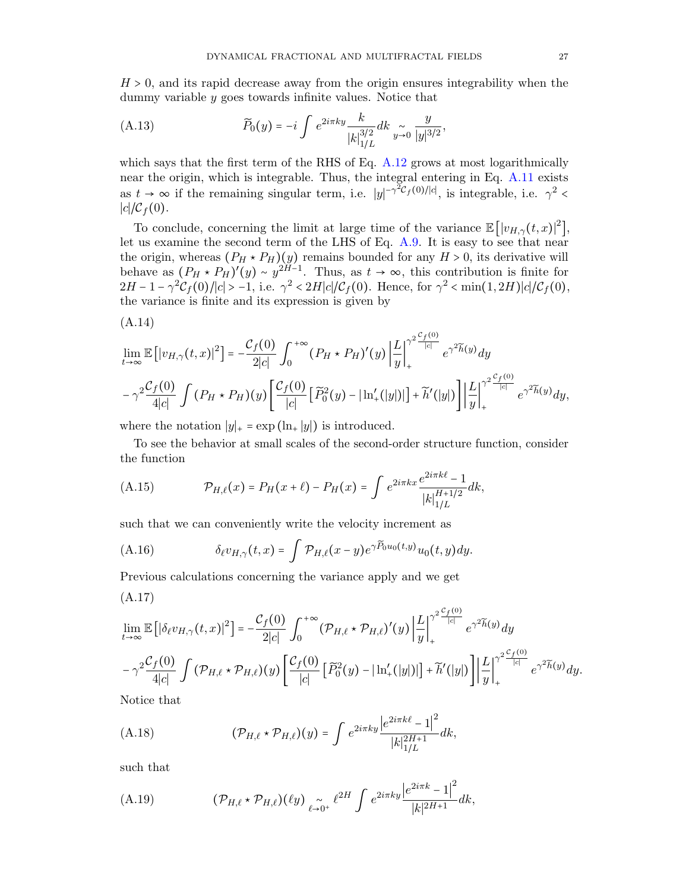$H > 0$, and its rapid decrease away from the origin ensures integrability when the dummy variable $y$ goes towards infinite values. Notice that

$$\widetilde{P}_0(y) = -i \int e^{2i\pi k y} \frac{k}{|k|_{1/L}^{3/2}} dk \underset{y\to 0}{\sim} \frac{y}{|y|^{3/2}}, \tag{A.13}$$

which says that the first term of the RHS of Eq. A.12 grows at most logarithmically near the origin, which is integrable. Thus, the integral entering in Eq. A.11 exists as $t \to \infty$ if the remaining singular term, i.e. $|y|^{-\gamma^2 \mathcal{C}_f(0)/|c|}$, is integrable, i.e. $\gamma^2 < |c|/\mathcal{C}_f(0)$.

To conclude, concerning the limit at large time of the variance $\mathbb{E}\left[|v_{H,\gamma}(t,x)|^2\right]$, let us examine the second term of the LHS of Eq. A.9. It is easy to see that near the origin, whereas $(P_H \star P_H)(y)$ remains bounded for any $H > 0$, its derivative will behave as $(P_H \star P_H)'(y) \sim y^{2H-1}$. Thus, as $t \to \infty$, this contribution is finite for $2H - 1 - \gamma^2 \mathcal{C}_f(0)/|c| > -1$, i.e. $\gamma^2 < 2H|c|/\mathcal{C}_f(0)$. Hence, for $\gamma^2 < \min(1, 2H)|c|/\mathcal{C}_f(0)$, the variance is finite and its expression is given by

(A.14)

$$\begin{aligned}
&\lim_{t\to\infty} \mathbb{E}\left[|v_{H,\gamma}(t,x)|^2\right] = -\frac{\mathcal{C}_f(0)}{2|c|} \int_0^{+\infty} (P_H \star P_H)'(y) \left|\frac{L}{y}\right|_+^{\gamma^2 \frac{\mathcal{C}_f(0)}{|c|}} e^{\gamma^2 \widetilde{h}(y)} dy \\
&- \gamma^2 \frac{\mathcal{C}_f(0)}{4|c|} \int (P_H \star P_H)(y) \left[ \frac{\mathcal{C}_f(0)}{|c|} \left[ \widetilde{P}_0^2(y) - |\ln'_+(|y|)| \right] + \widetilde{h}'(|y|) \right] \left|\frac{L}{y}\right|_+^{\gamma^2 \frac{\mathcal{C}_f(0)}{|c|}} e^{\gamma^2 \widetilde{h}(y)} dy,
\end{aligned}$$

where the notation $|y|_+ = \exp(\ln_+ |y|)$ is introduced.

To see the behavior at small scales of the second-order structure function, consider the function

$$\mathcal{P}_{H,\ell}(x) = P_H(x+\ell) - P_H(x) = \int e^{2i\pi k x} \frac{e^{2i\pi k \ell} - 1}{|k|_{1/L}^{H+1/2}} dk, \tag{A.15}$$

such that we can conveniently write the velocity increment as

$$\delta_\ell v_{H,\gamma}(t,x) = \int \mathcal{P}_{H,\ell}(x-y) e^{\gamma \widetilde{P}_0 u_0(t,y)} u_0(t,y) dy. \tag{A.16}$$

Previous calculations concerning the variance apply and we get

(A.17)

$$\begin{aligned}
&\lim_{t\to\infty} \mathbb{E}\left[|\delta_\ell v_{H,\gamma}(t,x)|^2\right] = -\frac{\mathcal{C}_f(0)}{2|c|} \int_0^{+\infty} (\mathcal{P}_{H,\ell} \star \mathcal{P}_{H,\ell})'(y) \left|\frac{L}{y}\right|_+^{\gamma^2 \frac{\mathcal{C}_f(0)}{|c|}} e^{\gamma^2 \widetilde{h}(y)} dy \\
&- \gamma^2 \frac{\mathcal{C}_f(0)}{4|c|} \int (\mathcal{P}_{H,\ell} \star \mathcal{P}_{H,\ell})(y) \left[ \frac{\mathcal{C}_f(0)}{|c|} \left[ \widetilde{P}_0^2(y) - |\ln'_+(|y|)| \right] + \widetilde{h}'(|y|) \right] \left|\frac{L}{y}\right|_+^{\gamma^2 \frac{\mathcal{C}_f(0)}{|c|}} e^{\gamma^2 \widetilde{h}(y)} dy.
\end{aligned}$$

Notice that

$$(\mathcal{P}_{H,\ell} \star \mathcal{P}_{H,\ell})(y) = \int e^{2i\pi k y} \frac{\left|e^{2i\pi k \ell} - 1\right|^2}{|k|_{1/L}^{2H+1}} dk, \tag{A.18}$$

such that

$$(\mathcal{P}_{H,\ell} \star \mathcal{P}_{H,\ell})(\ell y) \underset{\ell\to 0^+}{\sim} \ell^{2H} \int e^{2i\pi k y} \frac{\left|e^{2i\pi k} - 1\right|^2}{|k|^{2H+1}} dk, \tag{A.19}$$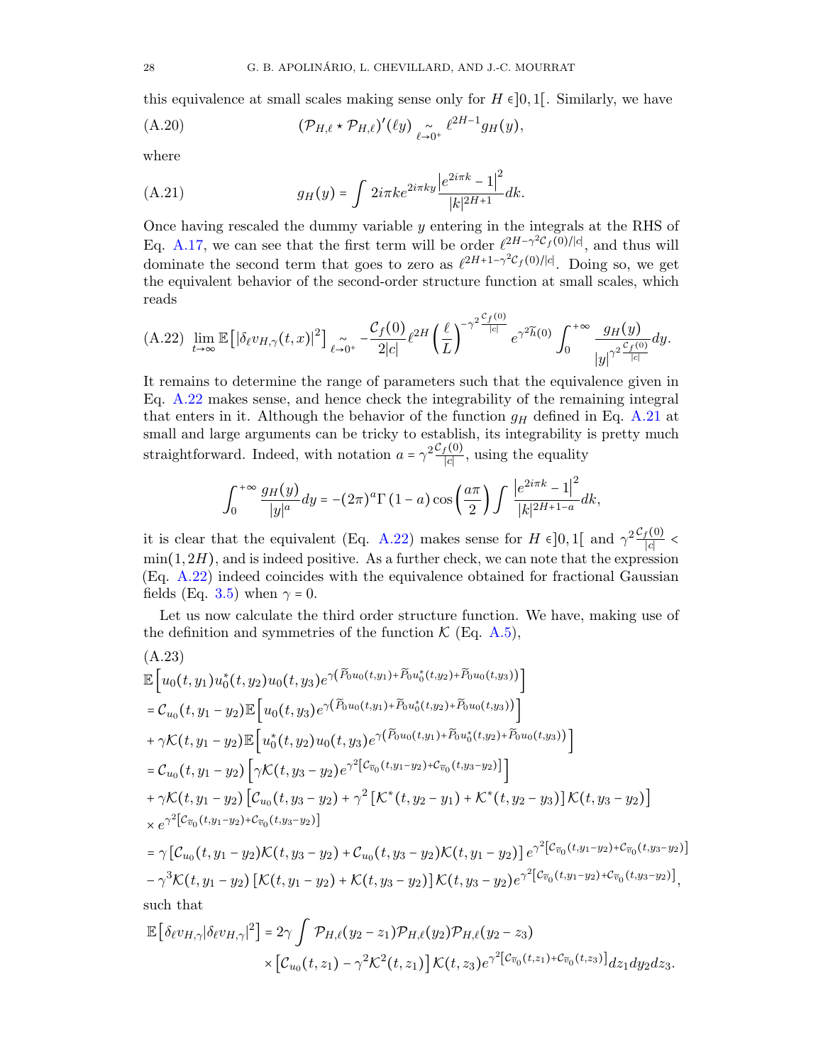this equivalence at small scales making sense only for $H \in ]0,1[$. Similarly, we have

$$(\mathcal{P}_{H,\ell} \star \mathcal{P}_{H,\ell})'(\ell y) \underset{\ell \to 0^+}{\sim} \ell^{2H-1} g_H(y), \tag{A.20}$$

where

$$g_H(y) = \int 2i\pi k e^{2i\pi k y} \frac{\left|e^{2i\pi k} - 1\right|^2}{|k|^{2H+1}} dk. \tag{A.21}$$

Once having rescaled the dummy variable $y$ entering in the integrals at the RHS of Eq. A.17, we can see that the first term will be order $\ell^{2H-\gamma^2 \mathcal{C}_f(0)/|c|}$, and thus will dominate the second term that goes to zero as $\ell^{2H+1-\gamma^2 \mathcal{C}_f(0)/|c|}$. Doing so, we get the equivalent behavior of the second-order structure function at small scales, which reads

$$\lim_{t\to\infty} \mathbb{E}\left[|\delta_\ell v_{H,\gamma}(t,x)|^2\right] \underset{\ell \to 0^+}{\sim} -\frac{\mathcal{C}_f(0)}{2|c|} \ell^{2H} \left(\frac{\ell}{L}\right)^{-\gamma^2 \frac{\mathcal{C}_f(0)}{|c|}} e^{\gamma^2 \widetilde{h}(0)} \int_0^{+\infty} \frac{g_H(y)}{|y|^{\gamma^2 \frac{\mathcal{C}_f(0)}{|c|}}} dy. \tag{A.22}$$

It remains to determine the range of parameters such that the equivalence given in Eq. A.22 makes sense, and hence check the integrability of the remaining integral that enters in it. Although the behavior of the function $g_H$ defined in Eq. A.21 at small and large arguments can be tricky to establish, its integrability is pretty much straightforward. Indeed, with notation $a = \gamma^2 \frac{\mathcal{C}_f(0)}{|c|}$, using the equality

$$\int_0^{+\infty} \frac{g_H(y)}{|y|^a} dy = -(2\pi)^a \Gamma(1-a) \cos\left(\frac{a\pi}{2}\right) \int \frac{\left|e^{2i\pi k} - 1\right|^2}{|k|^{2H+1-a}} dk,$$

it is clear that the equivalent (Eq. A.22) makes sense for $H \in ]0,1[$ and $\gamma^2 \frac{\mathcal{C}_f(0)}{|c|} < \min(1, 2H)$, and is indeed positive. As a further check, we can note that the expression (Eq. A.22) indeed coincides with the equivalence obtained for fractional Gaussian fields (Eq. 3.5) when $\gamma = 0$.

Let us now calculate the third order structure function. We have, making use of the definition and symmetries of the function $\mathcal{K}$ (Eq. A.5),

$$\begin{aligned}
&\mathbb{E}\left[u_0(t,y_1) u_0^*(t,y_2) u_0(t,y_3) e^{\gamma\left(\widetilde{P}_0 u_0(t,y_1) + \widetilde{P}_0 u_0^*(t,y_2) + \widetilde{P}_0 u_0(t,y_3)\right)}\right] \\
&= \mathcal{C}_{u_0}(t, y_1 - y_2) \mathbb{E}\left[u_0(t,y_3) e^{\gamma\left(\widetilde{P}_0 u_0(t,y_1) + \widetilde{P}_0 u_0^*(t,y_2) + \widetilde{P}_0 u_0(t,y_3)\right)}\right] \\
&+ \gamma \mathcal{K}(t, y_1 - y_2) \mathbb{E}\left[u_0^*(t,y_2) u_0(t,y_3) e^{\gamma\left(\widetilde{P}_0 u_0(t,y_1) + \widetilde{P}_0 u_0^*(t,y_2) + \widetilde{P}_0 u_0(t,y_3)\right)}\right] \\
&= \mathcal{C}_{u_0}(t, y_1 - y_2) \left[\gamma \mathcal{K}(t, y_3 - y_2) e^{\gamma^2\left[\mathcal{C}_{\widetilde{v}_0}(t, y_1 - y_2) + \mathcal{C}_{\widetilde{v}_0}(t, y_3 - y_2)\right]}\right] \\
&+ \gamma \mathcal{K}(t, y_1 - y_2) \left[\mathcal{C}_{u_0}(t, y_3 - y_2) + \gamma^2 \left[\mathcal{K}^*(t, y_2 - y_1) + \mathcal{K}^*(t, y_2 - y_3)\right] \mathcal{K}(t, y_3 - y_2)\right] \\
&\times e^{\gamma^2\left[\mathcal{C}_{\widetilde{v}_0}(t, y_1 - y_2) + \mathcal{C}_{\widetilde{v}_0}(t, y_3 - y_2)\right]} \\
&= \gamma \left[\mathcal{C}_{u_0}(t, y_1 - y_2) \mathcal{K}(t, y_3 - y_2) + \mathcal{C}_{u_0}(t, y_3 - y_2) \mathcal{K}(t, y_1 - y_2)\right] e^{\gamma^2\left[\mathcal{C}_{\widetilde{v}_0}(t, y_1 - y_2) + \mathcal{C}_{\widetilde{v}_0}(t, y_3 - y_2)\right]} \\
&- \gamma^3 \mathcal{K}(t, y_1 - y_2) \left[\mathcal{K}(t, y_1 - y_2) + \mathcal{K}(t, y_3 - y_2)\right] \mathcal{K}(t, y_3 - y_2) e^{\gamma^2\left[\mathcal{C}_{\widetilde{v}_0}(t, y_1 - y_2) + \mathcal{C}_{\widetilde{v}_0}(t, y_3 - y_2)\right]},
\end{aligned} \tag{A.23}$$

such that

$$\begin{aligned}
\mathbb{E}\left[\delta_\ell v_{H,\gamma} |\delta_\ell v_{H,\gamma}|^2\right] = 2\gamma \int &\mathcal{P}_{H,\ell}(y_2 - z_1) \mathcal{P}_{H,\ell}(y_2) \mathcal{P}_{H,\ell}(y_2 - z_3) \\
&\times \left[\mathcal{C}_{u_0}(t, z_1) - \gamma^2 \mathcal{K}^2(t, z_1)\right] \mathcal{K}(t, z_3) e^{\gamma^2\left[\mathcal{C}_{\widetilde{v}_0}(t, z_1) + \mathcal{C}_{\widetilde{v}_0}(t, z_3)\right]} dz_1 dy_2 dz_3.
\end{aligned}$$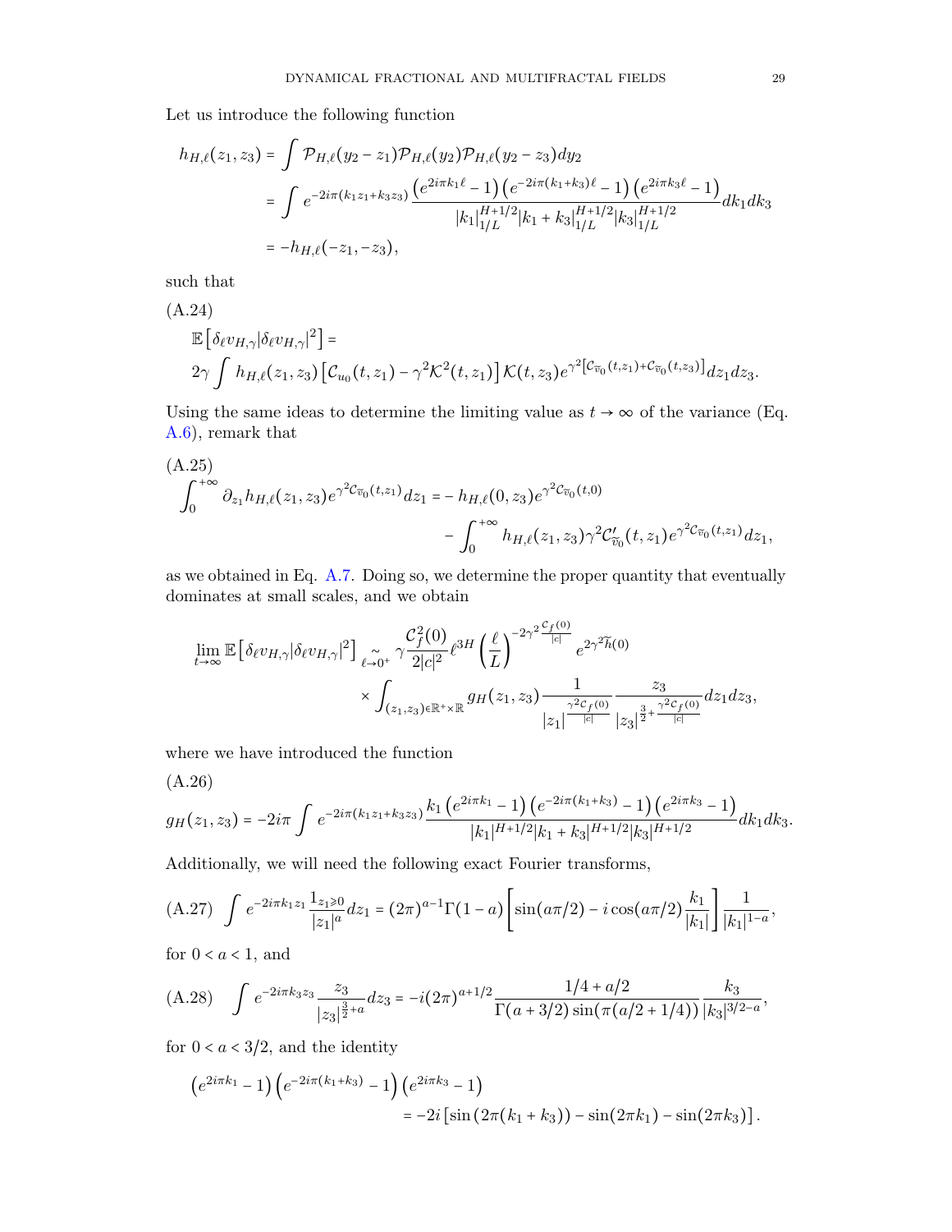Let us introduce the following function

$$
\begin{aligned}
h_{H,\ell}(z_1,z_3) &= \int \mathcal{P}_{H,\ell}(y_2-z_1)\mathcal{P}_{H,\ell}(y_2)\mathcal{P}_{H,\ell}(y_2-z_3)dy_2 \\
&= \int e^{-2i\pi(k_1z_1+k_3z_3)}\frac{\left(e^{2i\pi k_1\ell}-1\right)\left(e^{-2i\pi(k_1+k_3)\ell}-1\right)\left(e^{2i\pi k_3\ell}-1\right)}{|k_1|_{1/L}^{H+1/2}|k_1+k_3|_{1/L}^{H+1/2}|k_3|_{1/L}^{H+1/2}}dk_1dk_3 \\
&= -h_{H,\ell}(-z_1,-z_3),
\end{aligned}
$$

such that

(A.24)

$$
\mathbb{E}\left[\delta_\ell v_{H,\gamma}|\delta_\ell v_{H,\gamma}|^2\right] = 2\gamma\int h_{H,\ell}(z_1,z_3)\left[\mathcal{C}_{u_0}(t,z_1)-\gamma^2\mathcal{K}^2(t,z_1)\right]\mathcal{K}(t,z_3)e^{\gamma^2\left[\mathcal{C}_{\widetilde{v}_0}(t,z_1)+\mathcal{C}_{\widetilde{v}_0}(t,z_3)\right]}dz_1dz_3.
$$

Using the same ideas to determine the limiting value as $t\to\infty$ of the variance (Eq. A.6), remark that

(A.25)

$$
\int_0^{+\infty}\partial_{z_1}h_{H,\ell}(z_1,z_3)e^{\gamma^2\mathcal{C}_{\widetilde{v}_0}(t,z_1)}dz_1 = -h_{H,\ell}(0,z_3)e^{\gamma^2\mathcal{C}_{\widetilde{v}_0}(t,0)} - \int_0^{+\infty}h_{H,\ell}(z_1,z_3)\gamma^2\mathcal{C}'_{\widetilde{v}_0}(t,z_1)e^{\gamma^2\mathcal{C}_{\widetilde{v}_0}(t,z_1)}dz_1,
$$

as we obtained in Eq. A.7. Doing so, we determine the proper quantity that eventually dominates at small scales, and we obtain

$$
\lim_{t\to\infty}\mathbb{E}\left[\delta_\ell v_{H,\gamma}|\delta_\ell v_{H,\gamma}|^2\right] \underset{\ell\to0^+}{\sim} \gamma\frac{\mathcal{C}_f^2(0)}{2|c|^2}\ell^{3H}\left(\frac{\ell}{L}\right)^{-2\gamma^2\frac{\mathcal{C}_f(0)}{|c|}}e^{2\gamma^2\widetilde{h}(0)} \times\int_{(z_1,z_3)\in\mathbb{R}^+\times\mathbb{R}}g_H(z_1,z_3)\frac{1}{|z_1|^{\frac{\gamma^2\mathcal{C}_f(0)}{|c|}}}\frac{z_3}{|z_3|^{\frac{3}{2}+\frac{\gamma^2\mathcal{C}_f(0)}{|c|}}}dz_1dz_3,
$$

where we have introduced the function

(A.26)

$$
g_H(z_1,z_3) = -2i\pi\int e^{-2i\pi(k_1z_1+k_3z_3)}\frac{k_1\left(e^{2i\pi k_1}-1\right)\left(e^{-2i\pi(k_1+k_3)}-1\right)\left(e^{2i\pi k_3}-1\right)}{|k_1|^{H+1/2}|k_1+k_3|^{H+1/2}|k_3|^{H+1/2}}dk_1dk_3.
$$

Additionally, we will need the following exact Fourier transforms,

$$
\text{(A.27)}\quad \int e^{-2i\pi k_1z_1}\frac{1_{z_1\geq0}}{|z_1|^a}dz_1 = (2\pi)^{a-1}\Gamma(1-a)\left[\sin(a\pi/2)-i\cos(a\pi/2)\frac{k_1}{|k_1|}\right]\frac{1}{|k_1|^{1-a}},
$$

for $0<a<1$, and

$$
\text{(A.28)}\quad \int e^{-2i\pi k_3z_3}\frac{z_3}{|z_3|^{\frac{3}{2}+a}}dz_3 = -i(2\pi)^{a+1/2}\frac{1/4+a/2}{\Gamma(a+3/2)\sin(\pi(a/2+1/4))}\frac{k_3}{|k_3|^{3/2-a}},
$$

for $0<a<3/2$, and the identity

$$
\left(e^{2i\pi k_1}-1\right)\left(e^{-2i\pi(k_1+k_3)}-1\right)\left(e^{2i\pi k_3}-1\right) = -2i\left[\sin\left(2\pi(k_1+k_3)\right)-\sin(2\pi k_1)-\sin(2\pi k_3)\right].
$$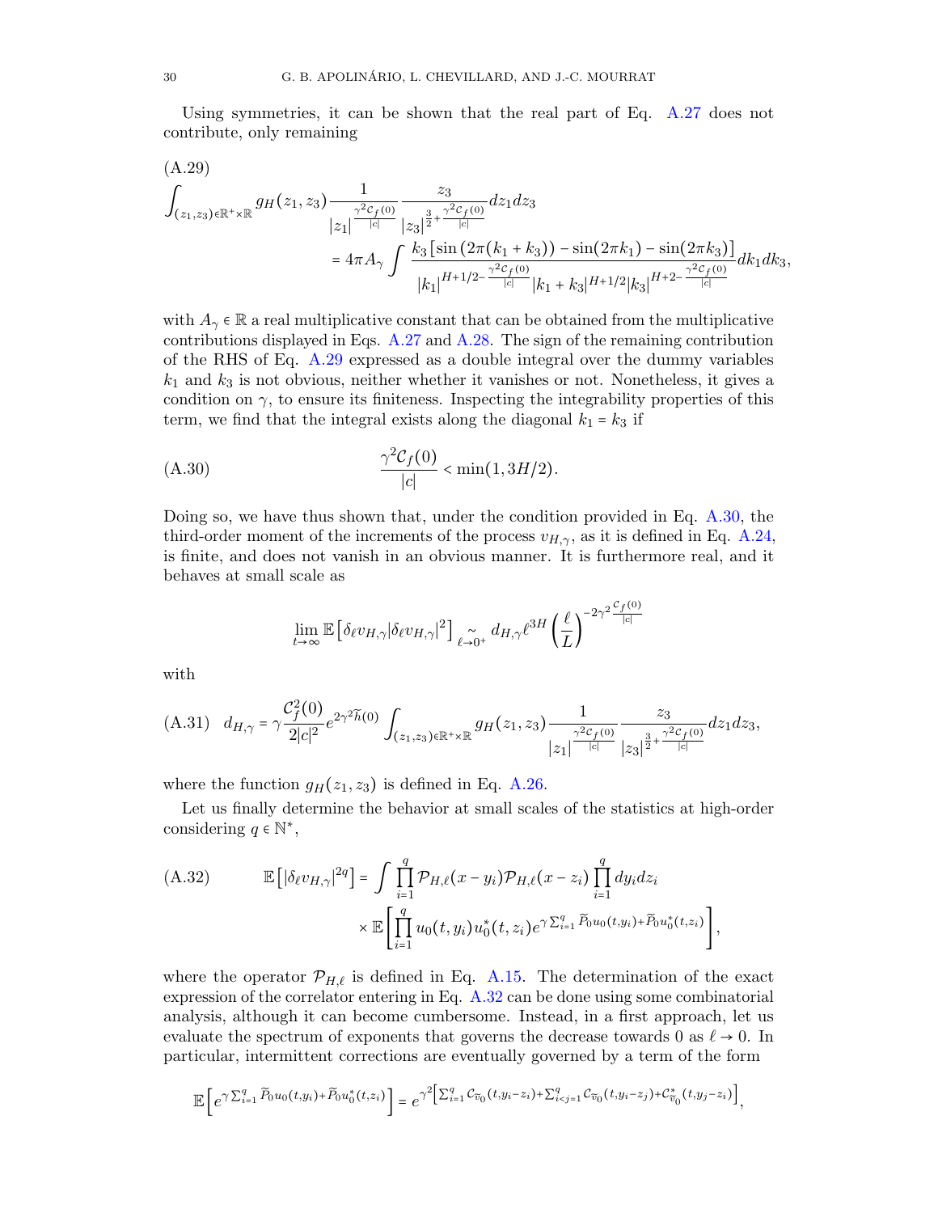Using symmetries, it can be shown that the real part of Eq. A.27 does not contribute, only remaining

$$
\begin{aligned}
&\int_{(z_1,z_3)\in\mathbb{R}^+\times\mathbb{R}} g_H(z_1,z_3)\frac{1}{|z_1|^{\frac{\gamma^2\mathcal{C}_f(0)}{|c|}}}\frac{z_3}{|z_3|^{\frac{3}{2}+\frac{\gamma^2\mathcal{C}_f(0)}{|c|}}}dz_1dz_3 \\
&\qquad = 4\pi A_\gamma \int \frac{k_3\left[\sin\left(2\pi(k_1+k_3)\right)-\sin(2\pi k_1)-\sin(2\pi k_3)\right]}{|k_1|^{H+1/2-\frac{\gamma^2\mathcal{C}_f(0)}{|c|}}|k_1+k_3|^{H+1/2}|k_3|^{H+2-\frac{\gamma^2\mathcal{C}_f(0)}{|c|}}}dk_1dk_3,
\end{aligned}
\tag{A.29}
$$

with $A_\gamma \in \mathbb{R}$ a real multiplicative constant that can be obtained from the multiplicative contributions displayed in Eqs. A.27 and A.28. The sign of the remaining contribution of the RHS of Eq. A.29 expressed as a double integral over the dummy variables $k_1$ and $k_3$ is not obvious, neither whether it vanishes or not. Nonetheless, it gives a condition on $\gamma$, to ensure its finiteness. Inspecting the integrability properties of this term, we find that the integral exists along the diagonal $k_1 = k_3$ if

$$
\frac{\gamma^2\mathcal{C}_f(0)}{|c|} < \min(1, 3H/2). \tag{A.30}
$$

Doing so, we have thus shown that, under the condition provided in Eq. A.30, the third-order moment of the increments of the process $v_{H,\gamma}$, as it is defined in Eq. A.24, is finite, and does not vanish in an obvious manner. It is furthermore real, and it behaves at small scale as

$$
\lim_{t\to\infty}\mathbb{E}\left[\delta_\ell v_{H,\gamma}|\delta_\ell v_{H,\gamma}|^2\right] \underset{\ell\to0^+}{\sim} d_{H,\gamma}\ell^{3H}\left(\frac{\ell}{L}\right)^{-2\gamma^2\frac{\mathcal{C}_f(0)}{|c|}}
$$

with

$$
d_{H,\gamma} = \gamma\frac{\mathcal{C}_f^2(0)}{2|c|^2}e^{2\gamma^2\widetilde{h}(0)}\int_{(z_1,z_3)\in\mathbb{R}^+\times\mathbb{R}} g_H(z_1,z_3)\frac{1}{|z_1|^{\frac{\gamma^2\mathcal{C}_f(0)}{|c|}}}\frac{z_3}{|z_3|^{\frac{3}{2}+\frac{\gamma^2\mathcal{C}_f(0)}{|c|}}}dz_1dz_3, \tag{A.31}
$$

where the function $g_H(z_1,z_3)$ is defined in Eq. A.26.

Let us finally determine the behavior at small scales of the statistics at high-order considering $q\in\mathbb{N}^*$,

$$
\begin{aligned}
\mathbb{E}\left[|\delta_\ell v_{H,\gamma}|^{2q}\right] = &\int \prod_{i=1}^q \mathcal{P}_{H,\ell}(x-y_i)\mathcal{P}_{H,\ell}(x-z_i)\prod_{i=1}^q dy_idz_i \\
&\times \mathbb{E}\left[\prod_{i=1}^q u_0(t,y_i)u_0^*(t,z_i)e^{\gamma\sum_{i=1}^q \widetilde{P}_0u_0(t,y_i)+\widetilde{P}_0u_0^*(t,z_i)}\right],
\end{aligned}
\tag{A.32}
$$

where the operator $\mathcal{P}_{H,\ell}$ is defined in Eq. A.15. The determination of the exact expression of the correlator entering in Eq. A.32 can be done using some combinatorial analysis, although it can become cumbersome. Instead, in a first approach, let us evaluate the spectrum of exponents that governs the decrease towards 0 as $\ell\to0$. In particular, intermittent corrections are eventually governed by a term of the form

$$
\mathbb{E}\left[e^{\gamma\sum_{i=1}^q \widetilde{P}_0u_0(t,y_i)+\widetilde{P}_0u_0^*(t,z_i)}\right] = e^{\gamma^2\left[\sum_{i=1}^q \mathcal{C}_{\widetilde{v}_0}(t,y_i-z_i)+\sum_{i<j=1}^q \mathcal{C}_{\widetilde{v}_0}(t,y_i-z_j)+\mathcal{C}^*_{\widetilde{v}_0}(t,y_j-z_i)\right]},
$$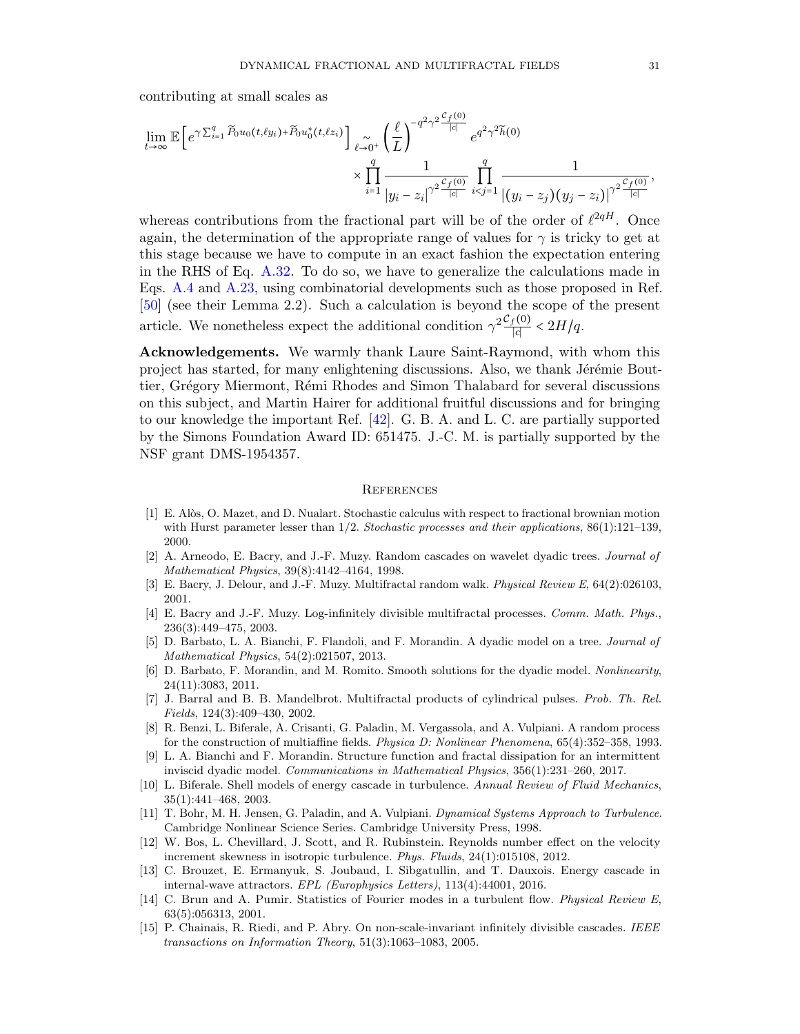contributing at small scales as

$$\lim_{t\to\infty}\mathbb{E}\Big[e^{\gamma\sum_{i=1}^{q}\widetilde{P}_0u_0(t,\ell y_i)+\widetilde{P}_0u_0^*(t,\ell z_i)}\Big]\underset{\ell\to 0^+}{\sim}\left(\frac{\ell}{L}\right)^{-q^2\gamma^2\frac{\mathcal{C}_f(0)}{|c|}}e^{q^2\gamma^2\widetilde{h}(0)}$$
$$\times\prod_{i=1}^{q}\frac{1}{|y_i-z_i|^{\gamma^2\frac{\mathcal{C}_f(0)}{|c|}}}\prod_{i<j=1}^{q}\frac{1}{|(y_i-z_j)(y_j-z_i)|^{\gamma^2\frac{\mathcal{C}_f(0)}{|c|}}},$$

whereas contributions from the fractional part will be of the order of $\ell^{2qH}$. Once again, the determination of the appropriate range of values for $\gamma$ is tricky to get at this stage because we have to compute in an exact fashion the expectation entering in the RHS of Eq. A.32. To do so, we have to generalize the calculations made in Eqs. A.4 and A.23, using combinatorial developments such as those proposed in Ref. [50] (see their Lemma 2.2). Such a calculation is beyond the scope of the present article. We nonetheless expect the additional condition $\gamma^2\frac{\mathcal{C}_f(0)}{|c|}<2H/q$.

**Acknowledgements.** We warmly thank Laure Saint-Raymond, with whom this project has started, for many enlightening discussions. Also, we thank Jérémie Bouttier, Grégory Miermont, Rémi Rhodes and Simon Thalabard for several discussions on this subject, and Martin Hairer for additional fruitful discussions and for bringing to our knowledge the important Ref. [42]. G. B. A. and L. C. are partially supported by the Simons Foundation Award ID: 651475. J.-C. M. is partially supported by the NSF grant DMS-1954357.

## References

[1] E. Alòs, O. Mazet, and D. Nualart. Stochastic calculus with respect to fractional brownian motion with Hurst parameter lesser than 1/2. *Stochastic processes and their applications*, 86(1):121–139, 2000.

[2] A. Arneodo, E. Bacry, and J.-F. Muzy. Random cascades on wavelet dyadic trees. *Journal of Mathematical Physics*, 39(8):4142–4164, 1998.

[3] E. Bacry, J. Delour, and J.-F. Muzy. Multifractal random walk. *Physical Review E*, 64(2):026103, 2001.

[4] E. Bacry and J.-F. Muzy. Log-infinitely divisible multifractal processes. *Comm. Math. Phys.*, 236(3):449–475, 2003.

[5] D. Barbato, L. A. Bianchi, F. Flandoli, and F. Morandin. A dyadic model on a tree. *Journal of Mathematical Physics*, 54(2):021507, 2013.

[6] D. Barbato, F. Morandin, and M. Romito. Smooth solutions for the dyadic model. *Nonlinearity*, 24(11):3083, 2011.

[7] J. Barral and B. B. Mandelbrot. Multifractal products of cylindrical pulses. *Prob. Th. Rel. Fields*, 124(3):409–430, 2002.

[8] R. Benzi, L. Biferale, A. Crisanti, G. Paladin, M. Vergassola, and A. Vulpiani. A random process for the construction of multiaffine fields. *Physica D: Nonlinear Phenomena*, 65(4):352–358, 1993.

[9] L. A. Bianchi and F. Morandin. Structure function and fractal dissipation for an intermittent inviscid dyadic model. *Communications in Mathematical Physics*, 356(1):231–260, 2017.

[10] L. Biferale. Shell models of energy cascade in turbulence. *Annual Review of Fluid Mechanics*, 35(1):441–468, 2003.

[11] T. Bohr, M. H. Jensen, G. Paladin, and A. Vulpiani. *Dynamical Systems Approach to Turbulence*. Cambridge Nonlinear Science Series. Cambridge University Press, 1998.

[12] W. Bos, L. Chevillard, J. Scott, and R. Rubinstein. Reynolds number effect on the velocity increment skewness in isotropic turbulence. *Phys. Fluids*, 24(1):015108, 2012.

[13] C. Brouzet, E. Ermanyuk, S. Joubaud, I. Sibgatullin, and T. Dauxois. Energy cascade in internal-wave attractors. *EPL (Europhysics Letters)*, 113(4):44001, 2016.

[14] C. Brun and A. Pumir. Statistics of Fourier modes in a turbulent flow. *Physical Review E*, 63(5):056313, 2001.

[15] P. Chainais, R. Riedi, and P. Abry. On non-scale-invariant infinitely divisible cascades. *IEEE transactions on Information Theory*, 51(3):1063–1083, 2005.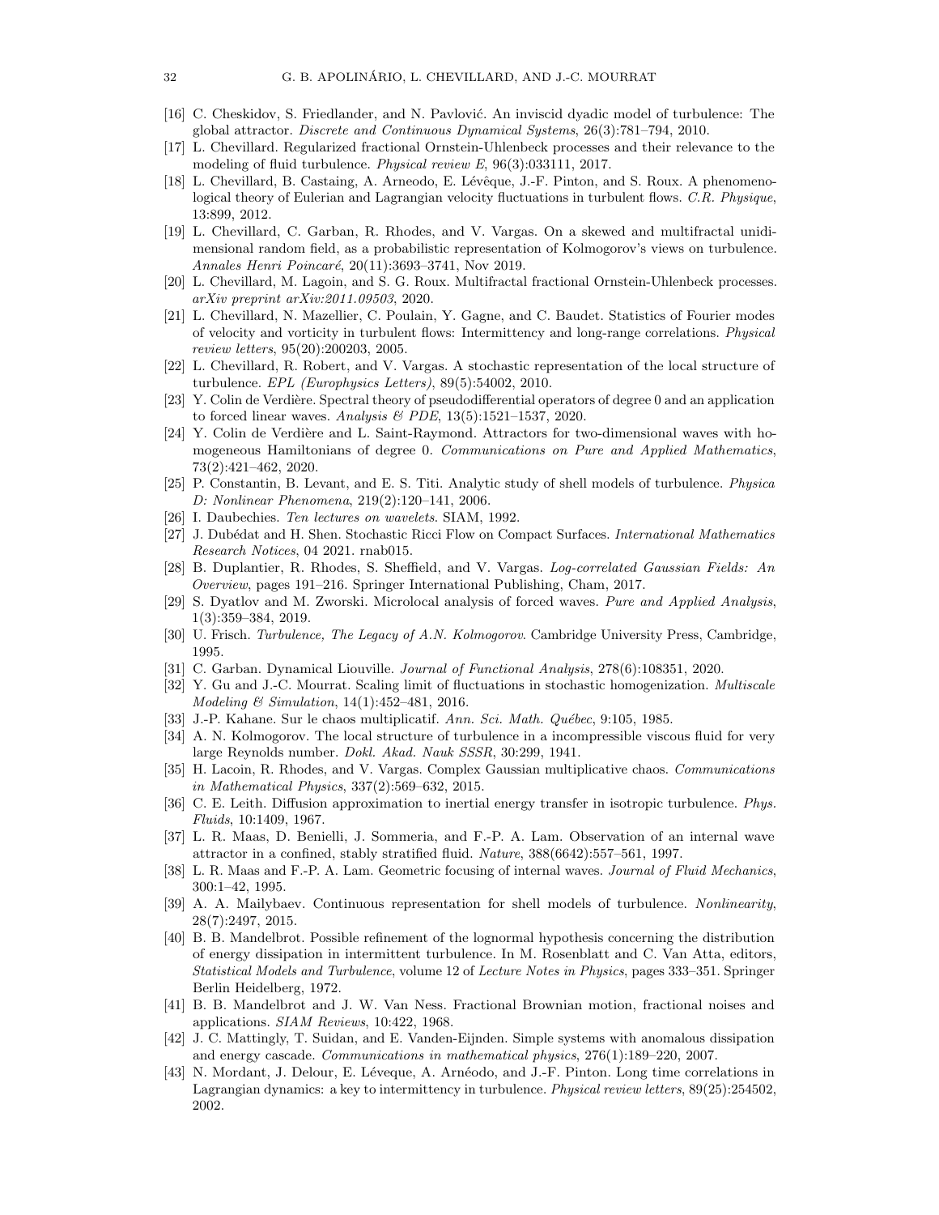[16] C. Cheskidov, S. Friedlander, and N. Pavlović. An inviscid dyadic model of turbulence: The global attractor. *Discrete and Continuous Dynamical Systems*, 26(3):781–794, 2010.

[17] L. Chevillard. Regularized fractional Ornstein-Uhlenbeck processes and their relevance to the modeling of fluid turbulence. *Physical review E*, 96(3):033111, 2017.

[18] L. Chevillard, B. Castaing, A. Arneodo, E. Lévêque, J.-F. Pinton, and S. Roux. A phenomenological theory of Eulerian and Lagrangian velocity fluctuations in turbulent flows. *C.R. Physique*, 13:899, 2012.

[19] L. Chevillard, C. Garban, R. Rhodes, and V. Vargas. On a skewed and multifractal unidimensional random field, as a probabilistic representation of Kolmogorov's views on turbulence. *Annales Henri Poincaré*, 20(11):3693–3741, Nov 2019.

[20] L. Chevillard, M. Lagoin, and S. G. Roux. Multifractal fractional Ornstein-Uhlenbeck processes. *arXiv preprint arXiv:2011.09503*, 2020.

[21] L. Chevillard, N. Mazellier, C. Poulain, Y. Gagne, and C. Baudet. Statistics of Fourier modes of velocity and vorticity in turbulent flows: Intermittency and long-range correlations. *Physical review letters*, 95(20):200203, 2005.

[22] L. Chevillard, R. Robert, and V. Vargas. A stochastic representation of the local structure of turbulence. *EPL (Europhysics Letters)*, 89(5):54002, 2010.

[23] Y. Colin de Verdière. Spectral theory of pseudodifferential operators of degree 0 and an application to forced linear waves. *Analysis & PDE*, 13(5):1521–1537, 2020.

[24] Y. Colin de Verdière and L. Saint-Raymond. Attractors for two-dimensional waves with homogeneous Hamiltonians of degree 0. *Communications on Pure and Applied Mathematics*, 73(2):421–462, 2020.

[25] P. Constantin, B. Levant, and E. S. Titi. Analytic study of shell models of turbulence. *Physica D: Nonlinear Phenomena*, 219(2):120–141, 2006.

[26] I. Daubechies. *Ten lectures on wavelets*. SIAM, 1992.

[27] J. Dubédat and H. Shen. Stochastic Ricci Flow on Compact Surfaces. *International Mathematics Research Notices*, 04 2021. rnab015.

[28] B. Duplantier, R. Rhodes, S. Sheffield, and V. Vargas. *Log-correlated Gaussian Fields: An Overview*, pages 191–216. Springer International Publishing, Cham, 2017.

[29] S. Dyatlov and M. Zworski. Microlocal analysis of forced waves. *Pure and Applied Analysis*, 1(3):359–384, 2019.

[30] U. Frisch. *Turbulence, The Legacy of A.N. Kolmogorov*. Cambridge University Press, Cambridge, 1995.

[31] C. Garban. Dynamical Liouville. *Journal of Functional Analysis*, 278(6):108351, 2020.

[32] Y. Gu and J.-C. Mourrat. Scaling limit of fluctuations in stochastic homogenization. *Multiscale Modeling & Simulation*, 14(1):452–481, 2016.

[33] J.-P. Kahane. Sur le chaos multiplicatif. *Ann. Sci. Math. Québec*, 9:105, 1985.

[34] A. N. Kolmogorov. The local structure of turbulence in a incompressible viscous fluid for very large Reynolds number. *Dokl. Akad. Nauk SSSR*, 30:299, 1941.

[35] H. Lacoin, R. Rhodes, and V. Vargas. Complex Gaussian multiplicative chaos. *Communications in Mathematical Physics*, 337(2):569–632, 2015.

[36] C. E. Leith. Diffusion approximation to inertial energy transfer in isotropic turbulence. *Phys. Fluids*, 10:1409, 1967.

[37] L. R. Maas, D. Benielli, J. Sommeria, and F.-P. A. Lam. Observation of an internal wave attractor in a confined, stably stratified fluid. *Nature*, 388(6642):557–561, 1997.

[38] L. R. Maas and F.-P. A. Lam. Geometric focusing of internal waves. *Journal of Fluid Mechanics*, 300:1–42, 1995.

[39] A. A. Mailybaev. Continuous representation for shell models of turbulence. *Nonlinearity*, 28(7):2497, 2015.

[40] B. B. Mandelbrot. Possible refinement of the lognormal hypothesis concerning the distribution of energy dissipation in intermittent turbulence. In M. Rosenblatt and C. Van Atta, editors, *Statistical Models and Turbulence*, volume 12 of *Lecture Notes in Physics*, pages 333–351. Springer Berlin Heidelberg, 1972.

[41] B. B. Mandelbrot and J. W. Van Ness. Fractional Brownian motion, fractional noises and applications. *SIAM Reviews*, 10:422, 1968.

[42] J. C. Mattingly, T. Suidan, and E. Vanden-Eijnden. Simple systems with anomalous dissipation and energy cascade. *Communications in mathematical physics*, 276(1):189–220, 2007.

[43] N. Mordant, J. Delour, E. Léveque, A. Arnéodo, and J.-F. Pinton. Long time correlations in Lagrangian dynamics: a key to intermittency in turbulence. *Physical review letters*, 89(25):254502, 2002.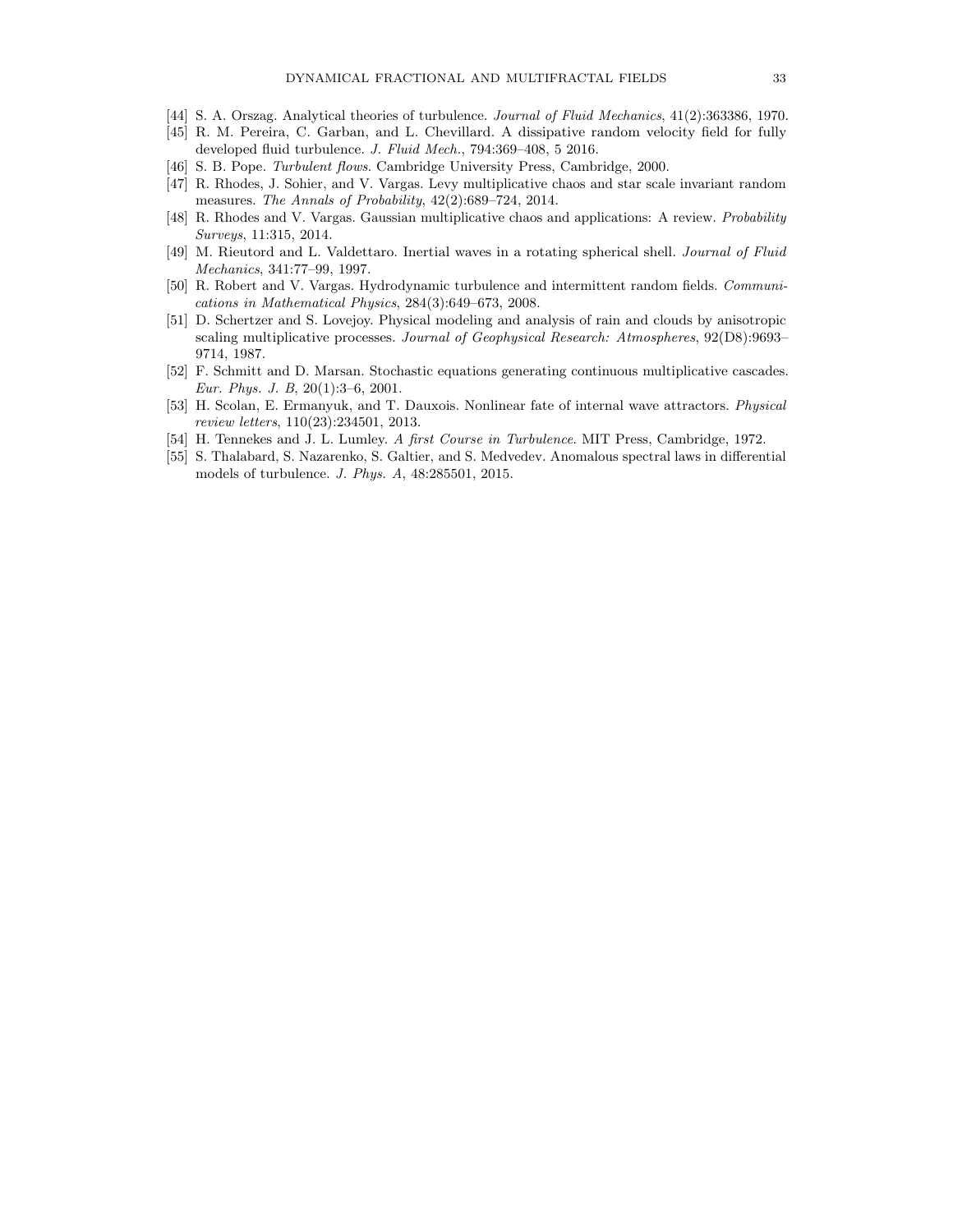[44] S. A. Orszag. Analytical theories of turbulence. *Journal of Fluid Mechanics*, 41(2):363386, 1970.

[45] R. M. Pereira, C. Garban, and L. Chevillard. A dissipative random velocity field for fully developed fluid turbulence. *J. Fluid Mech.*, 794:369–408, 5 2016.

[46] S. B. Pope. *Turbulent flows*. Cambridge University Press, Cambridge, 2000.

[47] R. Rhodes, J. Sohier, and V. Vargas. Levy multiplicative chaos and star scale invariant random measures. *The Annals of Probability*, 42(2):689–724, 2014.

[48] R. Rhodes and V. Vargas. Gaussian multiplicative chaos and applications: A review. *Probability Surveys*, 11:315, 2014.

[49] M. Rieutord and L. Valdettaro. Inertial waves in a rotating spherical shell. *Journal of Fluid Mechanics*, 341:77–99, 1997.

[50] R. Robert and V. Vargas. Hydrodynamic turbulence and intermittent random fields. *Communications in Mathematical Physics*, 284(3):649–673, 2008.

[51] D. Schertzer and S. Lovejoy. Physical modeling and analysis of rain and clouds by anisotropic scaling multiplicative processes. *Journal of Geophysical Research: Atmospheres*, 92(D8):9693–9714, 1987.

[52] F. Schmitt and D. Marsan. Stochastic equations generating continuous multiplicative cascades. *Eur. Phys. J. B*, 20(1):3–6, 2001.

[53] H. Scolan, E. Ermanyuk, and T. Dauxois. Nonlinear fate of internal wave attractors. *Physical review letters*, 110(23):234501, 2013.

[54] H. Tennekes and J. L. Lumley. *A first Course in Turbulence*. MIT Press, Cambridge, 1972.

[55] S. Thalabard, S. Nazarenko, S. Galtier, and S. Medvedev. Anomalous spectral laws in differential models of turbulence. *J. Phys. A*, 48:285501, 2015.